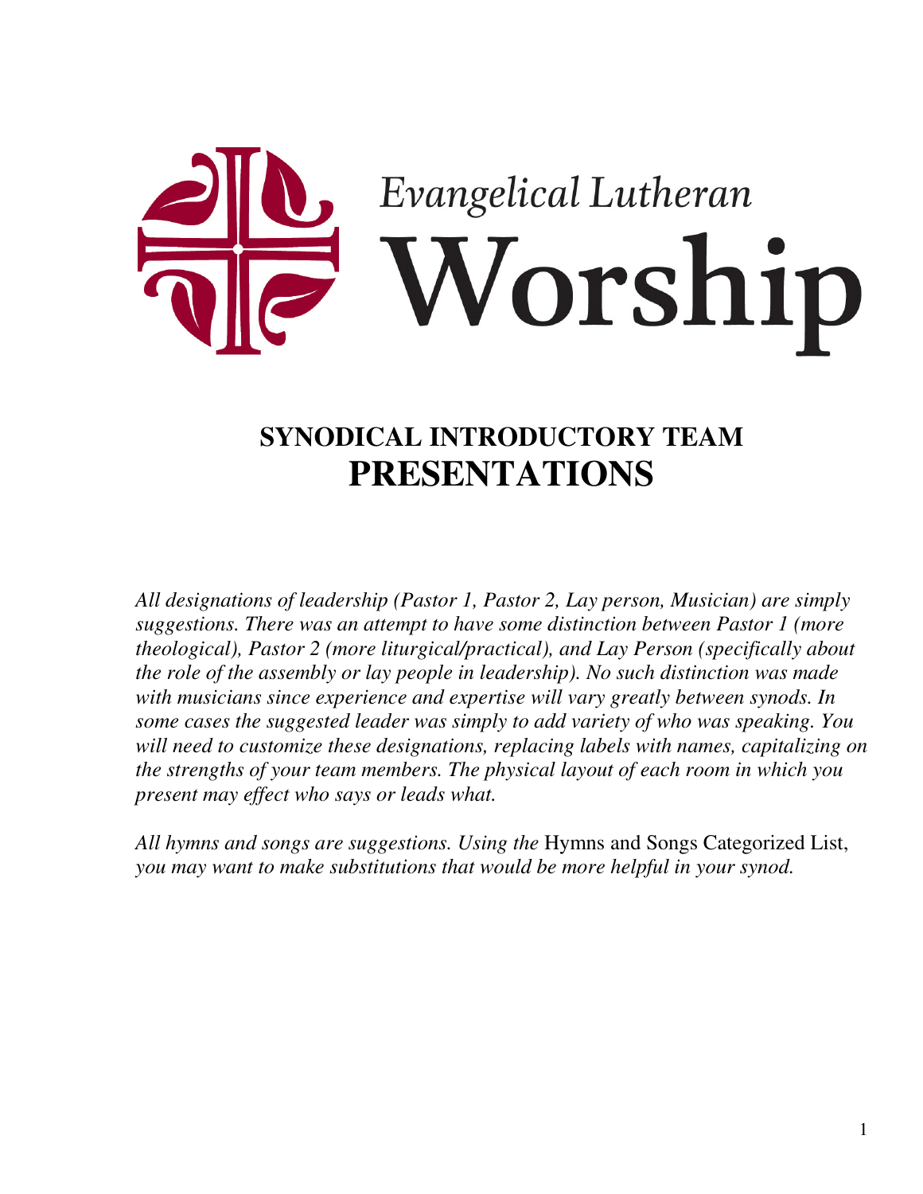Evangelical Lutheran

# Worship

## SYNODICAL INTRODUCTORY TEAM
# PRESENTATIONS

*All designations of leadership (Pastor 1, Pastor 2, Lay person, Musician) are simply suggestions. There was an attempt to have some distinction between Pastor 1 (more theological), Pastor 2 (more liturgical/practical), and Lay Person (specifically about the role of the assembly or lay people in leadership). No such distinction was made with musicians since experience and expertise will vary greatly between synods. In some cases the suggested leader was simply to add variety of who was speaking. You will need to customize these designations, replacing labels with names, capitalizing on the strengths of your team members. The physical layout of each room in which you present may effect who says or leads what.*

*All hymns and songs are suggestions. Using the* Hymns and Songs Categorized List, *you may want to make substitutions that would be more helpful in your synod.*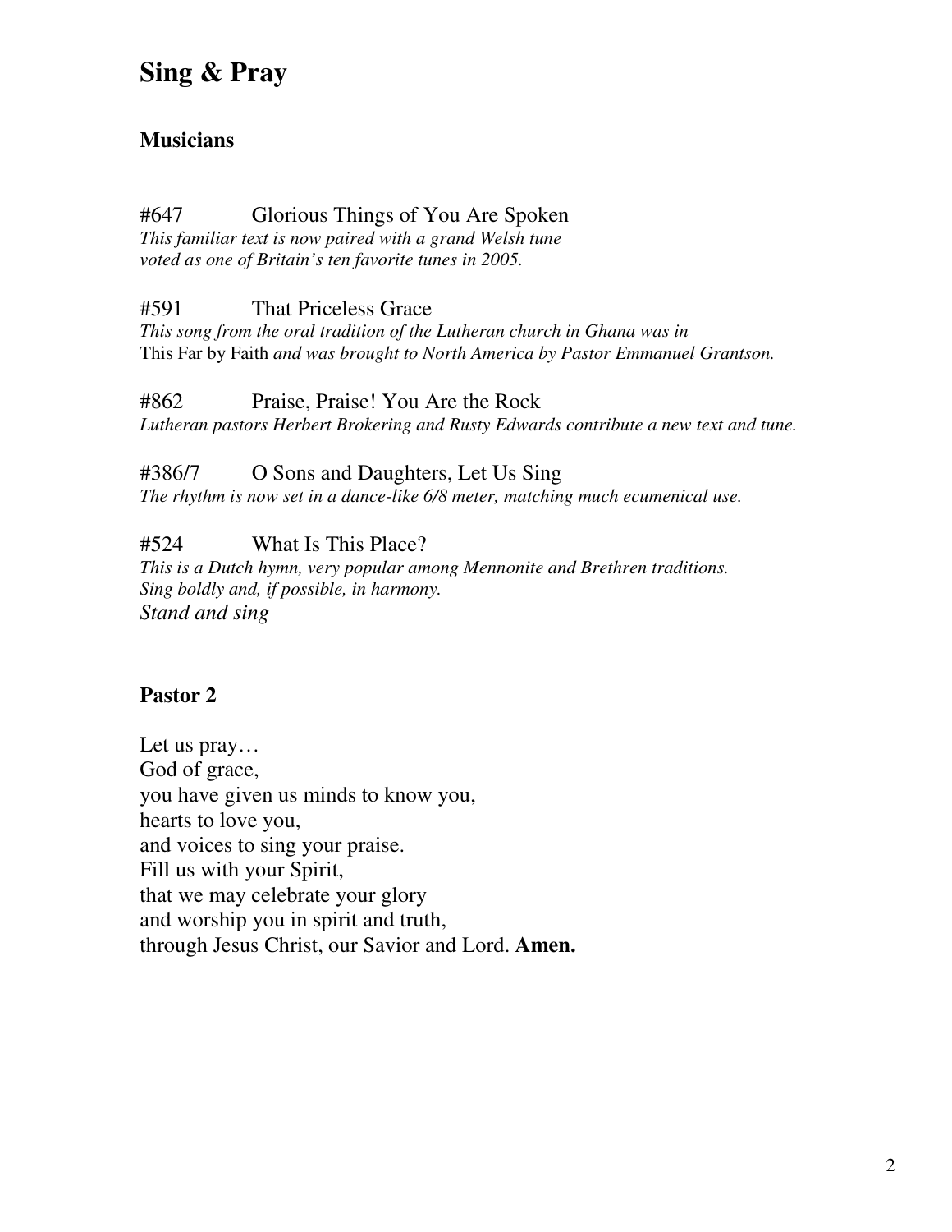# Sing & Pray

### Musicians

#647 Glorious Things of You Are Spoken
*This familiar text is now paired with a grand Welsh tune voted as one of Britain's ten favorite tunes in 2005.*

#591 That Priceless Grace
*This song from the oral tradition of the Lutheran church in Ghana was in* This Far by Faith *and was brought to North America by Pastor Emmanuel Grantson.*

#862 Praise, Praise! You Are the Rock
*Lutheran pastors Herbert Brokering and Rusty Edwards contribute a new text and tune.*

#386/7 O Sons and Daughters, Let Us Sing
*The rhythm is now set in a dance-like 6/8 meter, matching much ecumenical use.*

#524 What Is This Place?
*This is a Dutch hymn, very popular among Mennonite and Brethren traditions.*
*Sing boldly and, if possible, in harmony.*
*Stand and sing*

### Pastor 2

Let us pray…
God of grace,
you have given us minds to know you,
hearts to love you,
and voices to sing your praise.
Fill us with your Spirit,
that we may celebrate your glory
and worship you in spirit and truth,
through Jesus Christ, our Savior and Lord. **Amen.**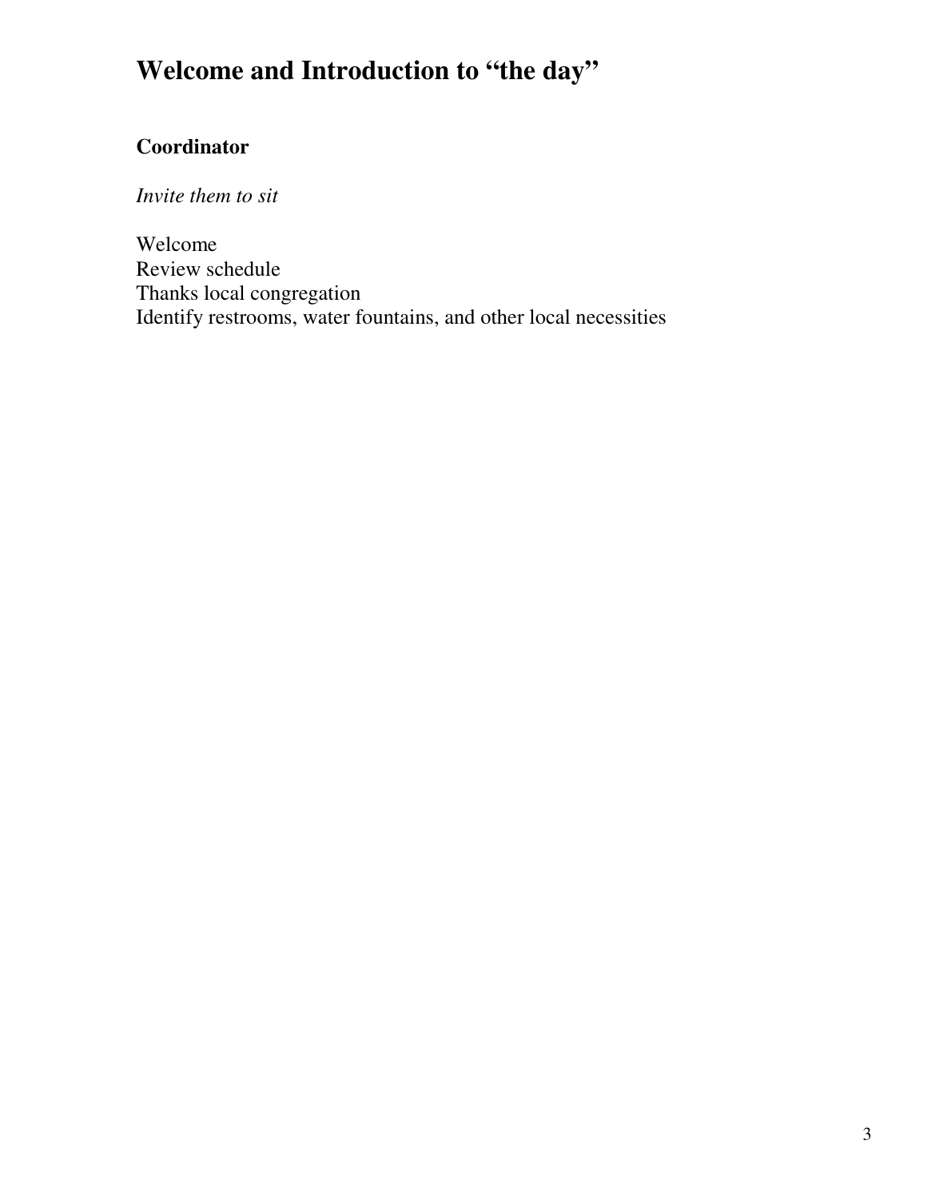# Welcome and Introduction to "the day"

**Coordinator**

*Invite them to sit*

Welcome
Review schedule
Thanks local congregation
Identify restrooms, water fountains, and other local necessities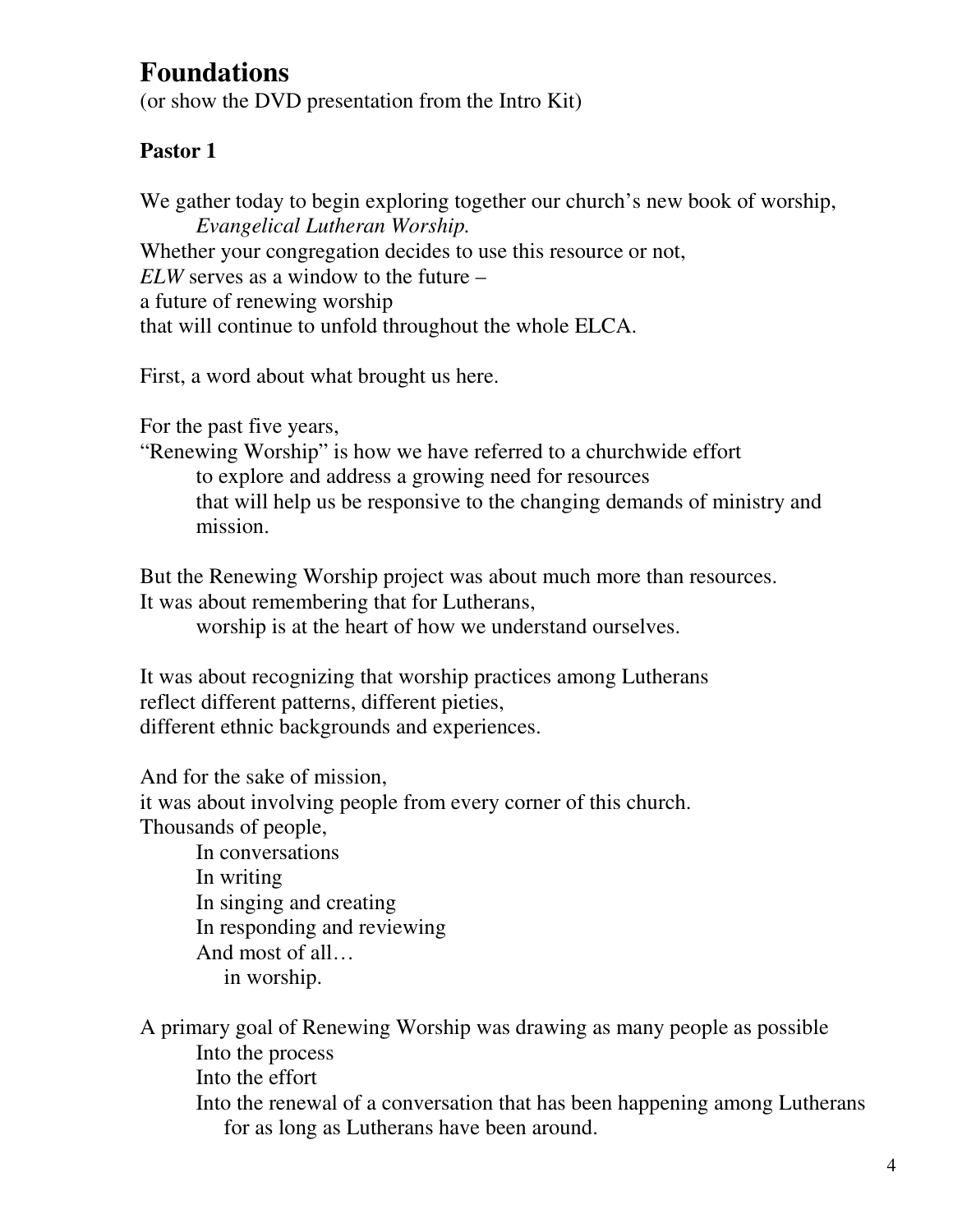# Foundations

(or show the DVD presentation from the Intro Kit)

**Pastor 1**

We gather today to begin exploring together our church's new book of worship,
*Evangelical Lutheran Worship.*
Whether your congregation decides to use this resource or not,
*ELW* serves as a window to the future –
a future of renewing worship
that will continue to unfold throughout the whole ELCA.

First, a word about what brought us here.

For the past five years,
"Renewing Worship" is how we have referred to a churchwide effort
to explore and address a growing need for resources
that will help us be responsive to the changing demands of ministry and mission.

But the Renewing Worship project was about much more than resources.
It was about remembering that for Lutherans,
worship is at the heart of how we understand ourselves.

It was about recognizing that worship practices among Lutherans
reflect different patterns, different pieties,
different ethnic backgrounds and experiences.

And for the sake of mission,
it was about involving people from every corner of this church.
Thousands of people,
In conversations
In writing
In singing and creating
In responding and reviewing
And most of all…
in worship.

A primary goal of Renewing Worship was drawing as many people as possible
Into the process
Into the effort
Into the renewal of a conversation that has been happening among Lutherans
for as long as Lutherans have been around.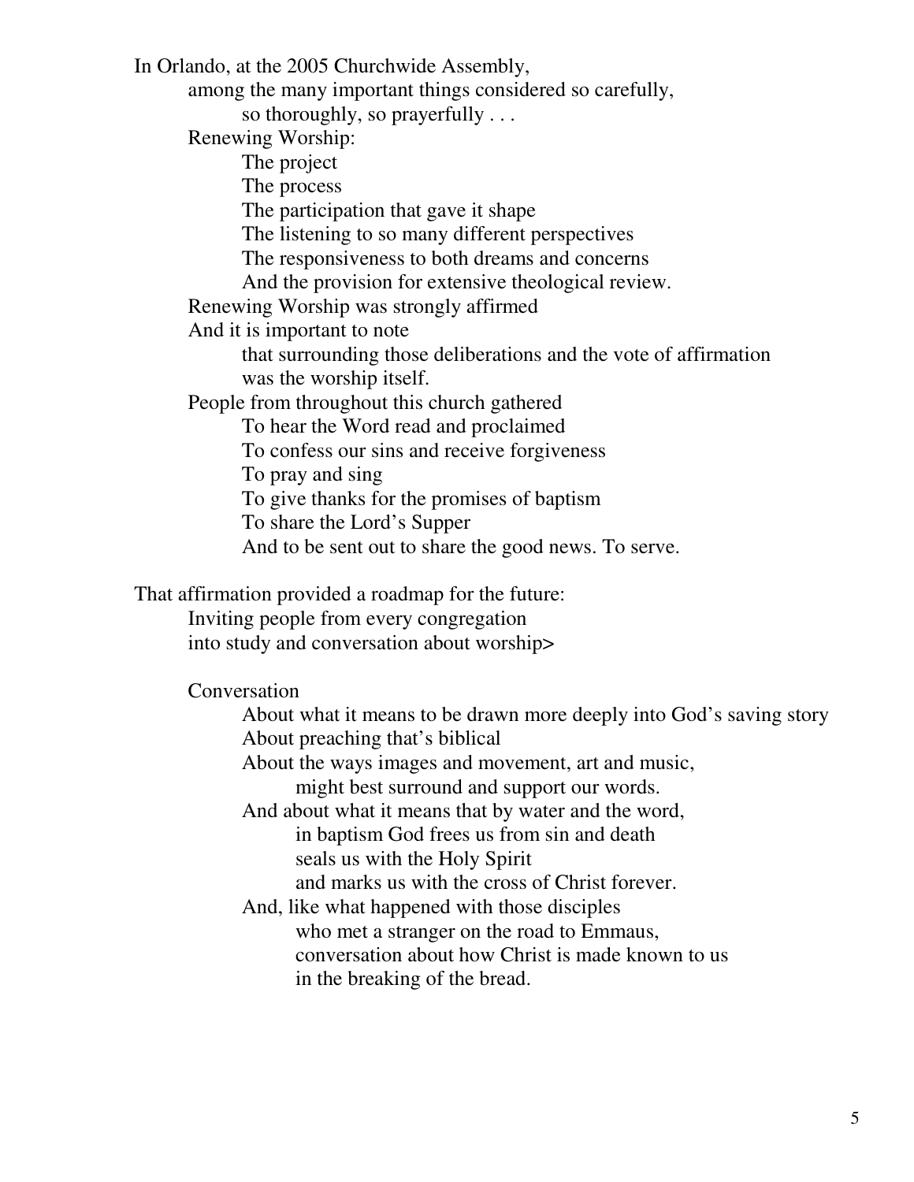In Orlando, at the 2005 Churchwide Assembly,
among the many important things considered so carefully,
so thoroughly, so prayerfully . . .
Renewing Worship:
The project
The process
The participation that gave it shape
The listening to so many different perspectives
The responsiveness to both dreams and concerns
And the provision for extensive theological review.
Renewing Worship was strongly affirmed
And it is important to note
that surrounding those deliberations and the vote of affirmation
was the worship itself.
People from throughout this church gathered
To hear the Word read and proclaimed
To confess our sins and receive forgiveness
To pray and sing
To give thanks for the promises of baptism
To share the Lord's Supper
And to be sent out to share the good news. To serve.

That affirmation provided a roadmap for the future:
Inviting people from every congregation
into study and conversation about worship>

Conversation
About what it means to be drawn more deeply into God's saving story
About preaching that's biblical
About the ways images and movement, art and music,
might best surround and support our words.
And about what it means that by water and the word,
in baptism God frees us from sin and death
seals us with the Holy Spirit
and marks us with the cross of Christ forever.
And, like what happened with those disciples
who met a stranger on the road to Emmaus,
conversation about how Christ is made known to us
in the breaking of the bread.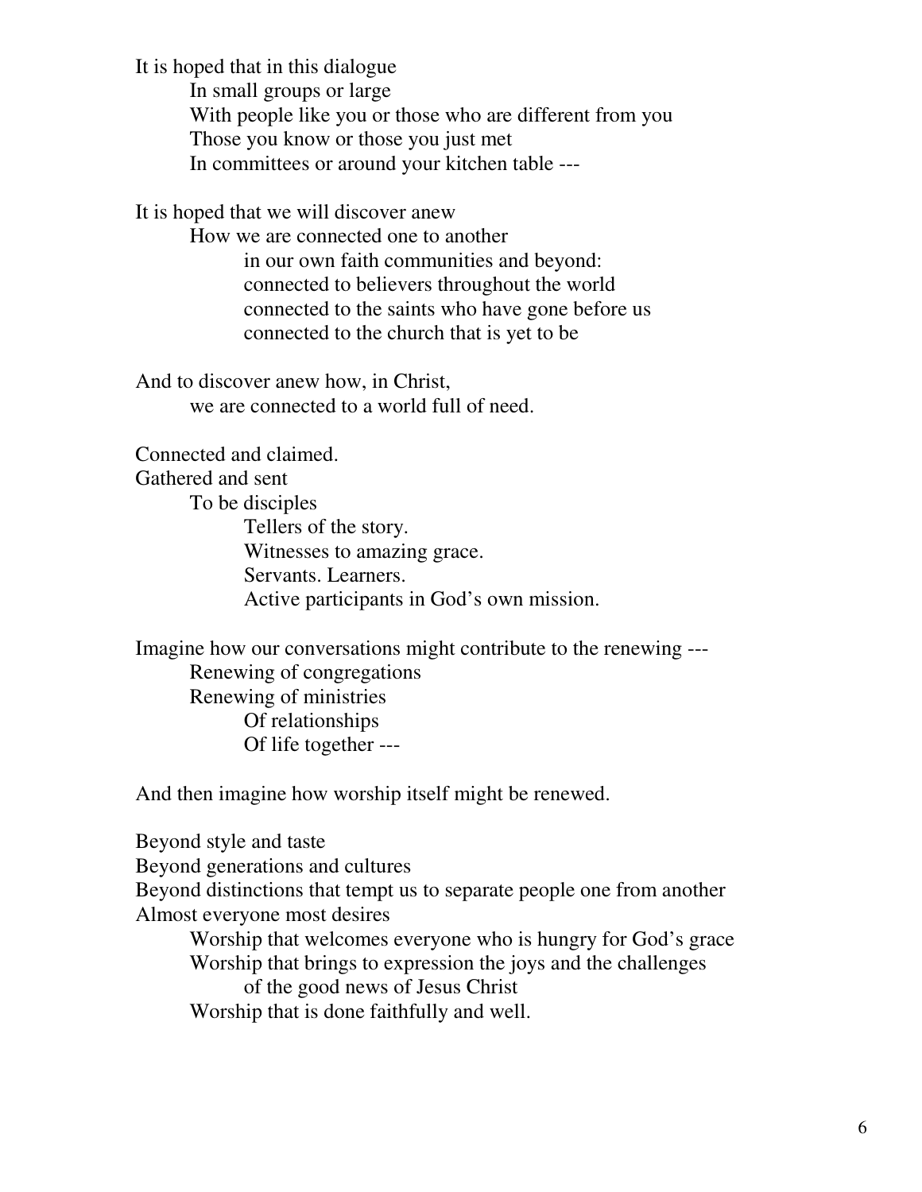It is hoped that in this dialogue

    In small groups or large
    With people like you or those who are different from you
    Those you know or those you just met
    In committees or around your kitchen table ---

It is hoped that we will discover anew

    How we are connected one to another
        in our own faith communities and beyond:
        connected to believers throughout the world
        connected to the saints who have gone before us
        connected to the church that is yet to be

And to discover anew how, in Christ,

    we are connected to a world full of need.

Connected and claimed.
Gathered and sent

    To be disciples
        Tellers of the story.
        Witnesses to amazing grace.
        Servants. Learners.
        Active participants in God's own mission.

Imagine how our conversations might contribute to the renewing ---

    Renewing of congregations
    Renewing of ministries
        Of relationships
        Of life together ---

And then imagine how worship itself might be renewed.

Beyond style and taste
Beyond generations and cultures
Beyond distinctions that tempt us to separate people one from another
Almost everyone most desires

    Worship that welcomes everyone who is hungry for God's grace
    Worship that brings to expression the joys and the challenges
        of the good news of Jesus Christ
    Worship that is done faithfully and well.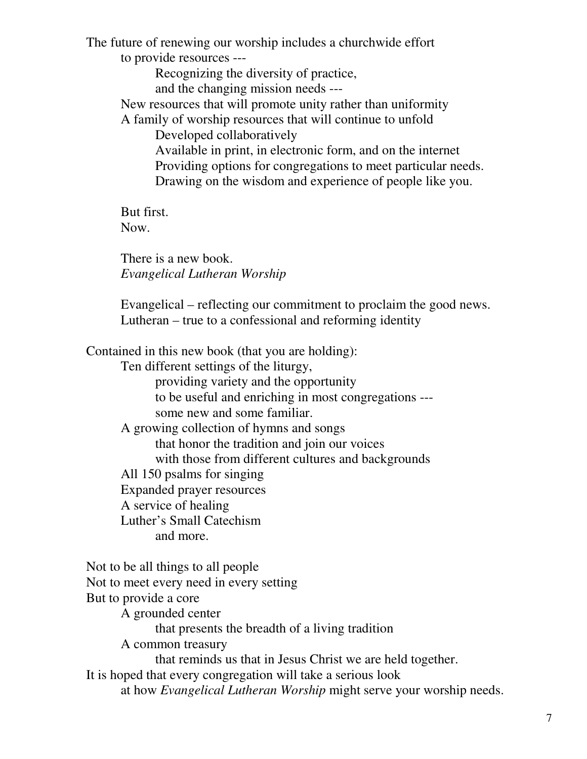The future of renewing our worship includes a churchwide effort
to provide resources ---
Recognizing the diversity of practice,
and the changing mission needs ---
New resources that will promote unity rather than uniformity
A family of worship resources that will continue to unfold
Developed collaboratively
Available in print, in electronic form, and on the internet
Providing options for congregations to meet particular needs.
Drawing on the wisdom and experience of people like you.

But first.
Now.

There is a new book.
*Evangelical Lutheran Worship*

Evangelical – reflecting our commitment to proclaim the good news.
Lutheran – true to a confessional and reforming identity

Contained in this new book (that you are holding):
Ten different settings of the liturgy,
providing variety and the opportunity
to be useful and enriching in most congregations ---
some new and some familiar.
A growing collection of hymns and songs
that honor the tradition and join our voices
with those from different cultures and backgrounds
All 150 psalms for singing
Expanded prayer resources
A service of healing
Luther's Small Catechism
and more.

Not to be all things to all people
Not to meet every need in every setting
But to provide a core
A grounded center
that presents the breadth of a living tradition
A common treasury
that reminds us that in Jesus Christ we are held together.
It is hoped that every congregation will take a serious look
at how *Evangelical Lutheran Worship* might serve your worship needs.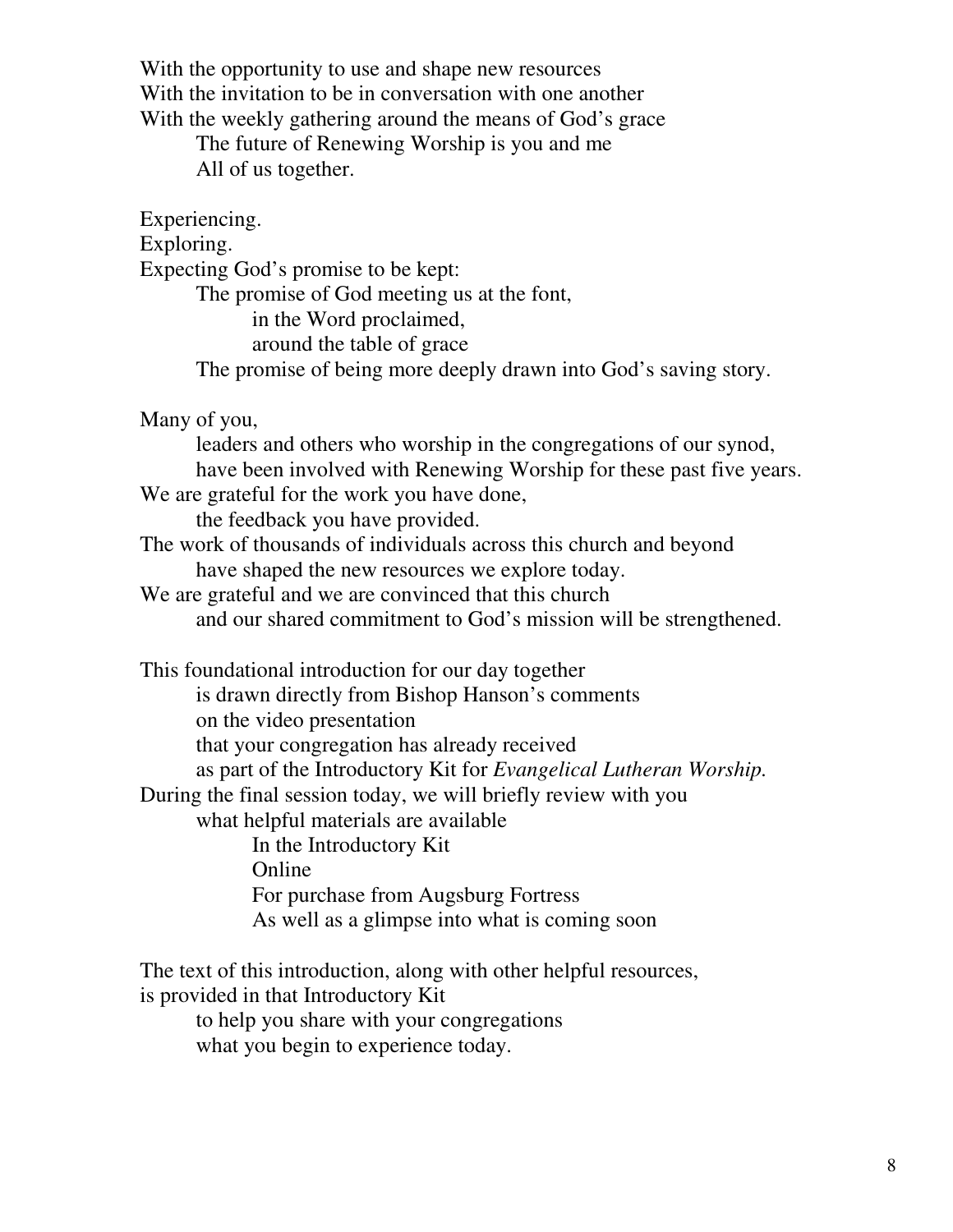With the opportunity to use and shape new resources
With the invitation to be in conversation with one another
With the weekly gathering around the means of God's grace
    The future of Renewing Worship is you and me
    All of us together.

Experiencing.
Exploring.
Expecting God's promise to be kept:
    The promise of God meeting us at the font,
        in the Word proclaimed,
        around the table of grace
    The promise of being more deeply drawn into God's saving story.

Many of you,
    leaders and others who worship in the congregations of our synod,
    have been involved with Renewing Worship for these past five years.
We are grateful for the work you have done,
    the feedback you have provided.
The work of thousands of individuals across this church and beyond
    have shaped the new resources we explore today.
We are grateful and we are convinced that this church
    and our shared commitment to God's mission will be strengthened.

This foundational introduction for our day together
    is drawn directly from Bishop Hanson's comments
    on the video presentation
    that your congregation has already received
    as part of the Introductory Kit for *Evangelical Lutheran Worship.*
During the final session today, we will briefly review with you
    what helpful materials are available
        In the Introductory Kit
        Online
        For purchase from Augsburg Fortress
        As well as a glimpse into what is coming soon

The text of this introduction, along with other helpful resources,
is provided in that Introductory Kit
    to help you share with your congregations
    what you begin to experience today.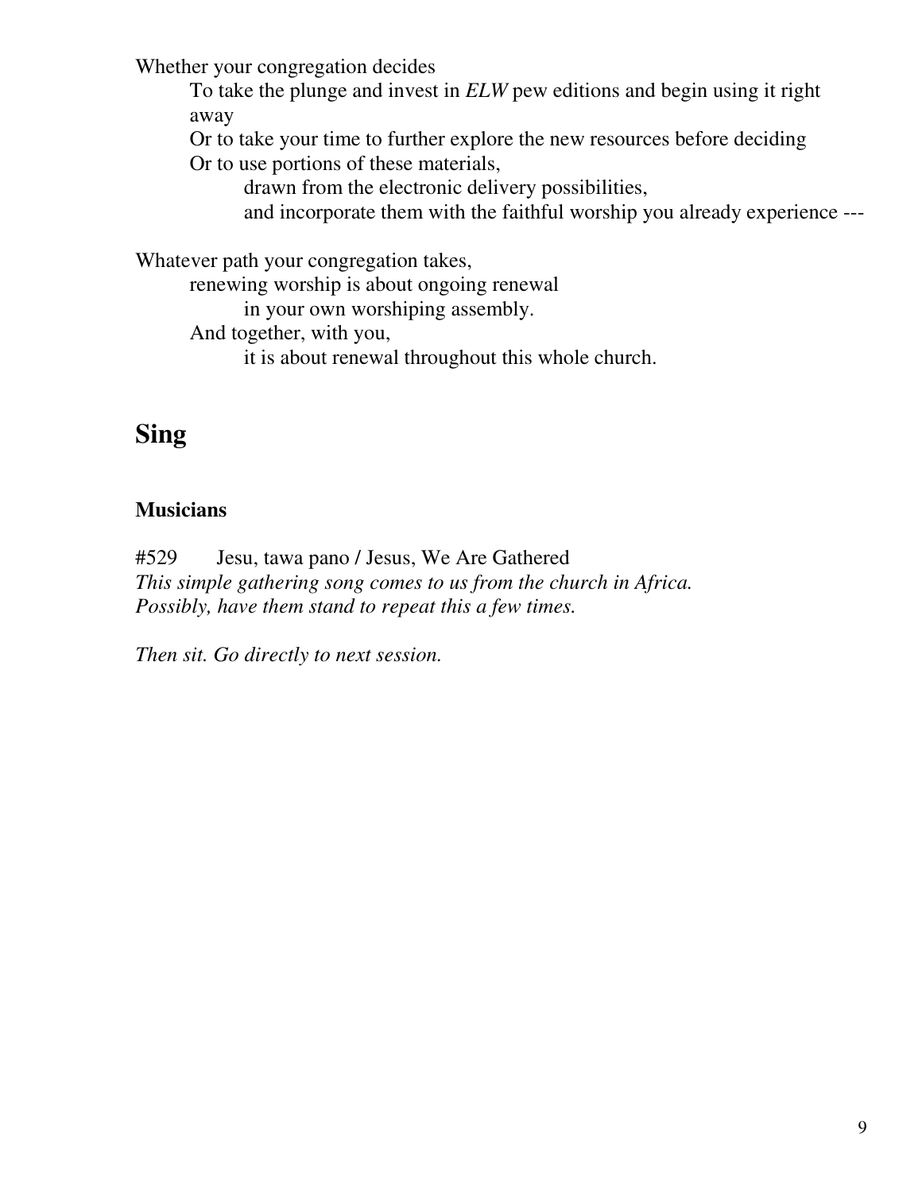Whether your congregation decides

To take the plunge and invest in *ELW* pew editions and begin using it right away

Or to take your time to further explore the new resources before deciding

Or to use portions of these materials,

drawn from the electronic delivery possibilities,

and incorporate them with the faithful worship you already experience ---

Whatever path your congregation takes,

renewing worship is about ongoing renewal

in your own worshiping assembly.

And together, with you,

it is about renewal throughout this whole church.

## Sing

### Musicians

#529 Jesu, tawa pano / Jesus, We Are Gathered

*This simple gathering song comes to us from the church in Africa.*
*Possibly, have them stand to repeat this a few times.*

*Then sit. Go directly to next session.*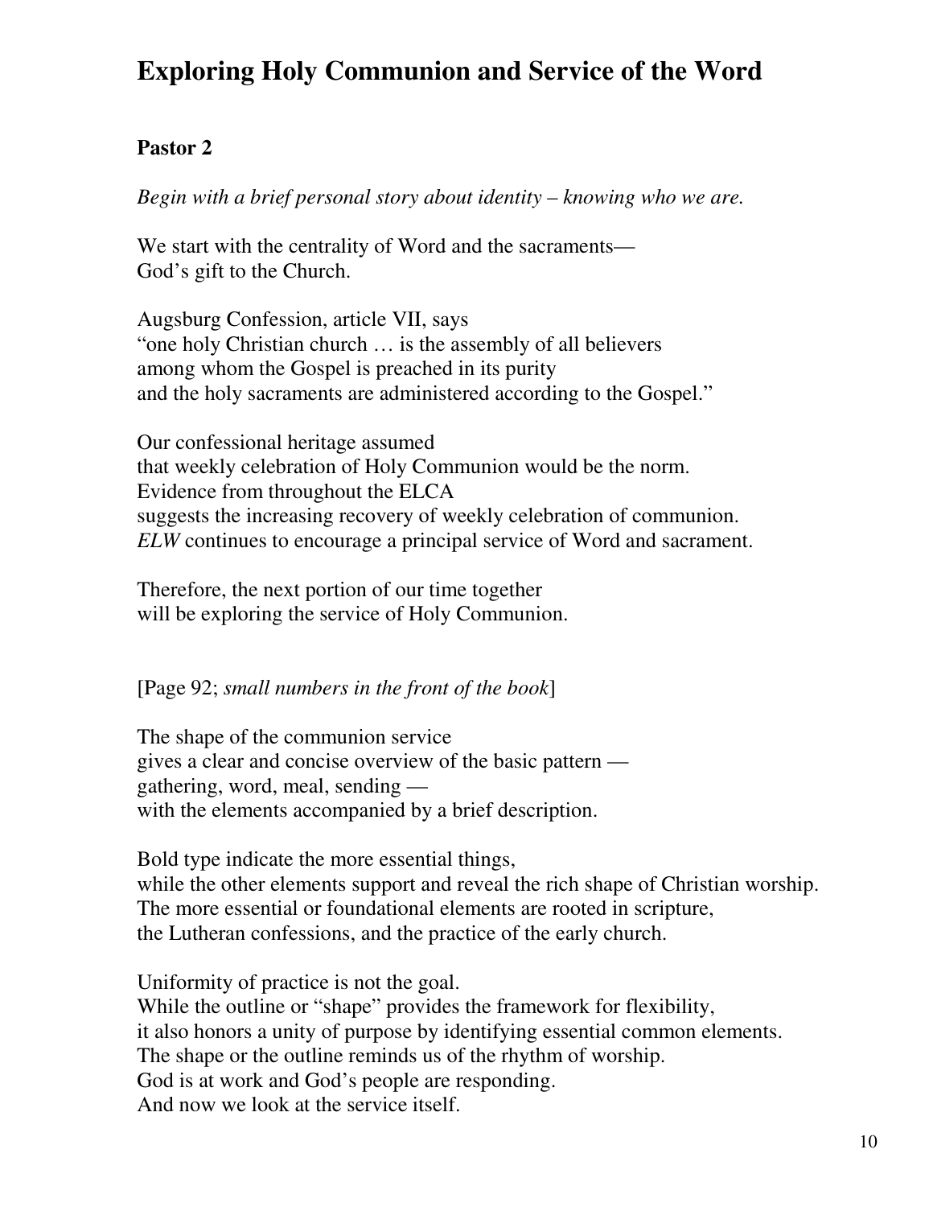# Exploring Holy Communion and Service of the Word

**Pastor 2**

*Begin with a brief personal story about identity – knowing who we are.*

We start with the centrality of Word and the sacraments—
God's gift to the Church.

Augsburg Confession, article VII, says
"one holy Christian church … is the assembly of all believers
among whom the Gospel is preached in its purity
and the holy sacraments are administered according to the Gospel."

Our confessional heritage assumed
that weekly celebration of Holy Communion would be the norm.
Evidence from throughout the ELCA
suggests the increasing recovery of weekly celebration of communion.
*ELW* continues to encourage a principal service of Word and sacrament.

Therefore, the next portion of our time together
will be exploring the service of Holy Communion.

[Page 92; *small numbers in the front of the book*]

The shape of the communion service
gives a clear and concise overview of the basic pattern —
gathering, word, meal, sending —
with the elements accompanied by a brief description.

Bold type indicate the more essential things,
while the other elements support and reveal the rich shape of Christian worship.
The more essential or foundational elements are rooted in scripture,
the Lutheran confessions, and the practice of the early church.

Uniformity of practice is not the goal.
While the outline or "shape" provides the framework for flexibility,
it also honors a unity of purpose by identifying essential common elements.
The shape or the outline reminds us of the rhythm of worship.
God is at work and God's people are responding.
And now we look at the service itself.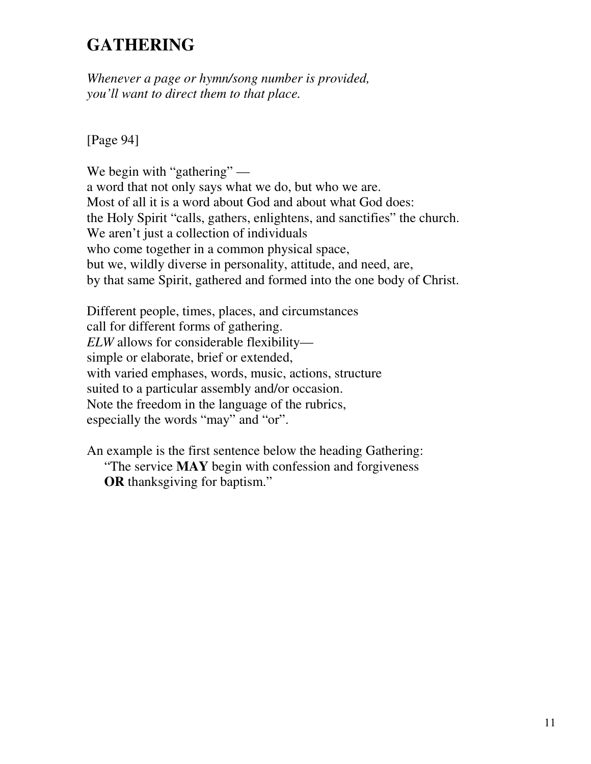# GATHERING

*Whenever a page or hymn/song number is provided,*
*you'll want to direct them to that place.*

[Page 94]

We begin with "gathering" —
a word that not only says what we do, but who we are.
Most of all it is a word about God and about what God does:
the Holy Spirit "calls, gathers, enlightens, and sanctifies" the church.
We aren't just a collection of individuals
who come together in a common physical space,
but we, wildly diverse in personality, attitude, and need, are,
by that same Spirit, gathered and formed into the one body of Christ.

Different people, times, places, and circumstances
call for different forms of gathering.
*ELW* allows for considerable flexibility—
simple or elaborate, brief or extended,
with varied emphases, words, music, actions, structure
suited to a particular assembly and/or occasion.
Note the freedom in the language of the rubrics,
especially the words "may" and "or".

An example is the first sentence below the heading Gathering:
"The service **MAY** begin with confession and forgiveness
**OR** thanksgiving for baptism."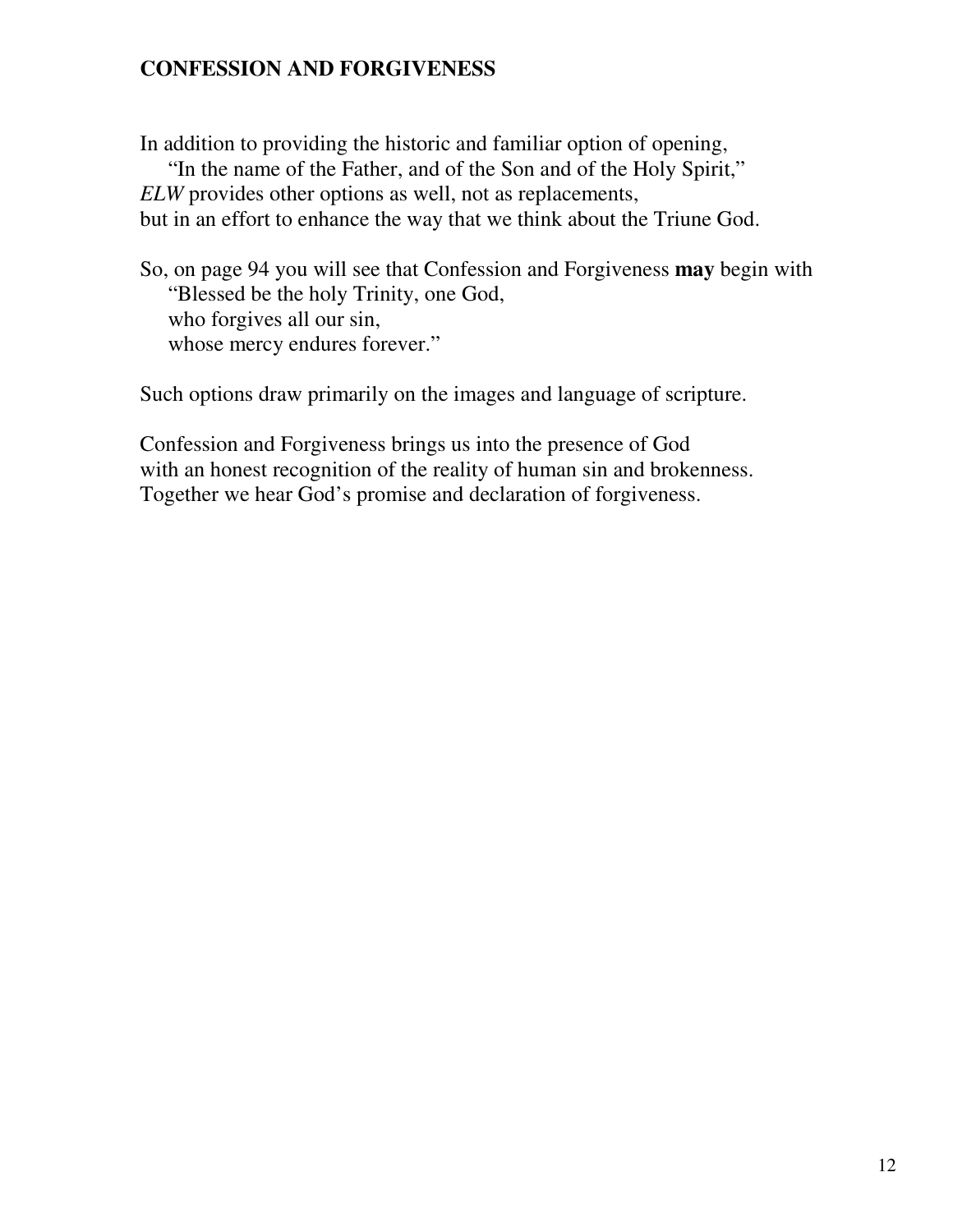## CONFESSION AND FORGIVENESS

In addition to providing the historic and familiar option of opening,
"In the name of the Father, and of the Son and of the Holy Spirit,"
*ELW* provides other options as well, not as replacements,
but in an effort to enhance the way that we think about the Triune God.

So, on page 94 you will see that Confession and Forgiveness **may** begin with
"Blessed be the holy Trinity, one God,
who forgives all our sin,
whose mercy endures forever."

Such options draw primarily on the images and language of scripture.

Confession and Forgiveness brings us into the presence of God
with an honest recognition of the reality of human sin and brokenness.
Together we hear God's promise and declaration of forgiveness.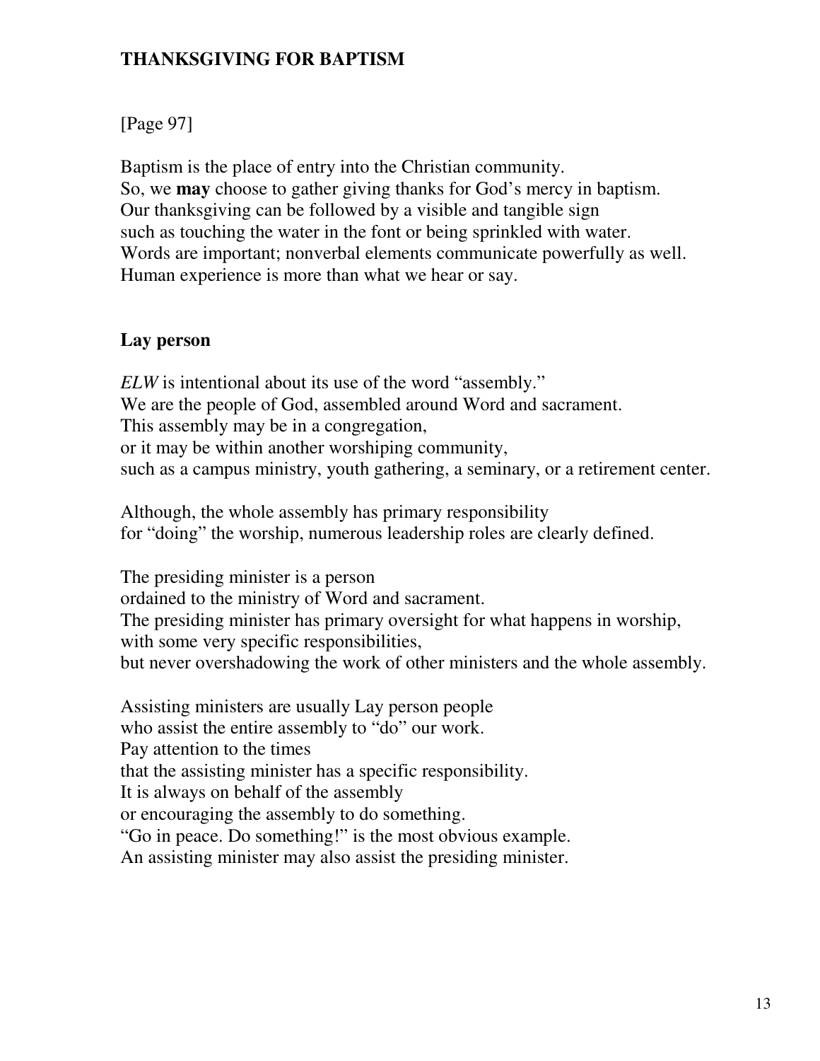## THANKSGIVING FOR BAPTISM

[Page 97]

Baptism is the place of entry into the Christian community.
So, we **may** choose to gather giving thanks for God's mercy in baptism.
Our thanksgiving can be followed by a visible and tangible sign
such as touching the water in the font or being sprinkled with water.
Words are important; nonverbal elements communicate powerfully as well.
Human experience is more than what we hear or say.

### Lay person

*ELW* is intentional about its use of the word "assembly."
We are the people of God, assembled around Word and sacrament.
This assembly may be in a congregation,
or it may be within another worshiping community,
such as a campus ministry, youth gathering, a seminary, or a retirement center.

Although, the whole assembly has primary responsibility
for "doing" the worship, numerous leadership roles are clearly defined.

The presiding minister is a person
ordained to the ministry of Word and sacrament.
The presiding minister has primary oversight for what happens in worship,
with some very specific responsibilities,
but never overshadowing the work of other ministers and the whole assembly.

Assisting ministers are usually Lay person people
who assist the entire assembly to "do" our work.
Pay attention to the times
that the assisting minister has a specific responsibility.
It is always on behalf of the assembly
or encouraging the assembly to do something.
"Go in peace. Do something!" is the most obvious example.
An assisting minister may also assist the presiding minister.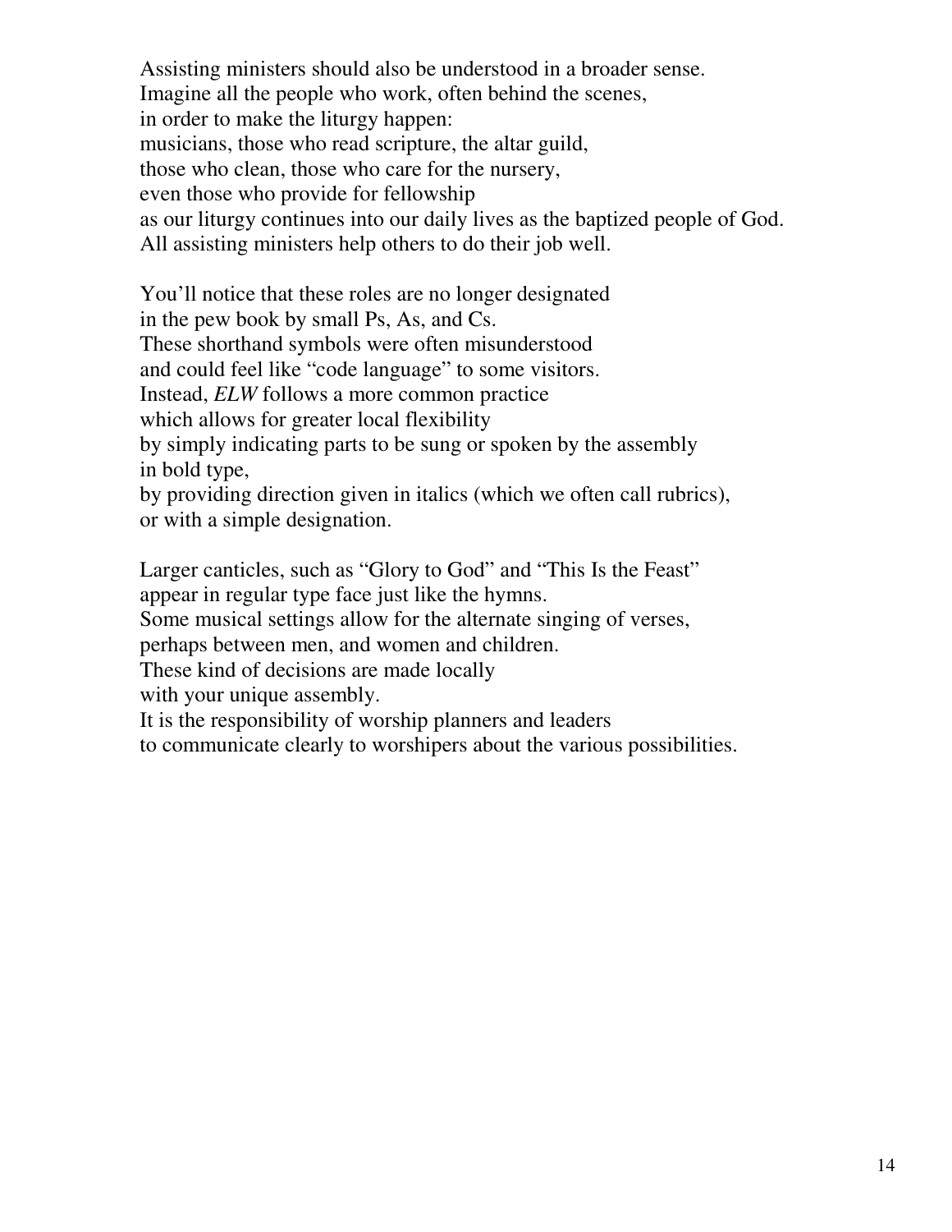Assisting ministers should also be understood in a broader sense.
Imagine all the people who work, often behind the scenes,
in order to make the liturgy happen:
musicians, those who read scripture, the altar guild,
those who clean, those who care for the nursery,
even those who provide for fellowship
as our liturgy continues into our daily lives as the baptized people of God.
All assisting ministers help others to do their job well.

You'll notice that these roles are no longer designated
in the pew book by small Ps, As, and Cs.
These shorthand symbols were often misunderstood
and could feel like "code language" to some visitors.
Instead, *ELW* follows a more common practice
which allows for greater local flexibility
by simply indicating parts to be sung or spoken by the assembly
in bold type,
by providing direction given in italics (which we often call rubrics),
or with a simple designation.

Larger canticles, such as "Glory to God" and "This Is the Feast"
appear in regular type face just like the hymns.
Some musical settings allow for the alternate singing of verses,
perhaps between men, and women and children.
These kind of decisions are made locally
with your unique assembly.
It is the responsibility of worship planners and leaders
to communicate clearly to worshipers about the various possibilities.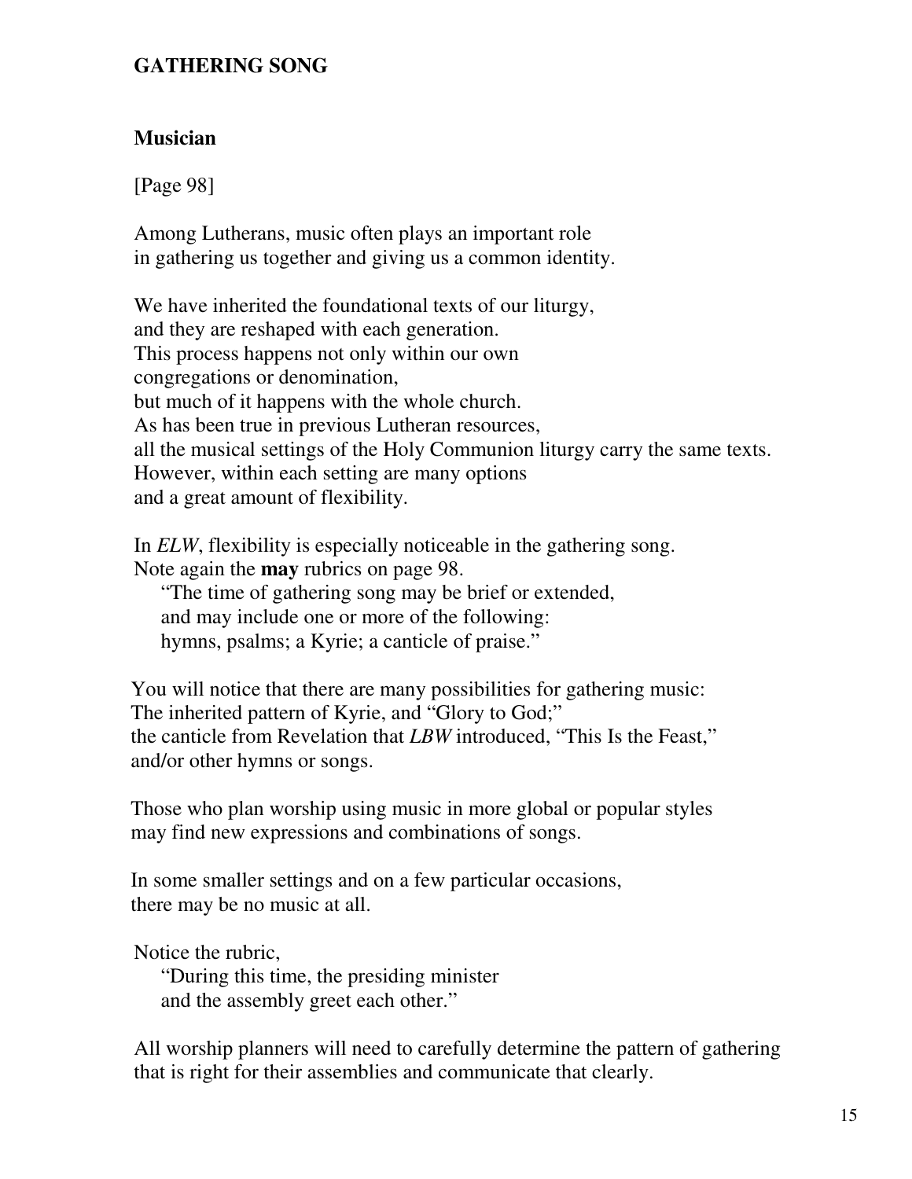## GATHERING SONG

### Musician

[Page 98]

Among Lutherans, music often plays an important role
in gathering us together and giving us a common identity.

We have inherited the foundational texts of our liturgy,
and they are reshaped with each generation.
This process happens not only within our own
congregations or denomination,
but much of it happens with the whole church.
As has been true in previous Lutheran resources,
all the musical settings of the Holy Communion liturgy carry the same texts.
However, within each setting are many options
and a great amount of flexibility.

In *ELW*, flexibility is especially noticeable in the gathering song.
Note again the **may** rubrics on page 98.

> "The time of gathering song may be brief or extended,
> and may include one or more of the following:
> hymns, psalms; a Kyrie; a canticle of praise."

You will notice that there are many possibilities for gathering music:
The inherited pattern of Kyrie, and "Glory to God;"
the canticle from Revelation that *LBW* introduced, "This Is the Feast,"
and/or other hymns or songs.

Those who plan worship using music in more global or popular styles
may find new expressions and combinations of songs.

In some smaller settings and on a few particular occasions,
there may be no music at all.

Notice the rubric,

> "During this time, the presiding minister
> and the assembly greet each other."

All worship planners will need to carefully determine the pattern of gathering
that is right for their assemblies and communicate that clearly.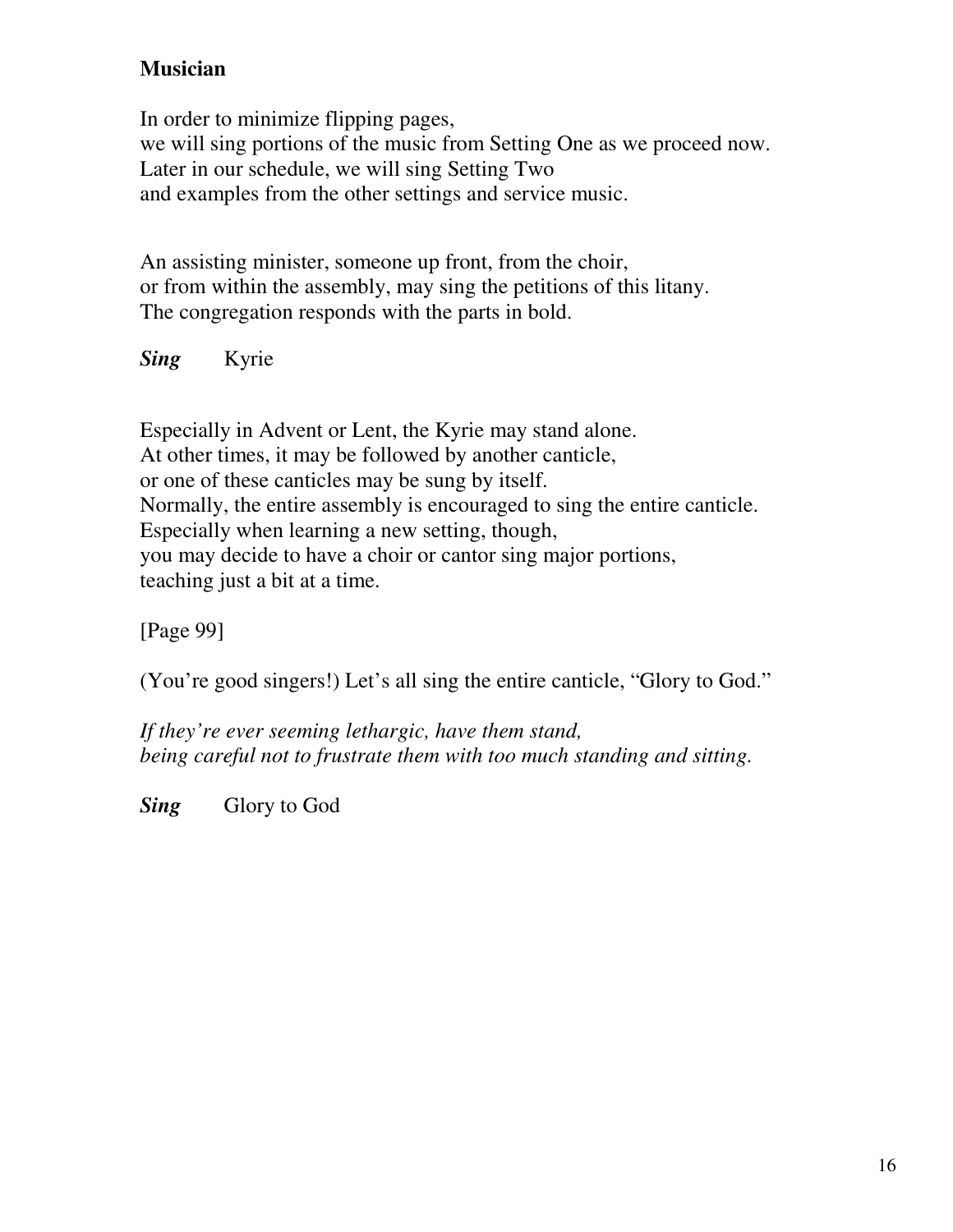**Musician**

In order to minimize flipping pages,
we will sing portions of the music from Setting One as we proceed now.
Later in our schedule, we will sing Setting Two
and examples from the other settings and service music.

An assisting minister, someone up front, from the choir,
or from within the assembly, may sing the petitions of this litany.
The congregation responds with the parts in bold.

***Sing*** Kyrie

Especially in Advent or Lent, the Kyrie may stand alone.
At other times, it may be followed by another canticle,
or one of these canticles may be sung by itself.
Normally, the entire assembly is encouraged to sing the entire canticle.
Especially when learning a new setting, though,
you may decide to have a choir or cantor sing major portions,
teaching just a bit at a time.

[Page 99]

(You're good singers!) Let's all sing the entire canticle, "Glory to God."

*If they're ever seeming lethargic, have them stand,*
*being careful not to frustrate them with too much standing and sitting.*

***Sing*** Glory to God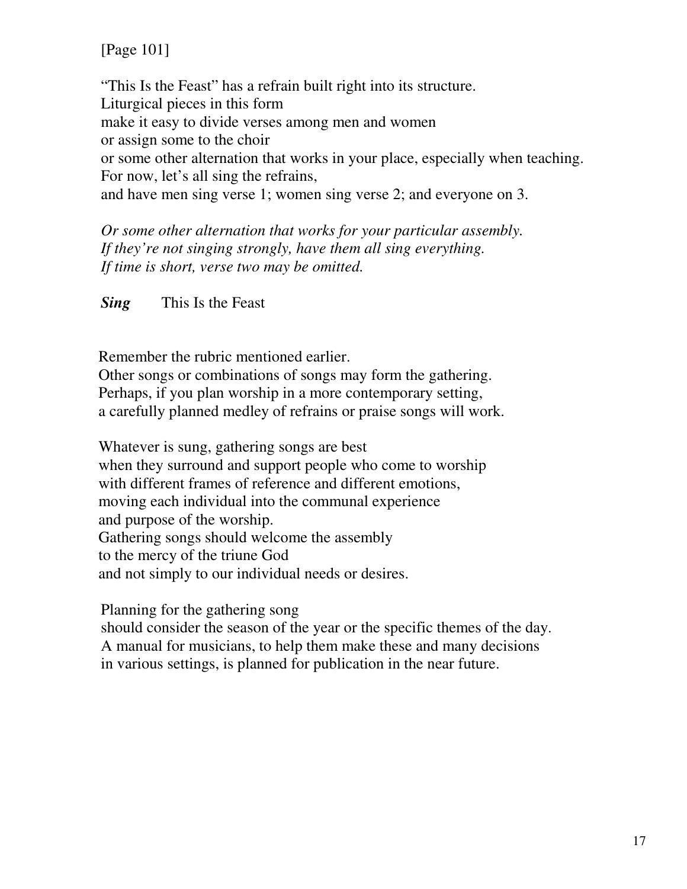[Page 101]

"This Is the Feast" has a refrain built right into its structure.
Liturgical pieces in this form
make it easy to divide verses among men and women
or assign some to the choir
or some other alternation that works in your place, especially when teaching.
For now, let's all sing the refrains,
and have men sing verse 1; women sing verse 2; and everyone on 3.

*Or some other alternation that works for your particular assembly.*
*If they're not singing strongly, have them all sing everything.*
*If time is short, verse two may be omitted.*

***Sing*** This Is the Feast

Remember the rubric mentioned earlier.
Other songs or combinations of songs may form the gathering.
Perhaps, if you plan worship in a more contemporary setting,
a carefully planned medley of refrains or praise songs will work.

Whatever is sung, gathering songs are best
when they surround and support people who come to worship
with different frames of reference and different emotions,
moving each individual into the communal experience
and purpose of the worship.
Gathering songs should welcome the assembly
to the mercy of the triune God
and not simply to our individual needs or desires.

Planning for the gathering song
should consider the season of the year or the specific themes of the day.
A manual for musicians, to help them make these and many decisions
in various settings, is planned for publication in the near future.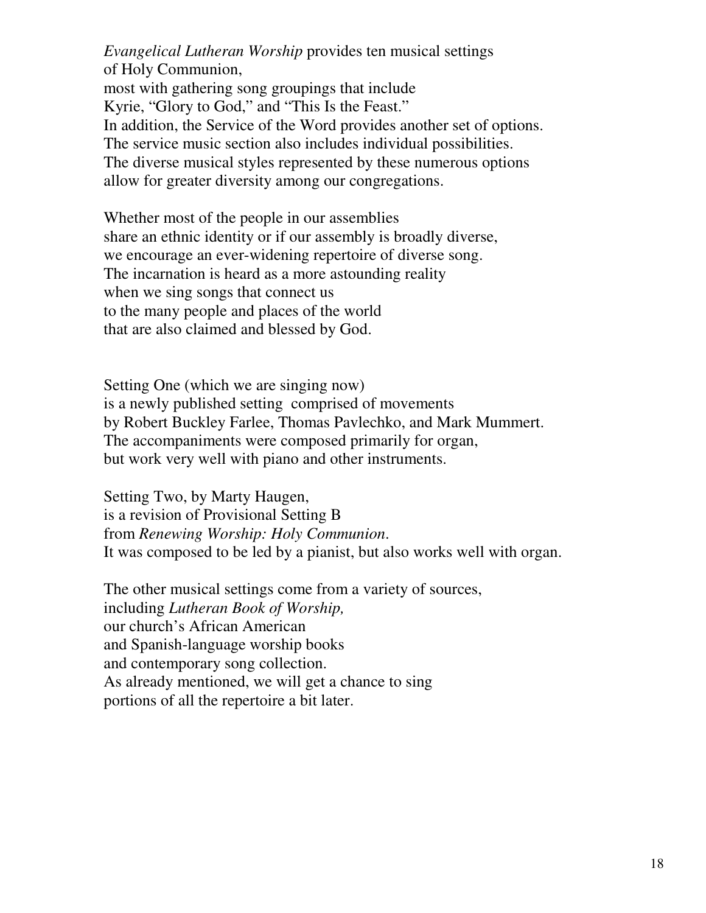*Evangelical Lutheran Worship* provides ten musical settings
of Holy Communion,
most with gathering song groupings that include
Kyrie, "Glory to God," and "This Is the Feast."
In addition, the Service of the Word provides another set of options.
The service music section also includes individual possibilities.
The diverse musical styles represented by these numerous options
allow for greater diversity among our congregations.

Whether most of the people in our assemblies
share an ethnic identity or if our assembly is broadly diverse,
we encourage an ever-widening repertoire of diverse song.
The incarnation is heard as a more astounding reality
when we sing songs that connect us
to the many people and places of the world
that are also claimed and blessed by God.

Setting One (which we are singing now)
is a newly published setting comprised of movements
by Robert Buckley Farlee, Thomas Pavlechko, and Mark Mummert.
The accompaniments were composed primarily for organ,
but work very well with piano and other instruments.

Setting Two, by Marty Haugen,
is a revision of Provisional Setting B
from *Renewing Worship: Holy Communion*.
It was composed to be led by a pianist, but also works well with organ.

The other musical settings come from a variety of sources,
including *Lutheran Book of Worship,*
our church's African American
and Spanish-language worship books
and contemporary song collection.
As already mentioned, we will get a chance to sing
portions of all the repertoire a bit later.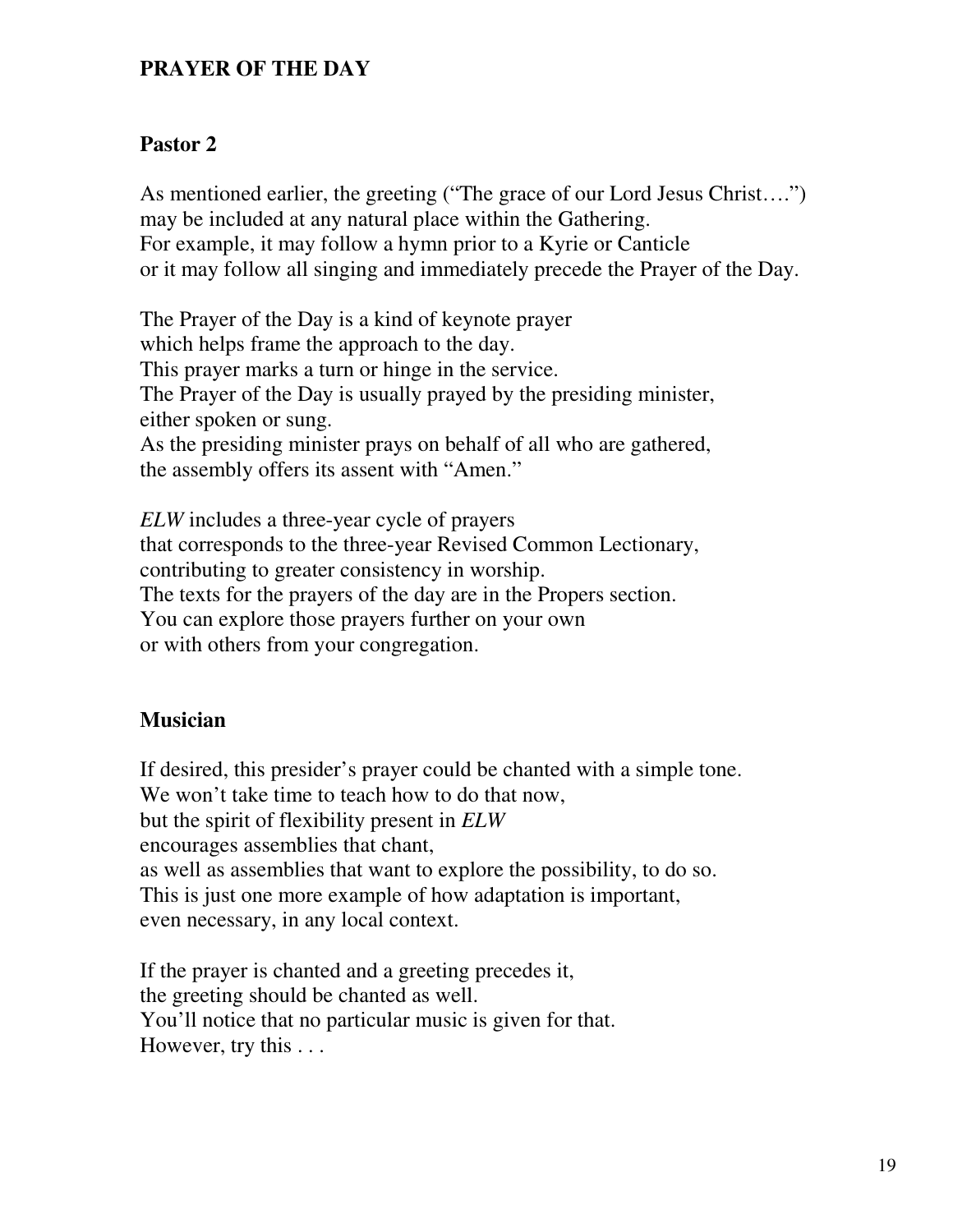## PRAYER OF THE DAY

### Pastor 2

As mentioned earlier, the greeting ("The grace of our Lord Jesus Christ….")
may be included at any natural place within the Gathering.
For example, it may follow a hymn prior to a Kyrie or Canticle
or it may follow all singing and immediately precede the Prayer of the Day.

The Prayer of the Day is a kind of keynote prayer
which helps frame the approach to the day.
This prayer marks a turn or hinge in the service.
The Prayer of the Day is usually prayed by the presiding minister,
either spoken or sung.
As the presiding minister prays on behalf of all who are gathered,
the assembly offers its assent with "Amen."

*ELW* includes a three-year cycle of prayers
that corresponds to the three-year Revised Common Lectionary,
contributing to greater consistency in worship.
The texts for the prayers of the day are in the Propers section.
You can explore those prayers further on your own
or with others from your congregation.

### Musician

If desired, this presider's prayer could be chanted with a simple tone.
We won't take time to teach how to do that now,
but the spirit of flexibility present in *ELW*
encourages assemblies that chant,
as well as assemblies that want to explore the possibility, to do so.
This is just one more example of how adaptation is important,
even necessary, in any local context.

If the prayer is chanted and a greeting precedes it,
the greeting should be chanted as well.
You'll notice that no particular music is given for that.
However, try this . . .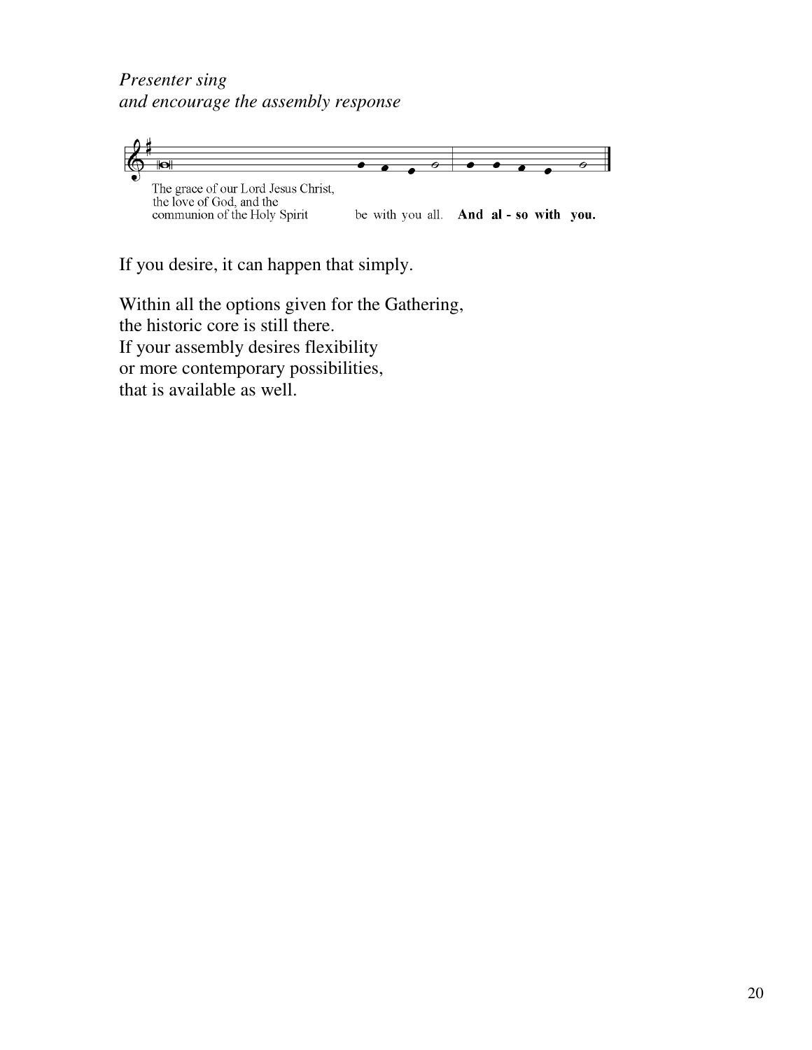*Presenter sing*
*and encourage the assembly response*

The grace of our Lord Jesus Christ,
the love of God, and the
communion of the Holy Spirit be with you all. **And al - so with you.**

If you desire, it can happen that simply.

Within all the options given for the Gathering,
the historic core is still there.
If your assembly desires flexibility
or more contemporary possibilities,
that is available as well.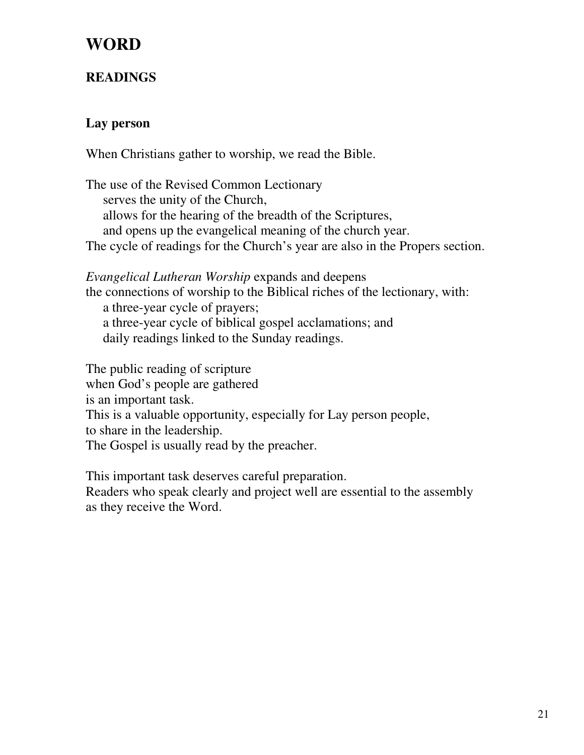# WORD

## READINGS

### Lay person

When Christians gather to worship, we read the Bible.

The use of the Revised Common Lectionary
    serves the unity of the Church,
    allows for the hearing of the breadth of the Scriptures,
    and opens up the evangelical meaning of the church year.
The cycle of readings for the Church's year are also in the Propers section.

*Evangelical Lutheran Worship* expands and deepens
the connections of worship to the Biblical riches of the lectionary, with:
    a three-year cycle of prayers;
    a three-year cycle of biblical gospel acclamations; and
    daily readings linked to the Sunday readings.

The public reading of scripture
when God's people are gathered
is an important task.
This is a valuable opportunity, especially for Lay person people,
to share in the leadership.
The Gospel is usually read by the preacher.

This important task deserves careful preparation.
Readers who speak clearly and project well are essential to the assembly
as they receive the Word.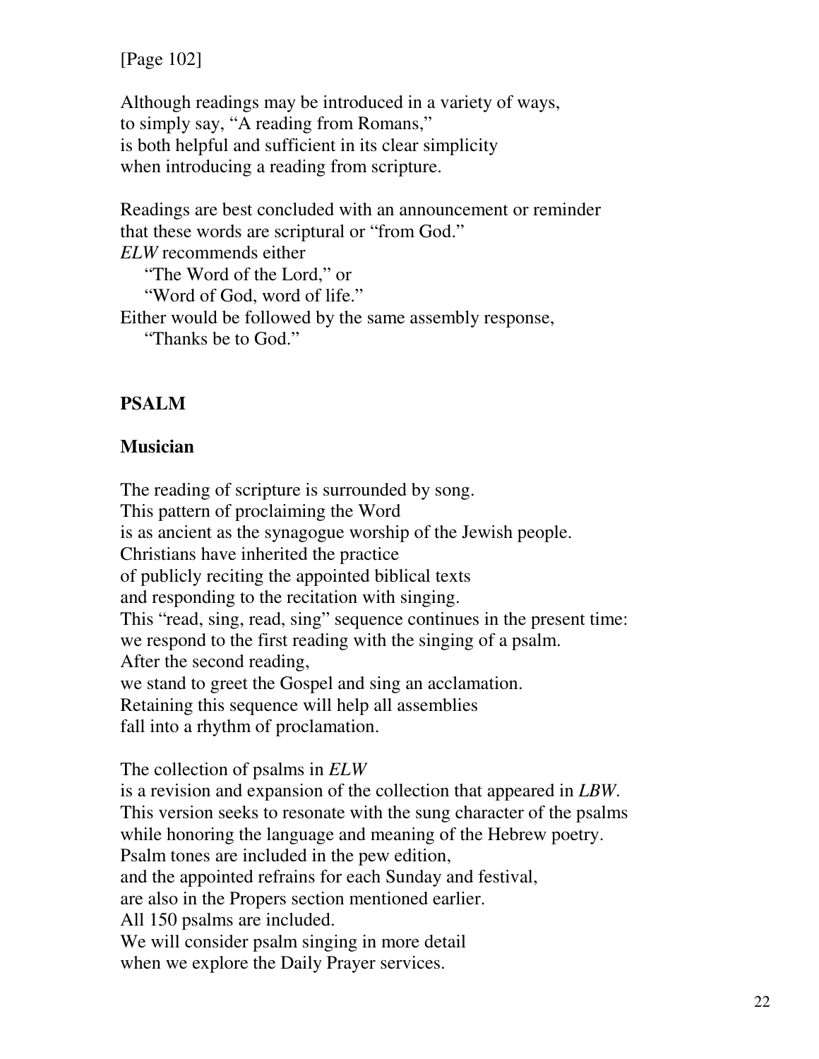[Page 102]

Although readings may be introduced in a variety of ways,
to simply say, "A reading from Romans,"
is both helpful and sufficient in its clear simplicity
when introducing a reading from scripture.

Readings are best concluded with an announcement or reminder
that these words are scriptural or "from God."
*ELW* recommends either
    "The Word of the Lord," or
    "Word of God, word of life."
Either would be followed by the same assembly response,
    "Thanks be to God."

## PSALM

### Musician

The reading of scripture is surrounded by song.
This pattern of proclaiming the Word
is as ancient as the synagogue worship of the Jewish people.
Christians have inherited the practice
of publicly reciting the appointed biblical texts
and responding to the recitation with singing.
This "read, sing, read, sing" sequence continues in the present time:
we respond to the first reading with the singing of a psalm.
After the second reading,
we stand to greet the Gospel and sing an acclamation.
Retaining this sequence will help all assemblies
fall into a rhythm of proclamation.

The collection of psalms in *ELW*
is a revision and expansion of the collection that appeared in *LBW*.
This version seeks to resonate with the sung character of the psalms
while honoring the language and meaning of the Hebrew poetry.
Psalm tones are included in the pew edition,
and the appointed refrains for each Sunday and festival,
are also in the Propers section mentioned earlier.
All 150 psalms are included.
We will consider psalm singing in more detail
when we explore the Daily Prayer services.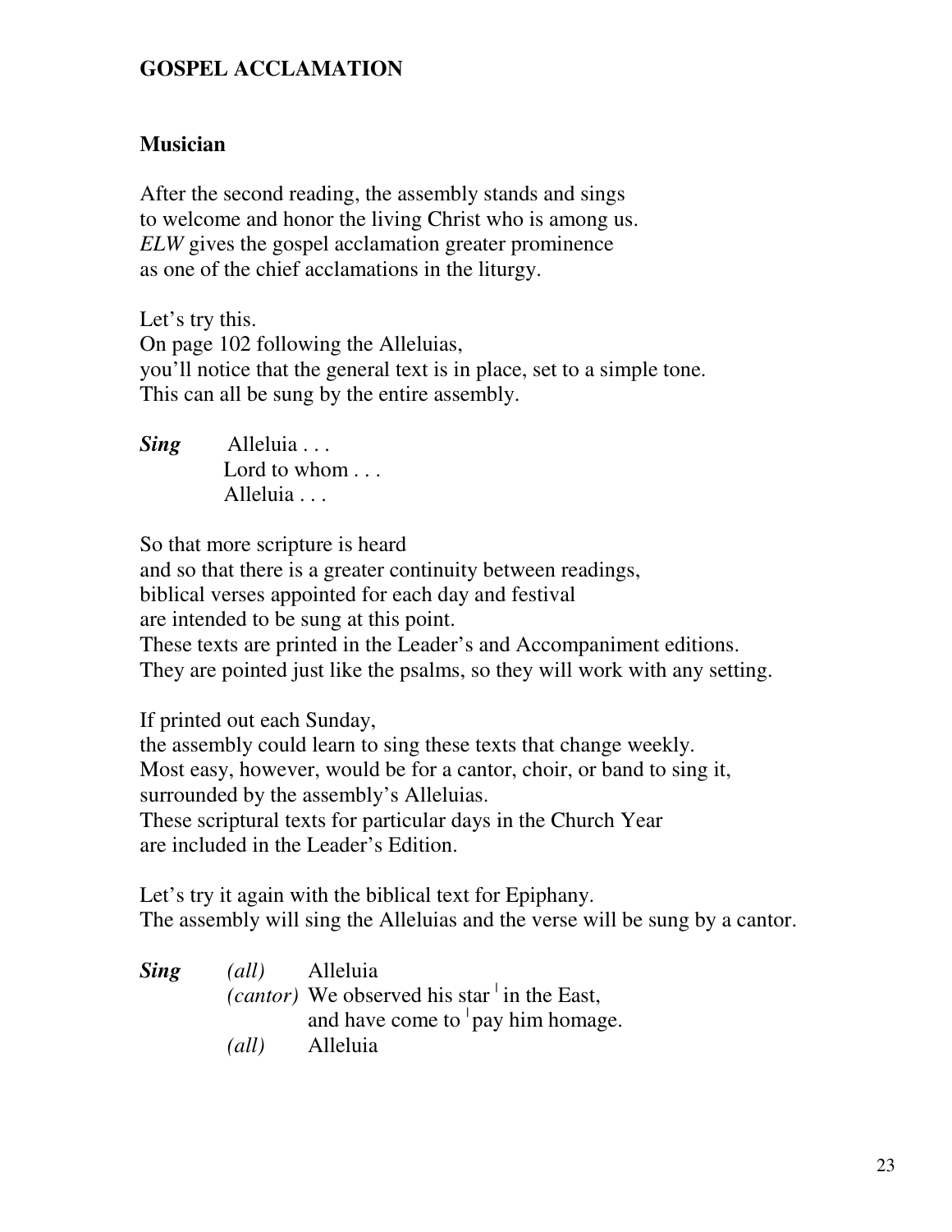## GOSPEL ACCLAMATION

### Musician

After the second reading, the assembly stands and sings
to welcome and honor the living Christ who is among us.
*ELW* gives the gospel acclamation greater prominence
as one of the chief acclamations in the liturgy.

Let's try this.
On page 102 following the Alleluias,
you'll notice that the general text is in place, set to a simple tone.
This can all be sung by the entire assembly.

***Sing*** Alleluia . . .
Lord to whom . . .
Alleluia . . .

So that more scripture is heard
and so that there is a greater continuity between readings,
biblical verses appointed for each day and festival
are intended to be sung at this point.
These texts are printed in the Leader's and Accompaniment editions.
They are pointed just like the psalms, so they will work with any setting.

If printed out each Sunday,
the assembly could learn to sing these texts that change weekly.
Most easy, however, would be for a cantor, choir, or band to sing it,
surrounded by the assembly's Alleluias.
These scriptural texts for particular days in the Church Year
are included in the Leader's Edition.

Let's try it again with the biblical text for Epiphany.
The assembly will sing the Alleluias and the verse will be sung by a cantor.

***Sing*** *(all)* Alleluia
*(cantor)* We observed his star | in the East,
and have come to | pay him homage.
*(all)* Alleluia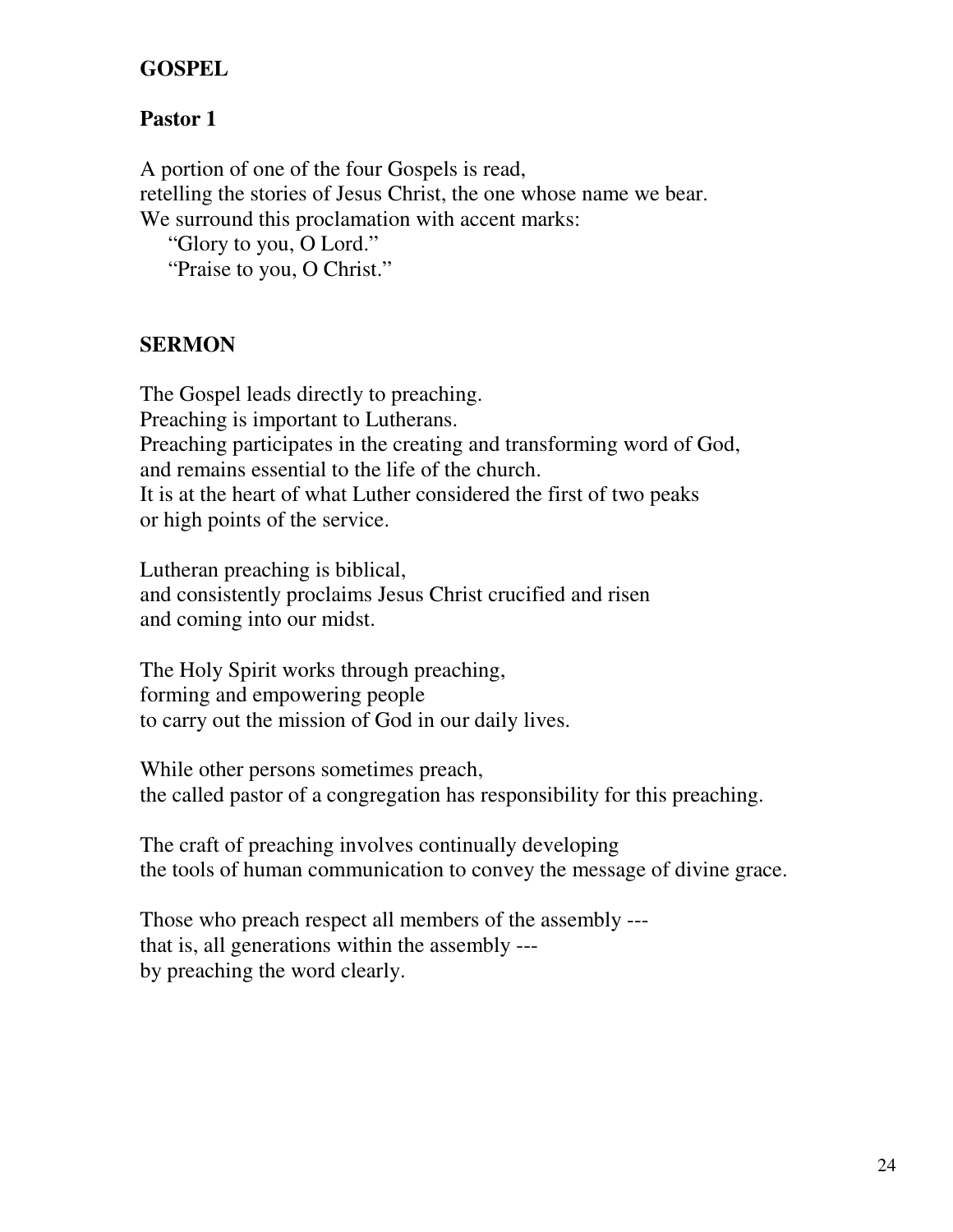**GOSPEL**

**Pastor 1**

A portion of one of the four Gospels is read,
retelling the stories of Jesus Christ, the one whose name we bear.
We surround this proclamation with accent marks:
"Glory to you, O Lord."
"Praise to you, O Christ."

**SERMON**

The Gospel leads directly to preaching.
Preaching is important to Lutherans.
Preaching participates in the creating and transforming word of God,
and remains essential to the life of the church.
It is at the heart of what Luther considered the first of two peaks
or high points of the service.

Lutheran preaching is biblical,
and consistently proclaims Jesus Christ crucified and risen
and coming into our midst.

The Holy Spirit works through preaching,
forming and empowering people
to carry out the mission of God in our daily lives.

While other persons sometimes preach,
the called pastor of a congregation has responsibility for this preaching.

The craft of preaching involves continually developing
the tools of human communication to convey the message of divine grace.

Those who preach respect all members of the assembly ---
that is, all generations within the assembly ---
by preaching the word clearly.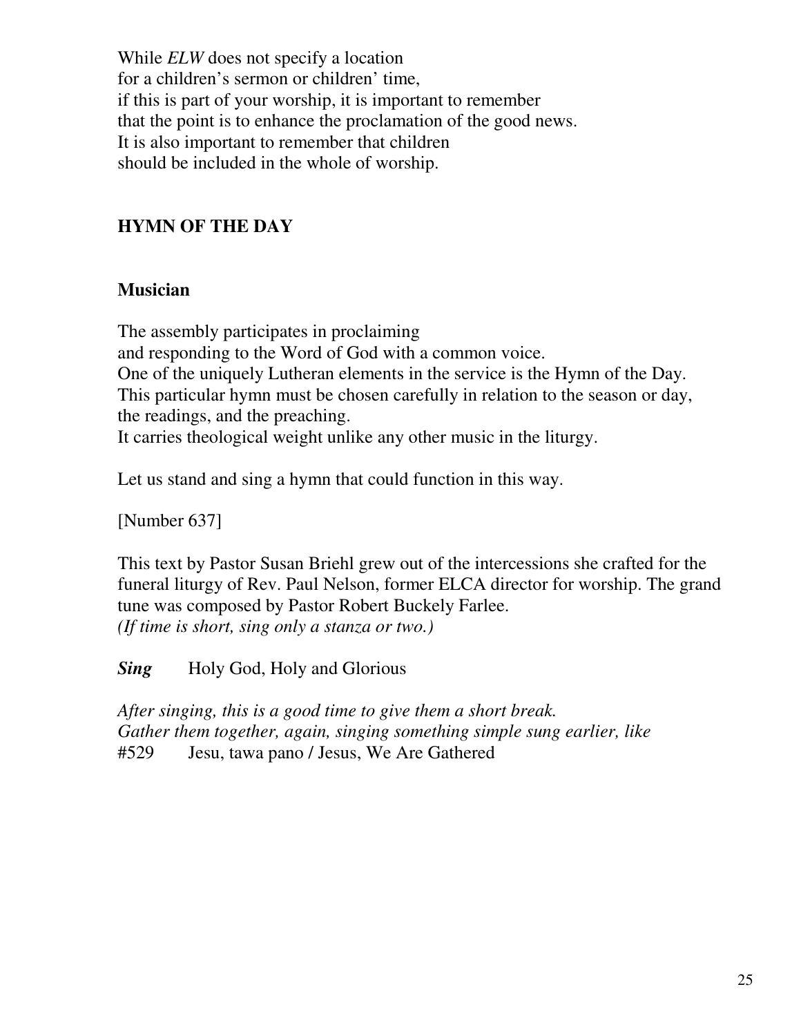While *ELW* does not specify a location
for a children's sermon or children' time,
if this is part of your worship, it is important to remember
that the point is to enhance the proclamation of the good news.
It is also important to remember that children
should be included in the whole of worship.

## HYMN OF THE DAY

### Musician

The assembly participates in proclaiming
and responding to the Word of God with a common voice.
One of the uniquely Lutheran elements in the service is the Hymn of the Day.
This particular hymn must be chosen carefully in relation to the season or day,
the readings, and the preaching.
It carries theological weight unlike any other music in the liturgy.

Let us stand and sing a hymn that could function in this way.

[Number 637]

This text by Pastor Susan Briehl grew out of the intercessions she crafted for the funeral liturgy of Rev. Paul Nelson, former ELCA director for worship. The grand tune was composed by Pastor Robert Buckely Farlee.
*(If time is short, sing only a stanza or two.)*

***Sing*** Holy God, Holy and Glorious

*After singing, this is a good time to give them a short break.*
*Gather them together, again, singing something simple sung earlier, like*
#529 Jesu, tawa pano / Jesus, We Are Gathered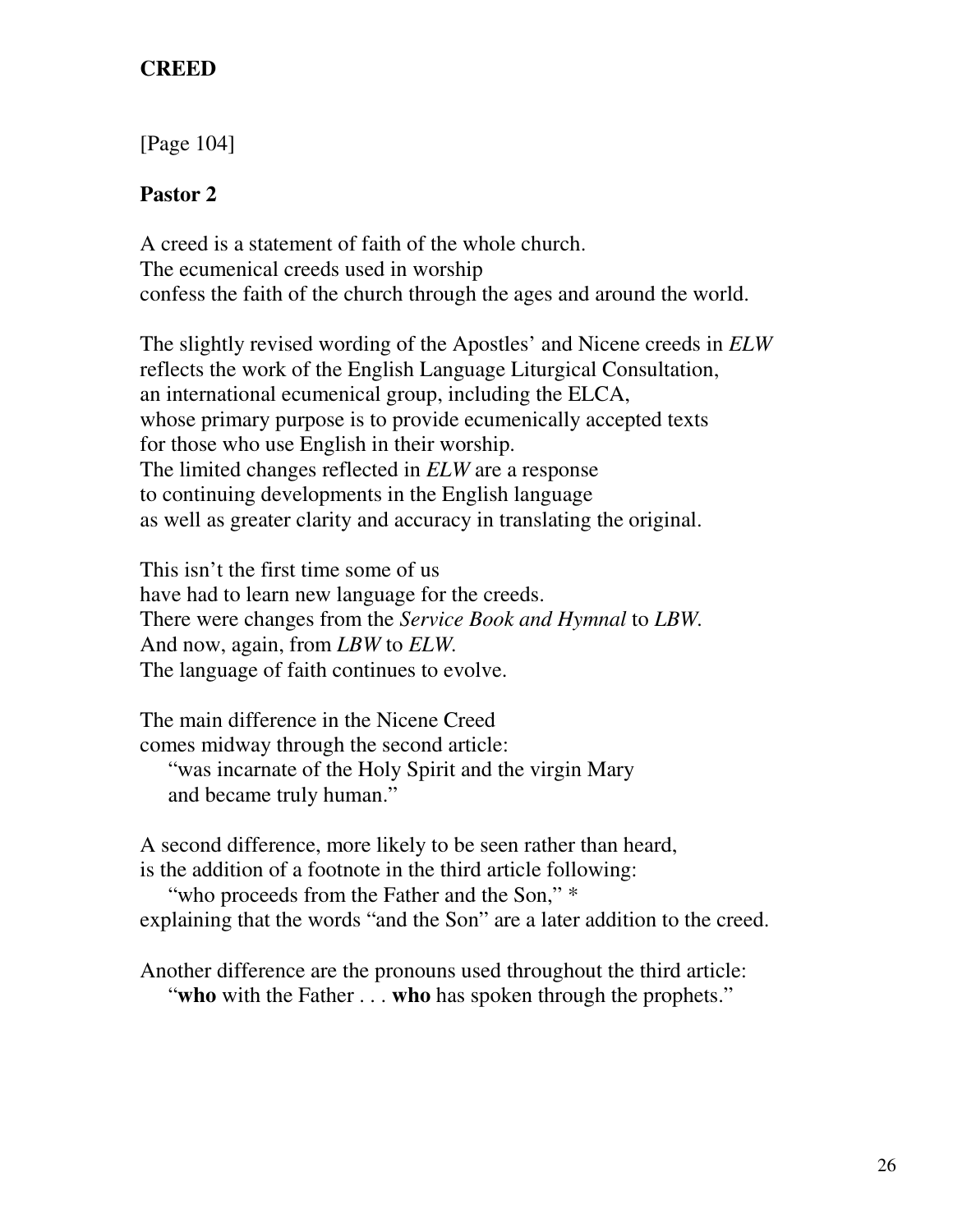## CREED

[Page 104]

### Pastor 2

A creed is a statement of faith of the whole church.
The ecumenical creeds used in worship
confess the faith of the church through the ages and around the world.

The slightly revised wording of the Apostles' and Nicene creeds in *ELW*
reflects the work of the English Language Liturgical Consultation,
an international ecumenical group, including the ELCA,
whose primary purpose is to provide ecumenically accepted texts
for those who use English in their worship.
The limited changes reflected in *ELW* are a response
to continuing developments in the English language
as well as greater clarity and accuracy in translating the original.

This isn't the first time some of us
have had to learn new language for the creeds.
There were changes from the *Service Book and Hymnal* to *LBW*.
And now, again, from *LBW* to *ELW*.
The language of faith continues to evolve.

The main difference in the Nicene Creed
comes midway through the second article:

> "was incarnate of the Holy Spirit and the virgin Mary
> and became truly human."

A second difference, more likely to be seen rather than heard,
is the addition of a footnote in the third article following:

> "who proceeds from the Father and the Son," *

explaining that the words "and the Son" are a later addition to the creed.

Another difference are the pronouns used throughout the third article:

> "**who** with the Father . . . **who** has spoken through the prophets."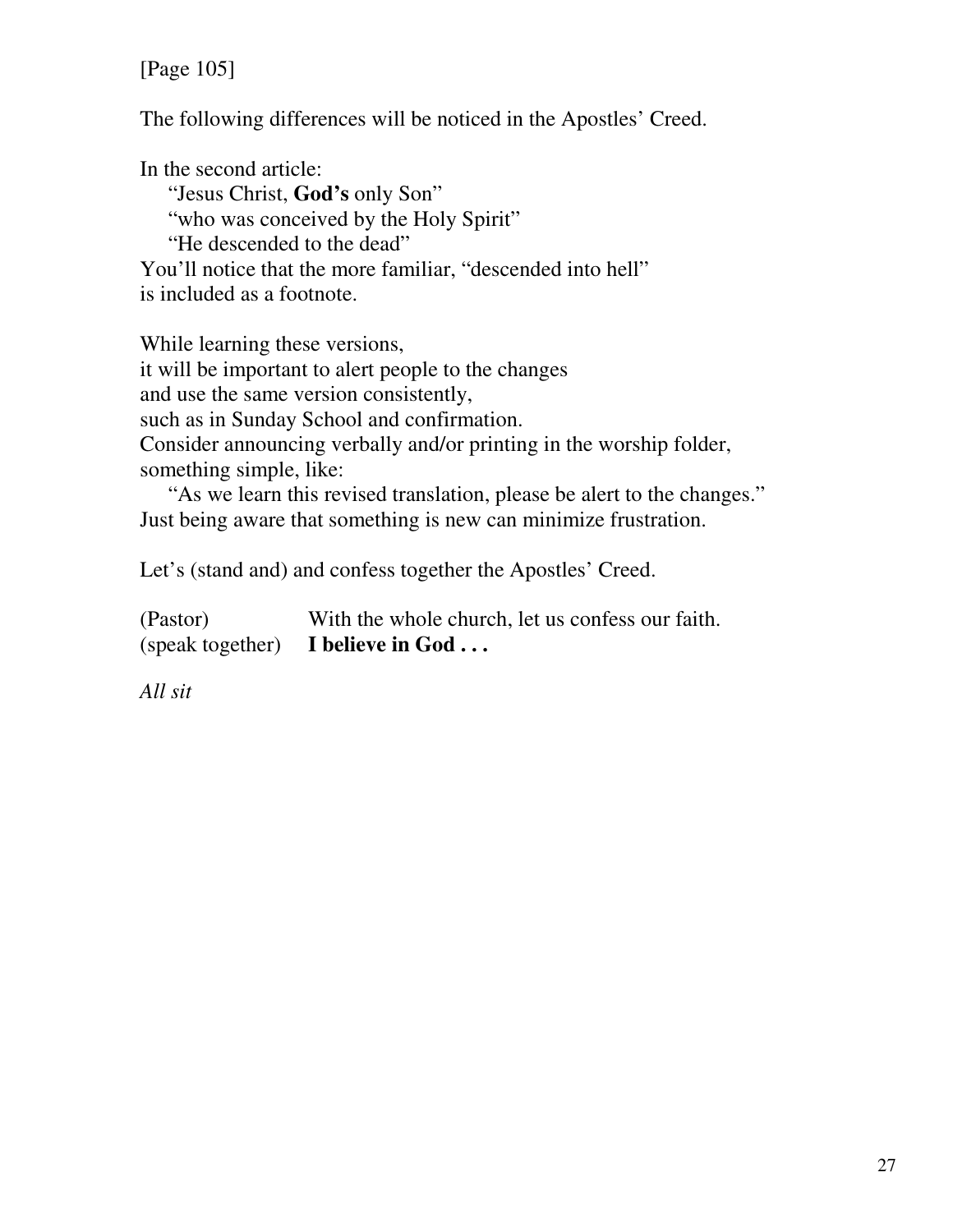[Page 105]

The following differences will be noticed in the Apostles' Creed.

In the second article:

"Jesus Christ, **God's** only Son"
"who was conceived by the Holy Spirit"
"He descended to the dead"

You'll notice that the more familiar, "descended into hell"
is included as a footnote.

While learning these versions,
it will be important to alert people to the changes
and use the same version consistently,
such as in Sunday School and confirmation.
Consider announcing verbally and/or printing in the worship folder,
something simple, like:

"As we learn this revised translation, please be alert to the changes."

Just being aware that something is new can minimize frustration.

Let's (stand and) and confess together the Apostles' Creed.

| | |
|---|---|
| (Pastor) | With the whole church, let us confess our faith. |
| (speak together) | **I believe in God . . .** |

*All sit*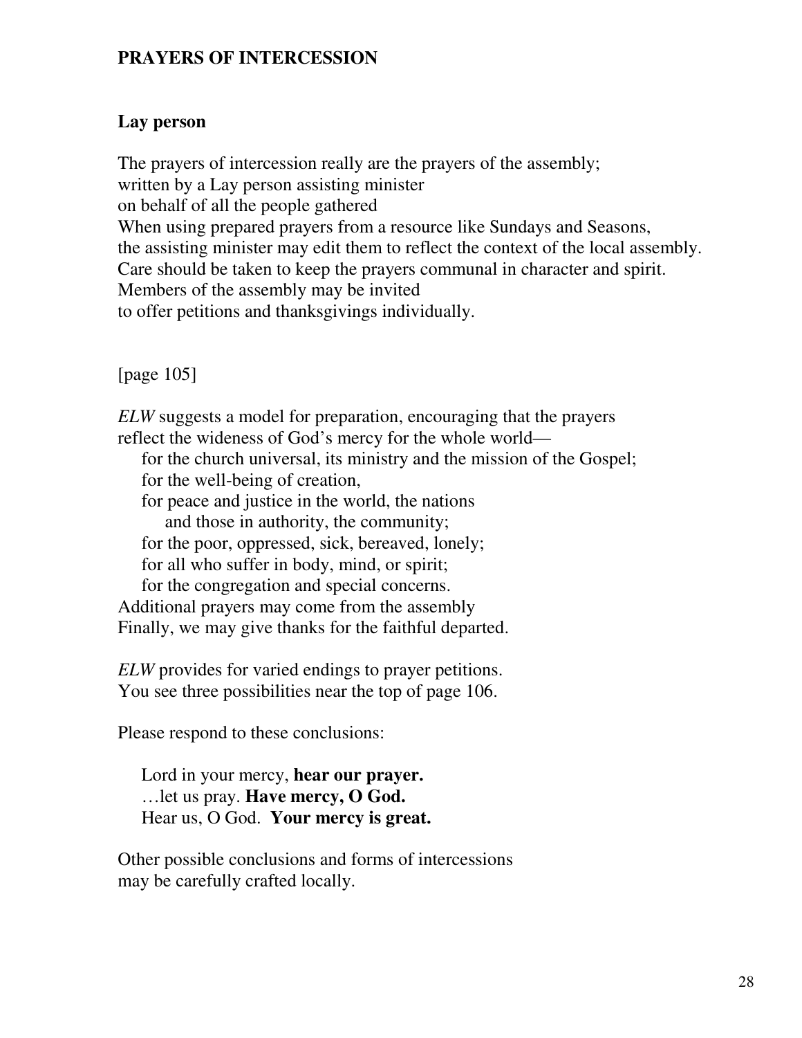**PRAYERS OF INTERCESSION**

**Lay person**

The prayers of intercession really are the prayers of the assembly;
written by a Lay person assisting minister
on behalf of all the people gathered
When using prepared prayers from a resource like Sundays and Seasons,
the assisting minister may edit them to reflect the context of the local assembly.
Care should be taken to keep the prayers communal in character and spirit.
Members of the assembly may be invited
to offer petitions and thanksgivings individually.

[page 105]

*ELW* suggests a model for preparation, encouraging that the prayers
reflect the wideness of God's mercy for the whole world—
    for the church universal, its ministry and the mission of the Gospel;
    for the well-being of creation,
    for peace and justice in the world, the nations
        and those in authority, the community;
    for the poor, oppressed, sick, bereaved, lonely;
    for all who suffer in body, mind, or spirit;
    for the congregation and special concerns.
Additional prayers may come from the assembly
Finally, we may give thanks for the faithful departed.

*ELW* provides for varied endings to prayer petitions.
You see three possibilities near the top of page 106.

Please respond to these conclusions:

    Lord in your mercy, **hear our prayer.**
    …let us pray. **Have mercy, O God.**
    Hear us, O God. **Your mercy is great.**

Other possible conclusions and forms of intercessions
may be carefully crafted locally.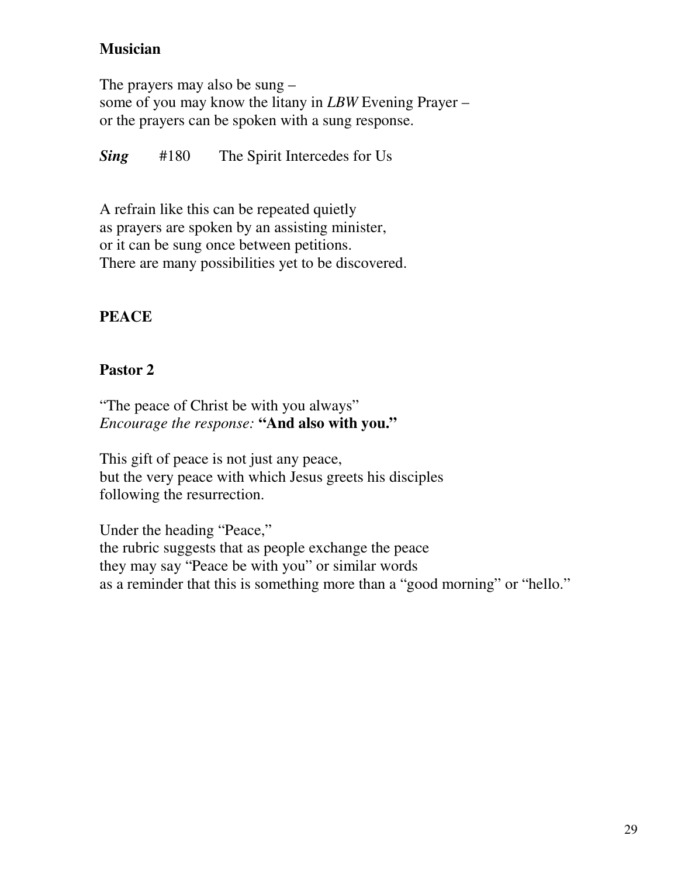**Musician**

The prayers may also be sung –
some of you may know the litany in *LBW* Evening Prayer –
or the prayers can be spoken with a sung response.

***Sing*** #180 The Spirit Intercedes for Us

A refrain like this can be repeated quietly
as prayers are spoken by an assisting minister,
or it can be sung once between petitions.
There are many possibilities yet to be discovered.

## PEACE

**Pastor 2**

"The peace of Christ be with you always"
*Encourage the response:* **"And also with you."**

This gift of peace is not just any peace,
but the very peace with which Jesus greets his disciples
following the resurrection.

Under the heading "Peace,"
the rubric suggests that as people exchange the peace
they may say "Peace be with you" or similar words
as a reminder that this is something more than a "good morning" or "hello."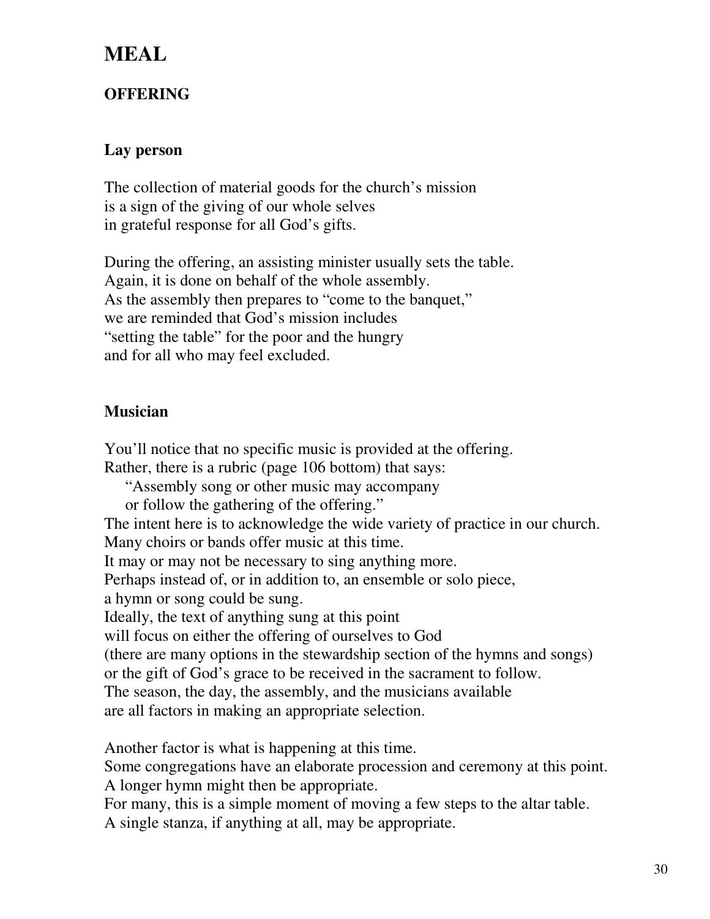# MEAL

## OFFERING

### Lay person

The collection of material goods for the church's mission
is a sign of the giving of our whole selves
in grateful response for all God's gifts.

During the offering, an assisting minister usually sets the table.
Again, it is done on behalf of the whole assembly.
As the assembly then prepares to "come to the banquet,"
we are reminded that God's mission includes
"setting the table" for the poor and the hungry
and for all who may feel excluded.

### Musician

You'll notice that no specific music is provided at the offering.
Rather, there is a rubric (page 106 bottom) that says:
"Assembly song or other music may accompany
or follow the gathering of the offering."
The intent here is to acknowledge the wide variety of practice in our church.
Many choirs or bands offer music at this time.
It may or may not be necessary to sing anything more.
Perhaps instead of, or in addition to, an ensemble or solo piece,
a hymn or song could be sung.
Ideally, the text of anything sung at this point
will focus on either the offering of ourselves to God
(there are many options in the stewardship section of the hymns and songs)
or the gift of God's grace to be received in the sacrament to follow.
The season, the day, the assembly, and the musicians available
are all factors in making an appropriate selection.

Another factor is what is happening at this time.
Some congregations have an elaborate procession and ceremony at this point.
A longer hymn might then be appropriate.
For many, this is a simple moment of moving a few steps to the altar table.
A single stanza, if anything at all, may be appropriate.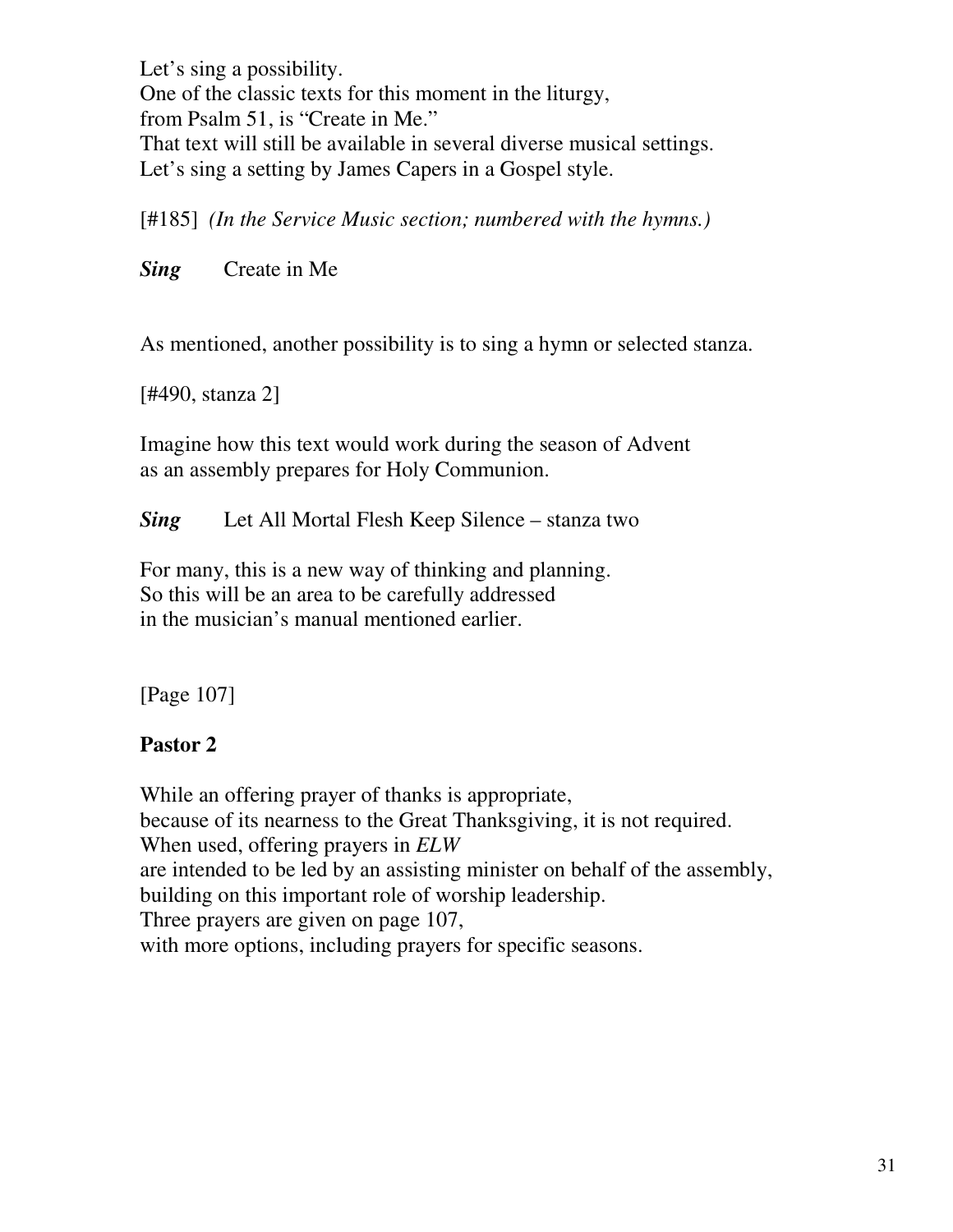Let's sing a possibility.
One of the classic texts for this moment in the liturgy,
from Psalm 51, is "Create in Me."
That text will still be available in several diverse musical settings.
Let's sing a setting by James Capers in a Gospel style.

[#185] *(In the Service Music section; numbered with the hymns.)*

***Sing*** Create in Me

As mentioned, another possibility is to sing a hymn or selected stanza.

[#490, stanza 2]

Imagine how this text would work during the season of Advent
as an assembly prepares for Holy Communion.

***Sing*** Let All Mortal Flesh Keep Silence – stanza two

For many, this is a new way of thinking and planning.
So this will be an area to be carefully addressed
in the musician's manual mentioned earlier.

[Page 107]

**Pastor 2**

While an offering prayer of thanks is appropriate,
because of its nearness to the Great Thanksgiving, it is not required.
When used, offering prayers in *ELW*
are intended to be led by an assisting minister on behalf of the assembly,
building on this important role of worship leadership.
Three prayers are given on page 107,
with more options, including prayers for specific seasons.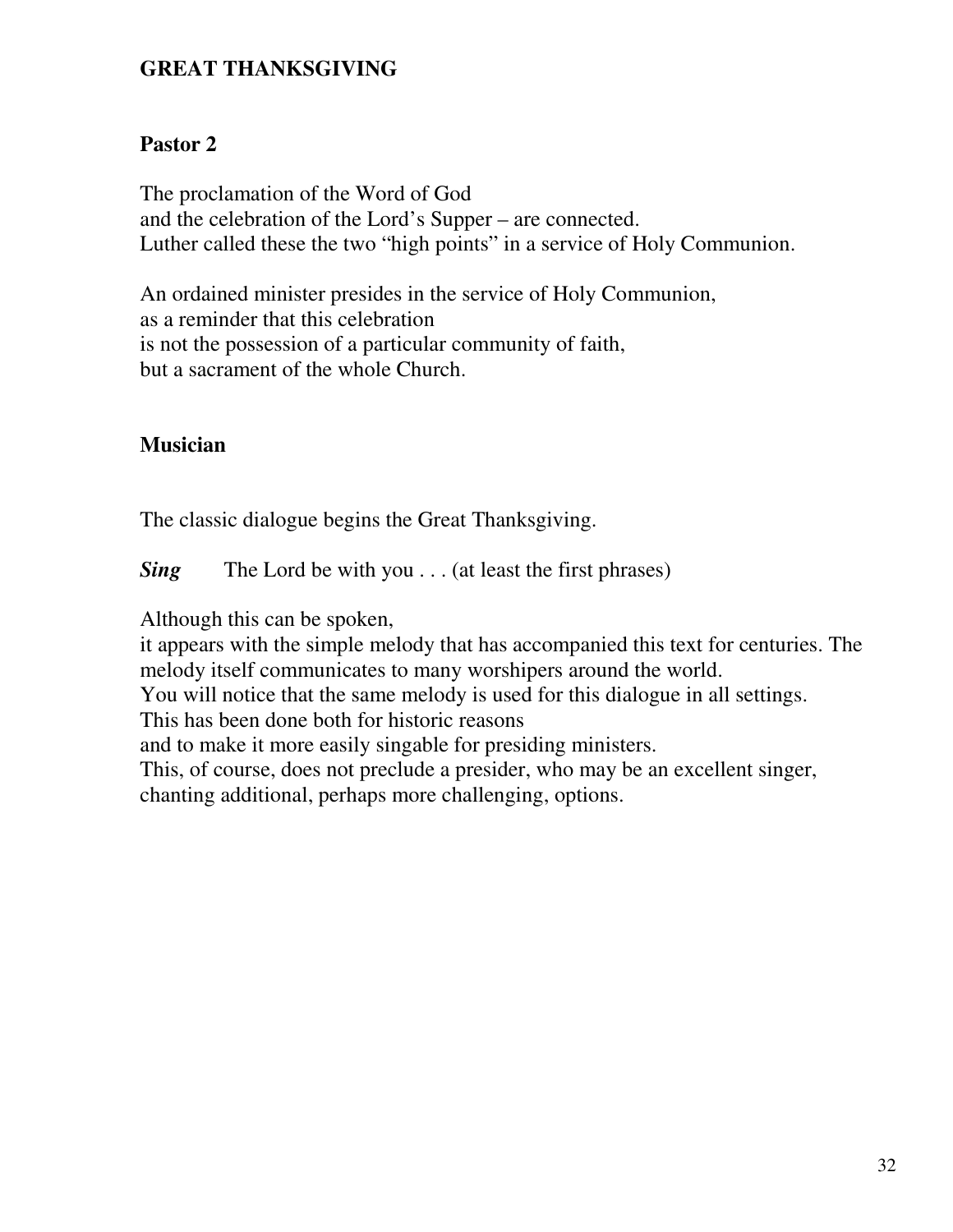## GREAT THANKSGIVING

### Pastor 2

The proclamation of the Word of God
and the celebration of the Lord's Supper – are connected.
Luther called these the two "high points" in a service of Holy Communion.

An ordained minister presides in the service of Holy Communion,
as a reminder that this celebration
is not the possession of a particular community of faith,
but a sacrament of the whole Church.

### Musician

The classic dialogue begins the Great Thanksgiving.

***Sing*** The Lord be with you . . . (at least the first phrases)

Although this can be spoken,
it appears with the simple melody that has accompanied this text for centuries. The melody itself communicates to many worshipers around the world.
You will notice that the same melody is used for this dialogue in all settings.
This has been done both for historic reasons
and to make it more easily singable for presiding ministers.
This, of course, does not preclude a presider, who may be an excellent singer, chanting additional, perhaps more challenging, options.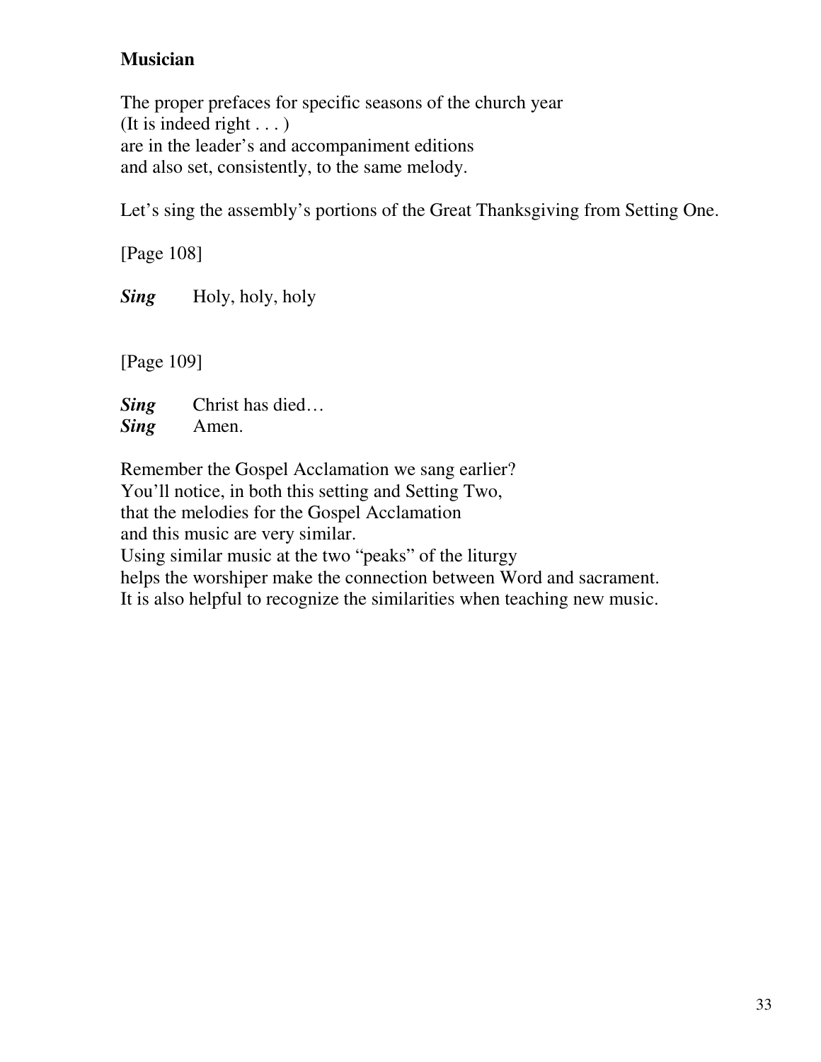**Musician**

The proper prefaces for specific seasons of the church year
(It is indeed right . . . )
are in the leader's and accompaniment editions
and also set, consistently, to the same melody.

Let's sing the assembly's portions of the Great Thanksgiving from Setting One.

[Page 108]

***Sing*** Holy, holy, holy

[Page 109]

***Sing*** Christ has died…
***Sing*** Amen.

Remember the Gospel Acclamation we sang earlier?
You'll notice, in both this setting and Setting Two,
that the melodies for the Gospel Acclamation
and this music are very similar.
Using similar music at the two "peaks" of the liturgy
helps the worshiper make the connection between Word and sacrament.
It is also helpful to recognize the similarities when teaching new music.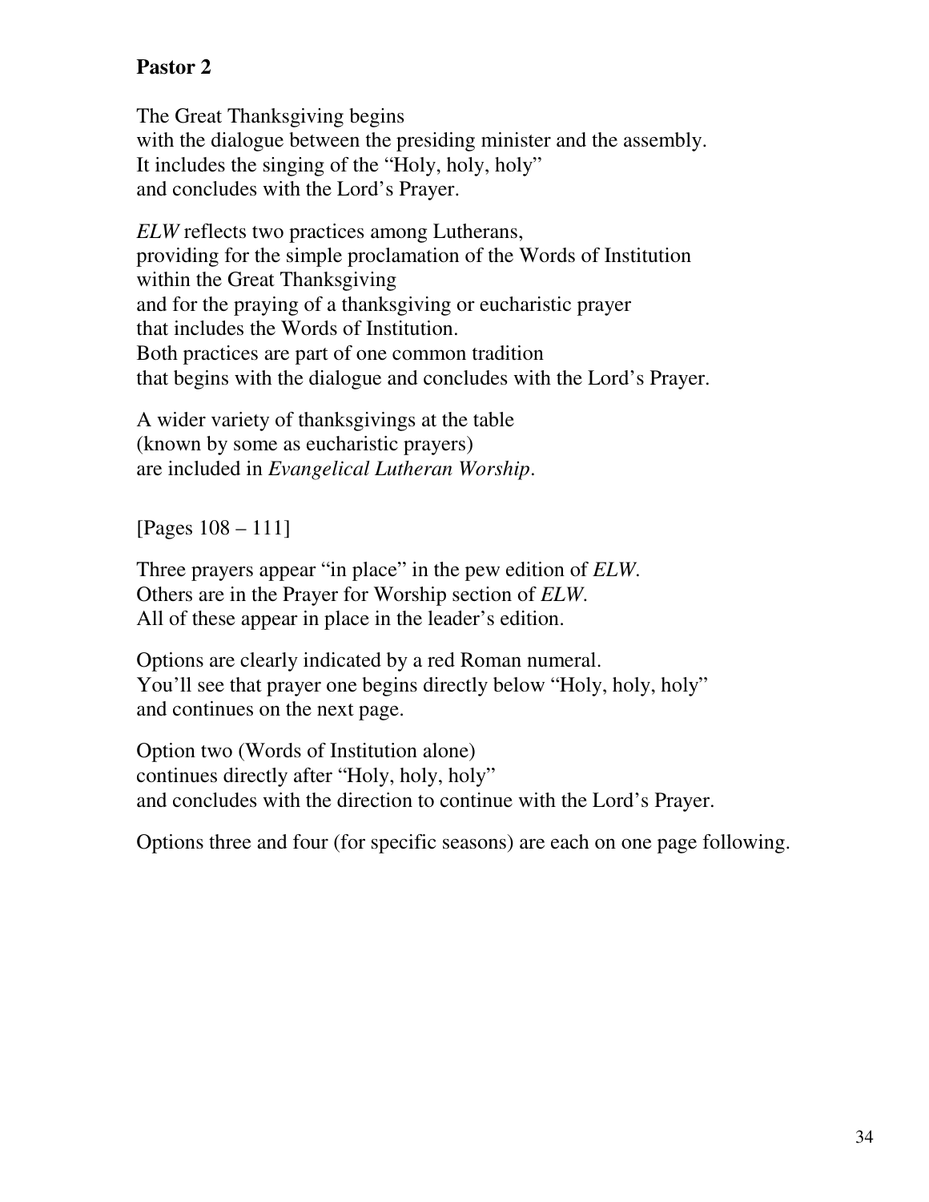**Pastor 2**

The Great Thanksgiving begins
with the dialogue between the presiding minister and the assembly.
It includes the singing of the "Holy, holy, holy"
and concludes with the Lord's Prayer.

*ELW* reflects two practices among Lutherans,
providing for the simple proclamation of the Words of Institution
within the Great Thanksgiving
and for the praying of a thanksgiving or eucharistic prayer
that includes the Words of Institution.
Both practices are part of one common tradition
that begins with the dialogue and concludes with the Lord's Prayer.

A wider variety of thanksgivings at the table
(known by some as eucharistic prayers)
are included in *Evangelical Lutheran Worship*.

[Pages 108 – 111]

Three prayers appear "in place" in the pew edition of *ELW*.
Others are in the Prayer for Worship section of *ELW*.
All of these appear in place in the leader's edition.

Options are clearly indicated by a red Roman numeral.
You'll see that prayer one begins directly below "Holy, holy, holy"
and continues on the next page.

Option two (Words of Institution alone)
continues directly after "Holy, holy, holy"
and concludes with the direction to continue with the Lord's Prayer.

Options three and four (for specific seasons) are each on one page following.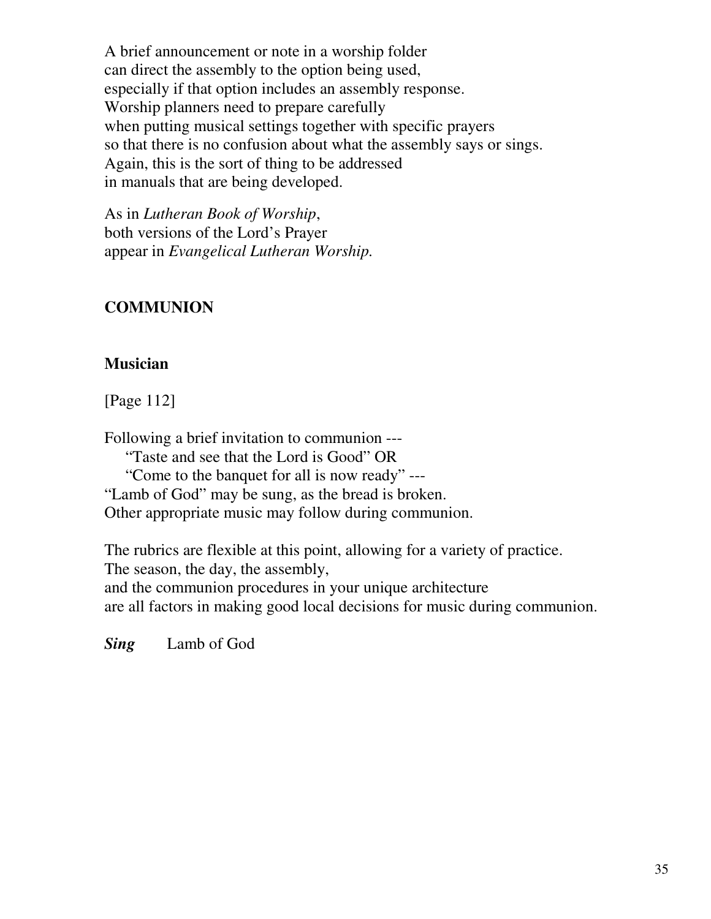A brief announcement or note in a worship folder
can direct the assembly to the option being used,
especially if that option includes an assembly response.
Worship planners need to prepare carefully
when putting musical settings together with specific prayers
so that there is no confusion about what the assembly says or sings.
Again, this is the sort of thing to be addressed
in manuals that are being developed.

As in *Lutheran Book of Worship*,
both versions of the Lord's Prayer
appear in *Evangelical Lutheran Worship.*

## COMMUNION

### Musician

[Page 112]

Following a brief invitation to communion ---
  "Taste and see that the Lord is Good" OR
  "Come to the banquet for all is now ready" ---
"Lamb of God" may be sung, as the bread is broken.
Other appropriate music may follow during communion.

The rubrics are flexible at this point, allowing for a variety of practice.
The season, the day, the assembly,
and the communion procedures in your unique architecture
are all factors in making good local decisions for music during communion.

***Sing*** Lamb of God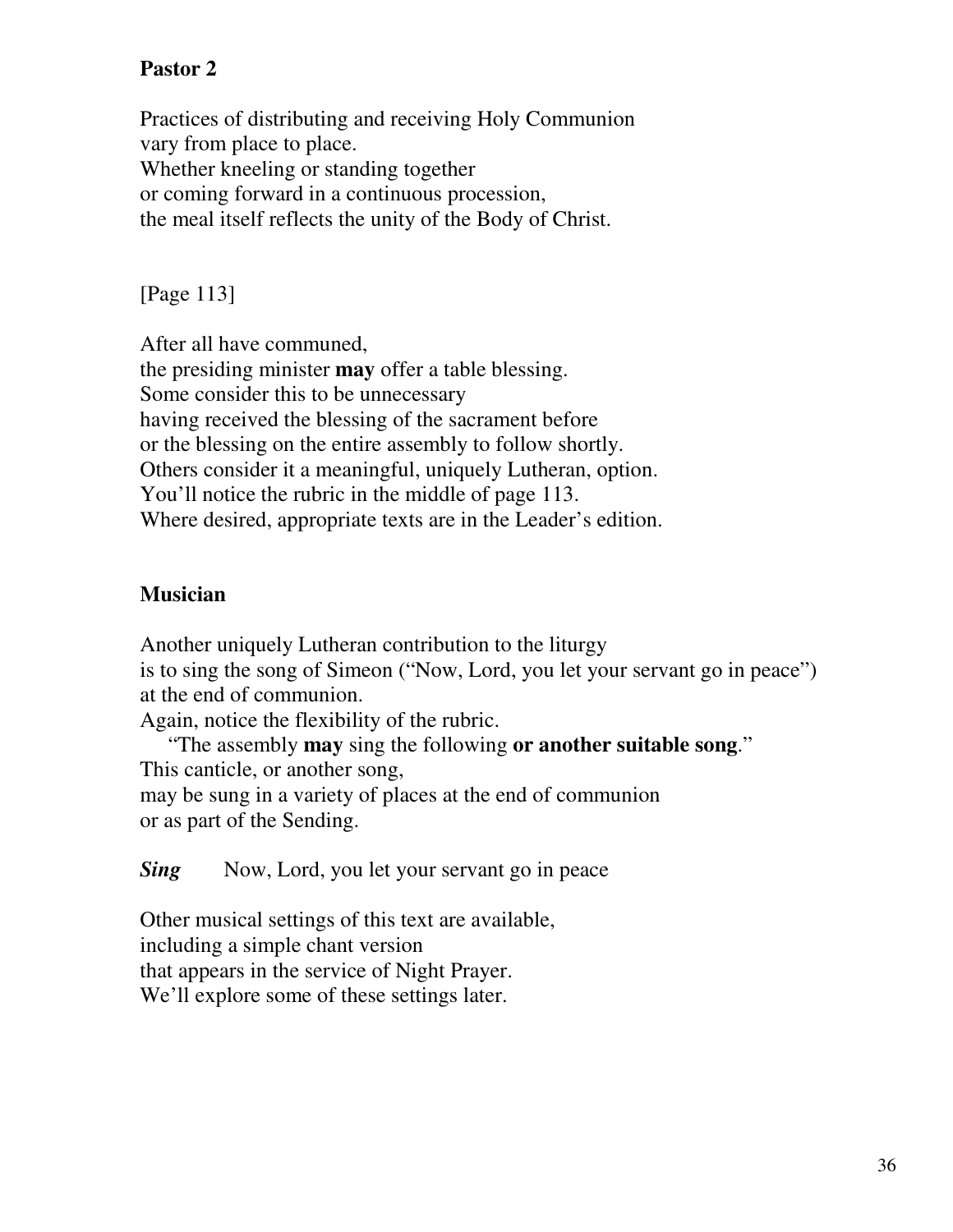**Pastor 2**

Practices of distributing and receiving Holy Communion
vary from place to place.
Whether kneeling or standing together
or coming forward in a continuous procession,
the meal itself reflects the unity of the Body of Christ.

[Page 113]

After all have communed,
the presiding minister **may** offer a table blessing.
Some consider this to be unnecessary
having received the blessing of the sacrament before
or the blessing on the entire assembly to follow shortly.
Others consider it a meaningful, uniquely Lutheran, option.
You'll notice the rubric in the middle of page 113.
Where desired, appropriate texts are in the Leader's edition.

**Musician**

Another uniquely Lutheran contribution to the liturgy
is to sing the song of Simeon ("Now, Lord, you let your servant go in peace")
at the end of communion.
Again, notice the flexibility of the rubric.
"The assembly **may** sing the following **or another suitable song**."
This canticle, or another song,
may be sung in a variety of places at the end of communion
or as part of the Sending.

***Sing*** Now, Lord, you let your servant go in peace

Other musical settings of this text are available,
including a simple chant version
that appears in the service of Night Prayer.
We'll explore some of these settings later.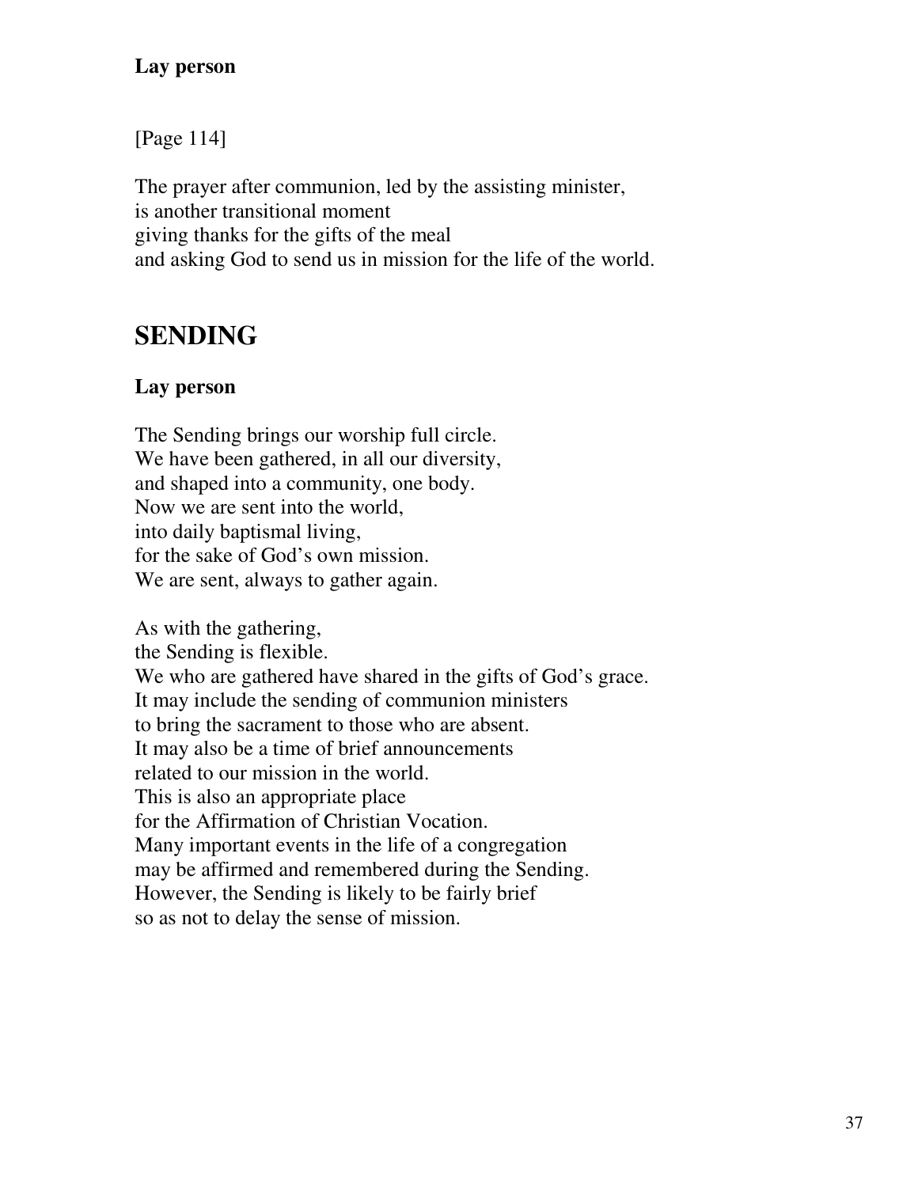**Lay person**

[Page 114]

The prayer after communion, led by the assisting minister,
is another transitional moment
giving thanks for the gifts of the meal
and asking God to send us in mission for the life of the world.

## SENDING

**Lay person**

The Sending brings our worship full circle.
We have been gathered, in all our diversity,
and shaped into a community, one body.
Now we are sent into the world,
into daily baptismal living,
for the sake of God's own mission.
We are sent, always to gather again.

As with the gathering,
the Sending is flexible.
We who are gathered have shared in the gifts of God's grace.
It may include the sending of communion ministers
to bring the sacrament to those who are absent.
It may also be a time of brief announcements
related to our mission in the world.
This is also an appropriate place
for the Affirmation of Christian Vocation.
Many important events in the life of a congregation
may be affirmed and remembered during the Sending.
However, the Sending is likely to be fairly brief
so as not to delay the sense of mission.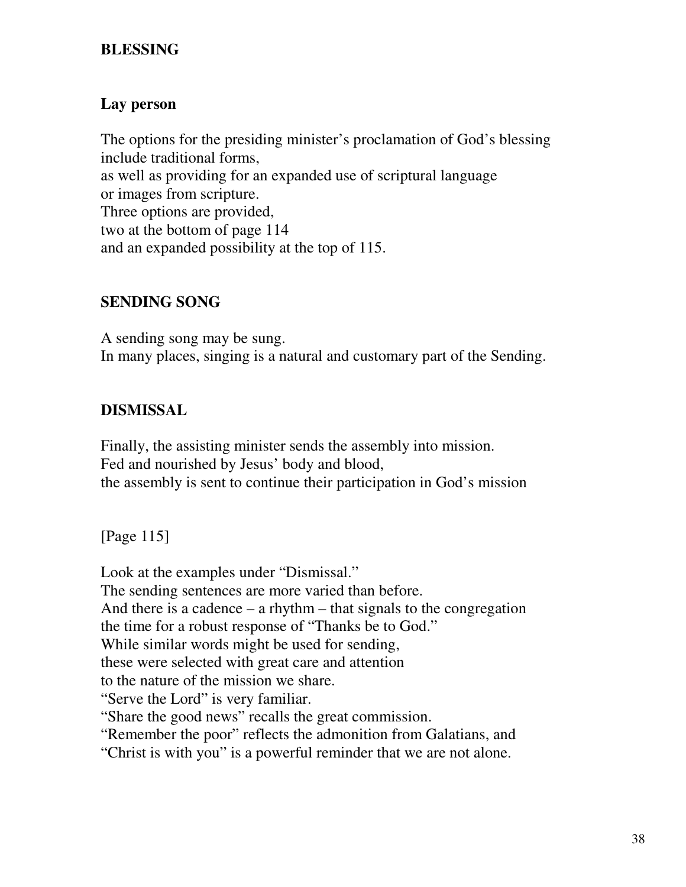**BLESSING**

**Lay person**

The options for the presiding minister's proclamation of God's blessing
include traditional forms,
as well as providing for an expanded use of scriptural language
or images from scripture.
Three options are provided,
two at the bottom of page 114
and an expanded possibility at the top of 115.

**SENDING SONG**

A sending song may be sung.
In many places, singing is a natural and customary part of the Sending.

**DISMISSAL**

Finally, the assisting minister sends the assembly into mission.
Fed and nourished by Jesus' body and blood,
the assembly is sent to continue their participation in God's mission

[Page 115]

Look at the examples under "Dismissal."
The sending sentences are more varied than before.
And there is a cadence – a rhythm – that signals to the congregation
the time for a robust response of "Thanks be to God."
While similar words might be used for sending,
these were selected with great care and attention
to the nature of the mission we share.
"Serve the Lord" is very familiar.
"Share the good news" recalls the great commission.
"Remember the poor" reflects the admonition from Galatians, and
"Christ is with you" is a powerful reminder that we are not alone.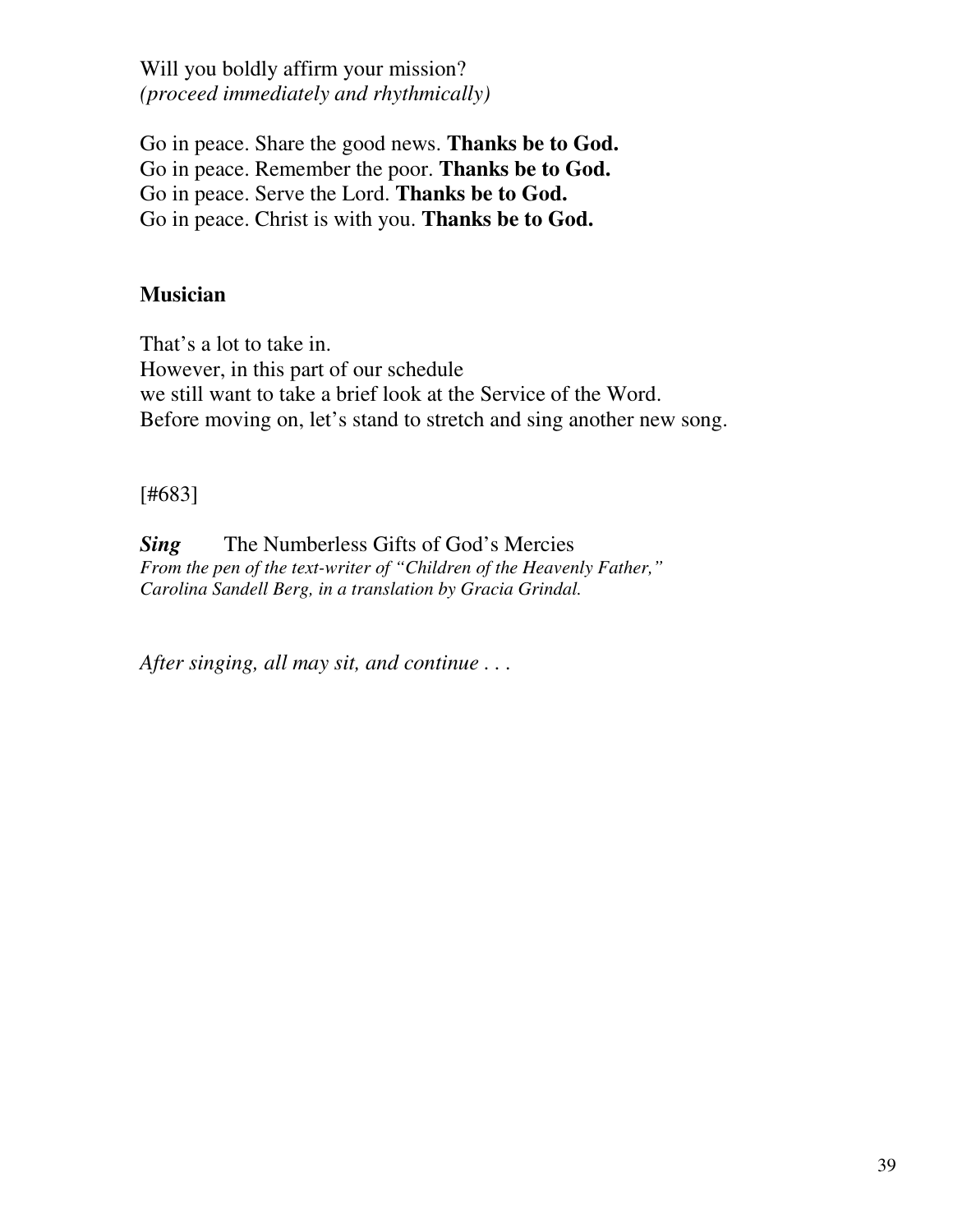Will you boldly affirm your mission?
*(proceed immediately and rhythmically)*

Go in peace. Share the good news. **Thanks be to God.**
Go in peace. Remember the poor. **Thanks be to God.**
Go in peace. Serve the Lord. **Thanks be to God.**
Go in peace. Christ is with you. **Thanks be to God.**

**Musician**

That's a lot to take in.
However, in this part of our schedule
we still want to take a brief look at the Service of the Word.
Before moving on, let's stand to stretch and sing another new song.

[#683]

***Sing*** The Numberless Gifts of God's Mercies
*From the pen of the text-writer of "Children of the Heavenly Father," Carolina Sandell Berg, in a translation by Gracia Grindal.*

*After singing, all may sit, and continue . . .*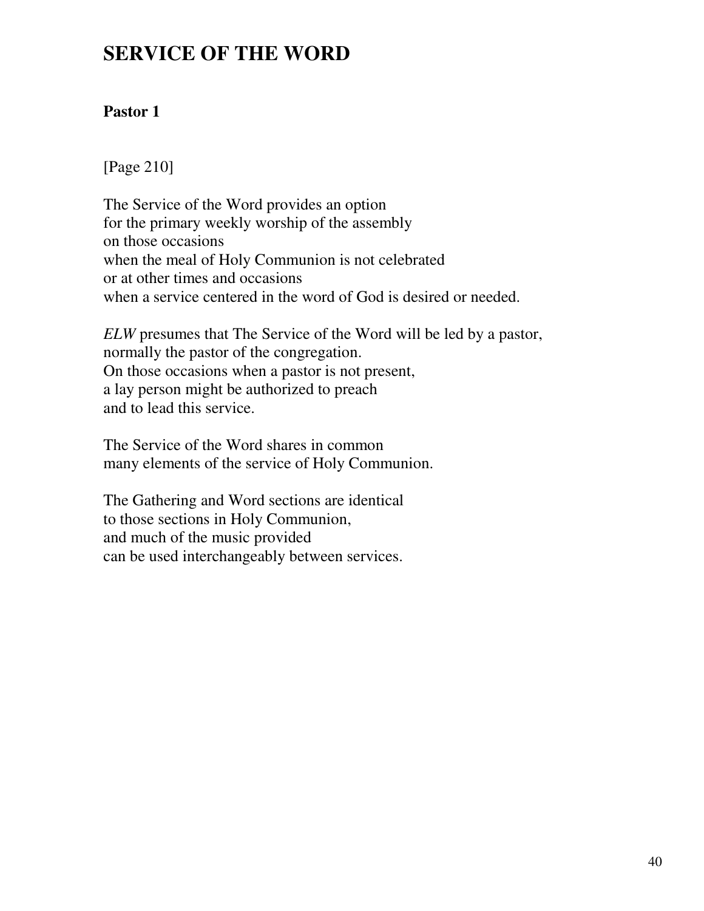# SERVICE OF THE WORD

**Pastor 1**

[Page 210]

The Service of the Word provides an option
for the primary weekly worship of the assembly
on those occasions
when the meal of Holy Communion is not celebrated
or at other times and occasions
when a service centered in the word of God is desired or needed.

*ELW* presumes that The Service of the Word will be led by a pastor,
normally the pastor of the congregation.
On those occasions when a pastor is not present,
a lay person might be authorized to preach
and to lead this service.

The Service of the Word shares in common
many elements of the service of Holy Communion.

The Gathering and Word sections are identical
to those sections in Holy Communion,
and much of the music provided
can be used interchangeably between services.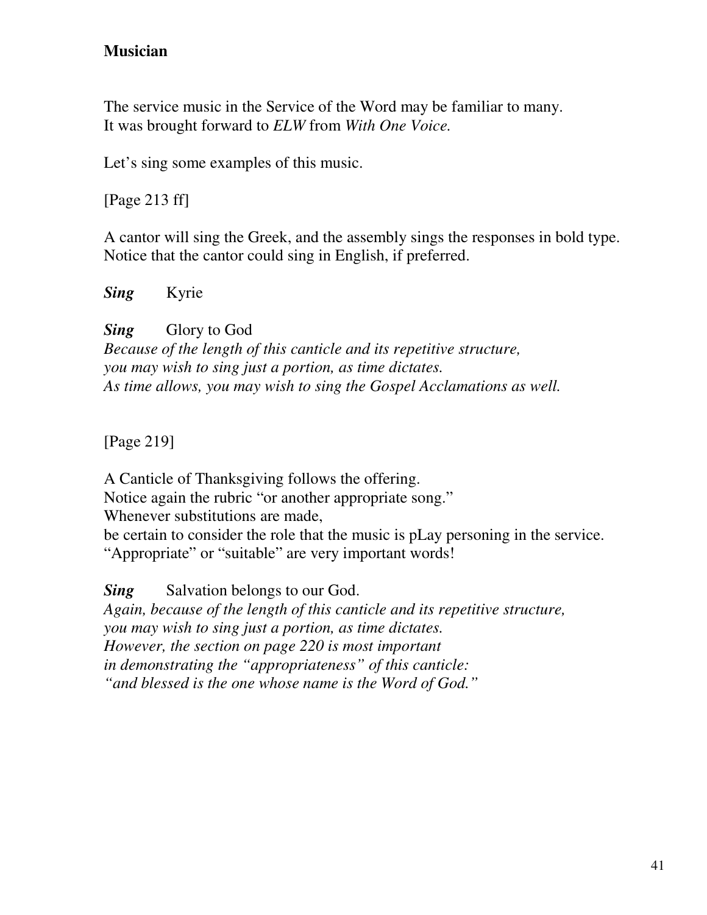**Musician**

The service music in the Service of the Word may be familiar to many.
It was brought forward to *ELW* from *With One Voice.*

Let's sing some examples of this music.

[Page 213 ff]

A cantor will sing the Greek, and the assembly sings the responses in bold type.
Notice that the cantor could sing in English, if preferred.

***Sing*** Kyrie

***Sing*** Glory to God
*Because of the length of this canticle and its repetitive structure,*
*you may wish to sing just a portion, as time dictates.*
*As time allows, you may wish to sing the Gospel Acclamations as well.*

[Page 219]

A Canticle of Thanksgiving follows the offering.
Notice again the rubric "or another appropriate song."
Whenever substitutions are made,
be certain to consider the role that the music is pLay personing in the service.
"Appropriate" or "suitable" are very important words!

***Sing*** Salvation belongs to our God.
*Again, because of the length of this canticle and its repetitive structure,*
*you may wish to sing just a portion, as time dictates.*
*However, the section on page 220 is most important*
*in demonstrating the "appropriateness" of this canticle:*
*"and blessed is the one whose name is the Word of God."*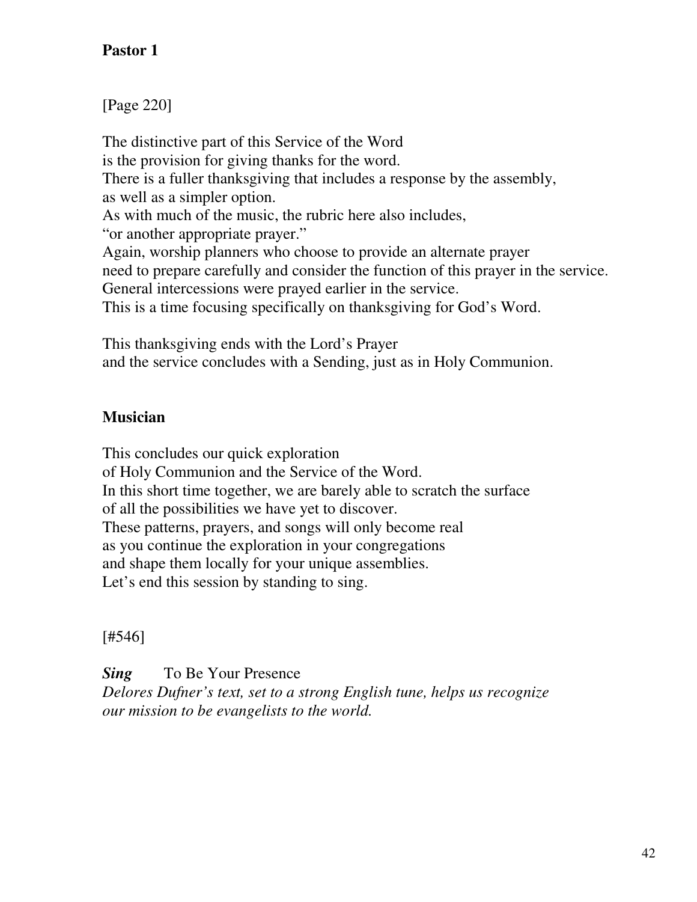**Pastor 1**

[Page 220]

The distinctive part of this Service of the Word
is the provision for giving thanks for the word.
There is a fuller thanksgiving that includes a response by the assembly,
as well as a simpler option.
As with much of the music, the rubric here also includes,
“or another appropriate prayer.”
Again, worship planners who choose to provide an alternate prayer
need to prepare carefully and consider the function of this prayer in the service.
General intercessions were prayed earlier in the service.
This is a time focusing specifically on thanksgiving for God’s Word.

This thanksgiving ends with the Lord’s Prayer
and the service concludes with a Sending, just as in Holy Communion.

**Musician**

This concludes our quick exploration
of Holy Communion and the Service of the Word.
In this short time together, we are barely able to scratch the surface
of all the possibilities we have yet to discover.
These patterns, prayers, and songs will only become real
as you continue the exploration in your congregations
and shape them locally for your unique assemblies.
Let’s end this session by standing to sing.

[#546]

***Sing*** To Be Your Presence
*Delores Dufner’s text, set to a strong English tune, helps us recognize our mission to be evangelists to the world.*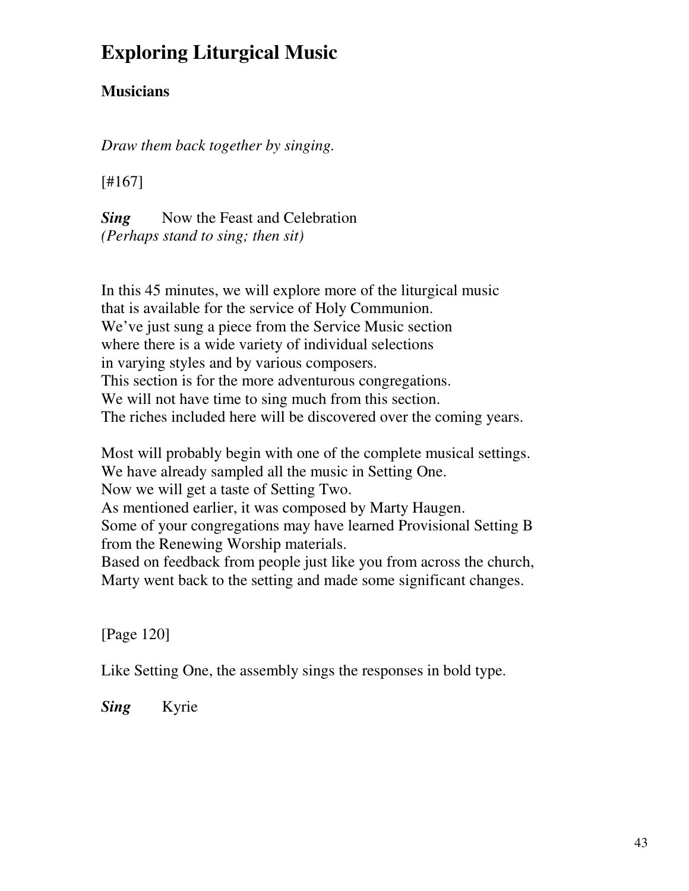# Exploring Liturgical Music

## Musicians

*Draw them back together by singing.*

[#167]

***Sing*** Now the Feast and Celebration  
*(Perhaps stand to sing; then sit)*

In this 45 minutes, we will explore more of the liturgical music  
that is available for the service of Holy Communion.  
We've just sung a piece from the Service Music section  
where there is a wide variety of individual selections  
in varying styles and by various composers.  
This section is for the more adventurous congregations.  
We will not have time to sing much from this section.  
The riches included here will be discovered over the coming years.

Most will probably begin with one of the complete musical settings.  
We have already sampled all the music in Setting One.  
Now we will get a taste of Setting Two.  
As mentioned earlier, it was composed by Marty Haugen.  
Some of your congregations may have learned Provisional Setting B  
from the Renewing Worship materials.  
Based on feedback from people just like you from across the church,  
Marty went back to the setting and made some significant changes.

[Page 120]

Like Setting One, the assembly sings the responses in bold type.

***Sing*** Kyrie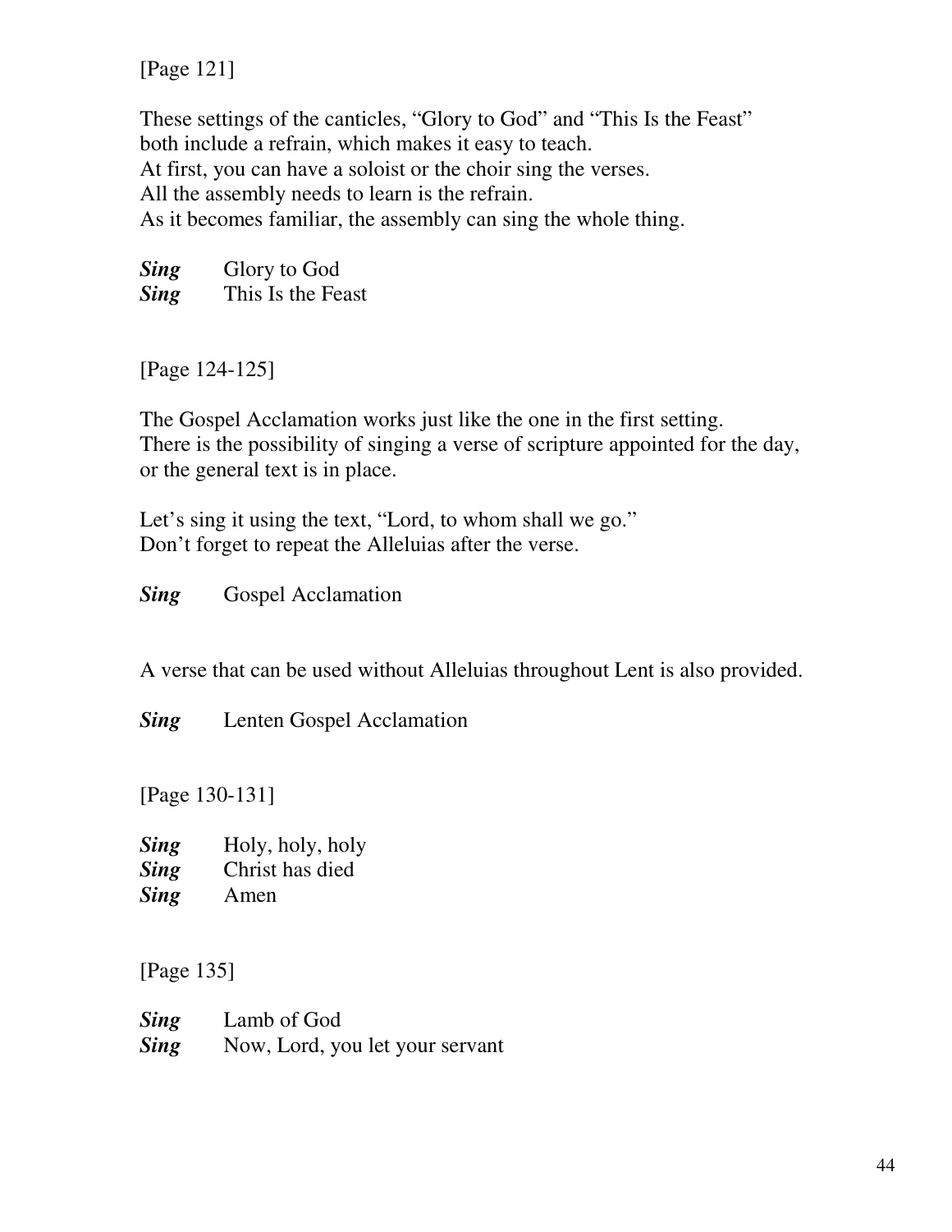[Page 121]

These settings of the canticles, "Glory to God" and "This Is the Feast"
both include a refrain, which makes it easy to teach.
At first, you can have a soloist or the choir sing the verses.
All the assembly needs to learn is the refrain.
As it becomes familiar, the assembly can sing the whole thing.

***Sing*** Glory to God
***Sing*** This Is the Feast

[Page 124-125]

The Gospel Acclamation works just like the one in the first setting.
There is the possibility of singing a verse of scripture appointed for the day,
or the general text is in place.

Let's sing it using the text, "Lord, to whom shall we go."
Don't forget to repeat the Alleluias after the verse.

***Sing*** Gospel Acclamation

A verse that can be used without Alleluias throughout Lent is also provided.

***Sing*** Lenten Gospel Acclamation

[Page 130-131]

***Sing*** Holy, holy, holy
***Sing*** Christ has died
***Sing*** Amen

[Page 135]

***Sing*** Lamb of God
***Sing*** Now, Lord, you let your servant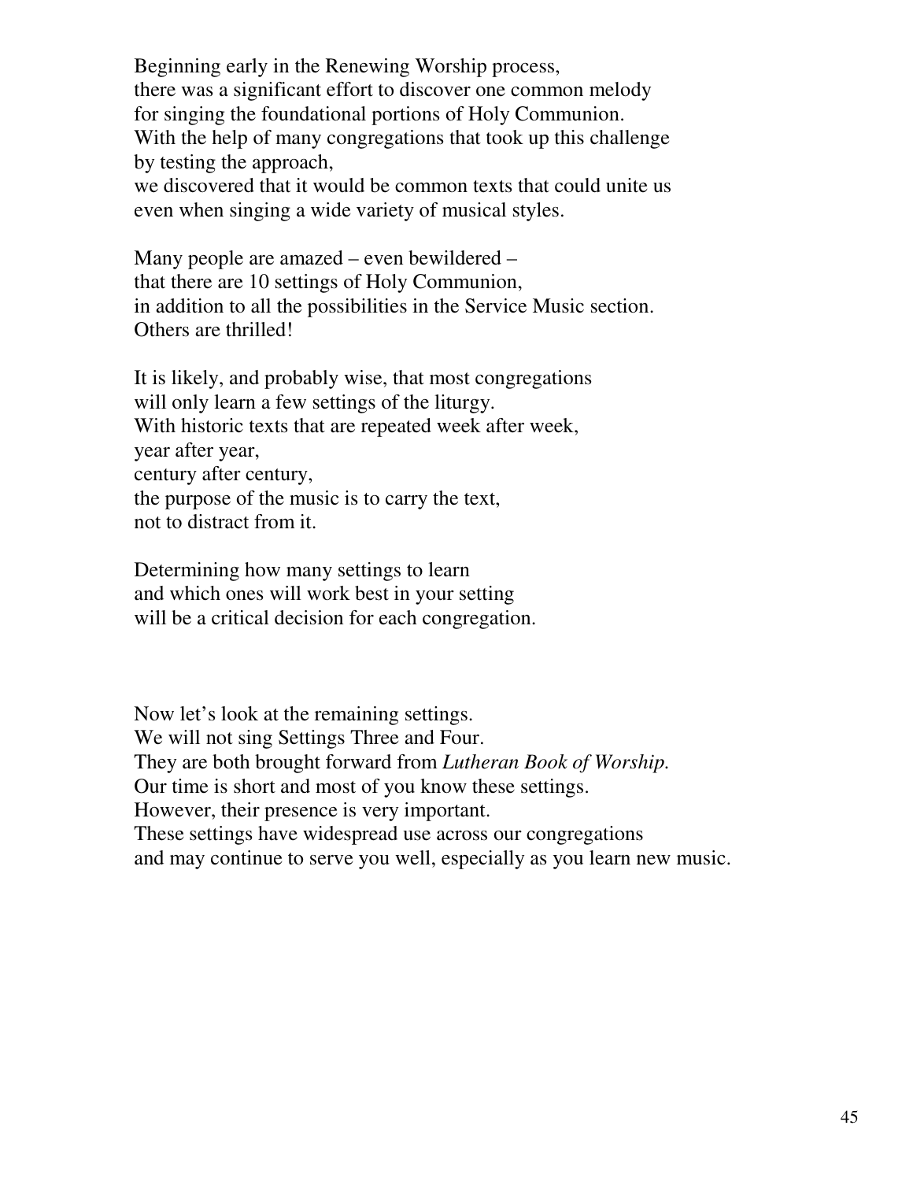Beginning early in the Renewing Worship process,
there was a significant effort to discover one common melody
for singing the foundational portions of Holy Communion.
With the help of many congregations that took up this challenge
by testing the approach,
we discovered that it would be common texts that could unite us
even when singing a wide variety of musical styles.

Many people are amazed – even bewildered –
that there are 10 settings of Holy Communion,
in addition to all the possibilities in the Service Music section.
Others are thrilled!

It is likely, and probably wise, that most congregations
will only learn a few settings of the liturgy.
With historic texts that are repeated week after week,
year after year,
century after century,
the purpose of the music is to carry the text,
not to distract from it.

Determining how many settings to learn
and which ones will work best in your setting
will be a critical decision for each congregation.

Now let's look at the remaining settings.
We will not sing Settings Three and Four.
They are both brought forward from *Lutheran Book of Worship.*
Our time is short and most of you know these settings.
However, their presence is very important.
These settings have widespread use across our congregations
and may continue to serve you well, especially as you learn new music.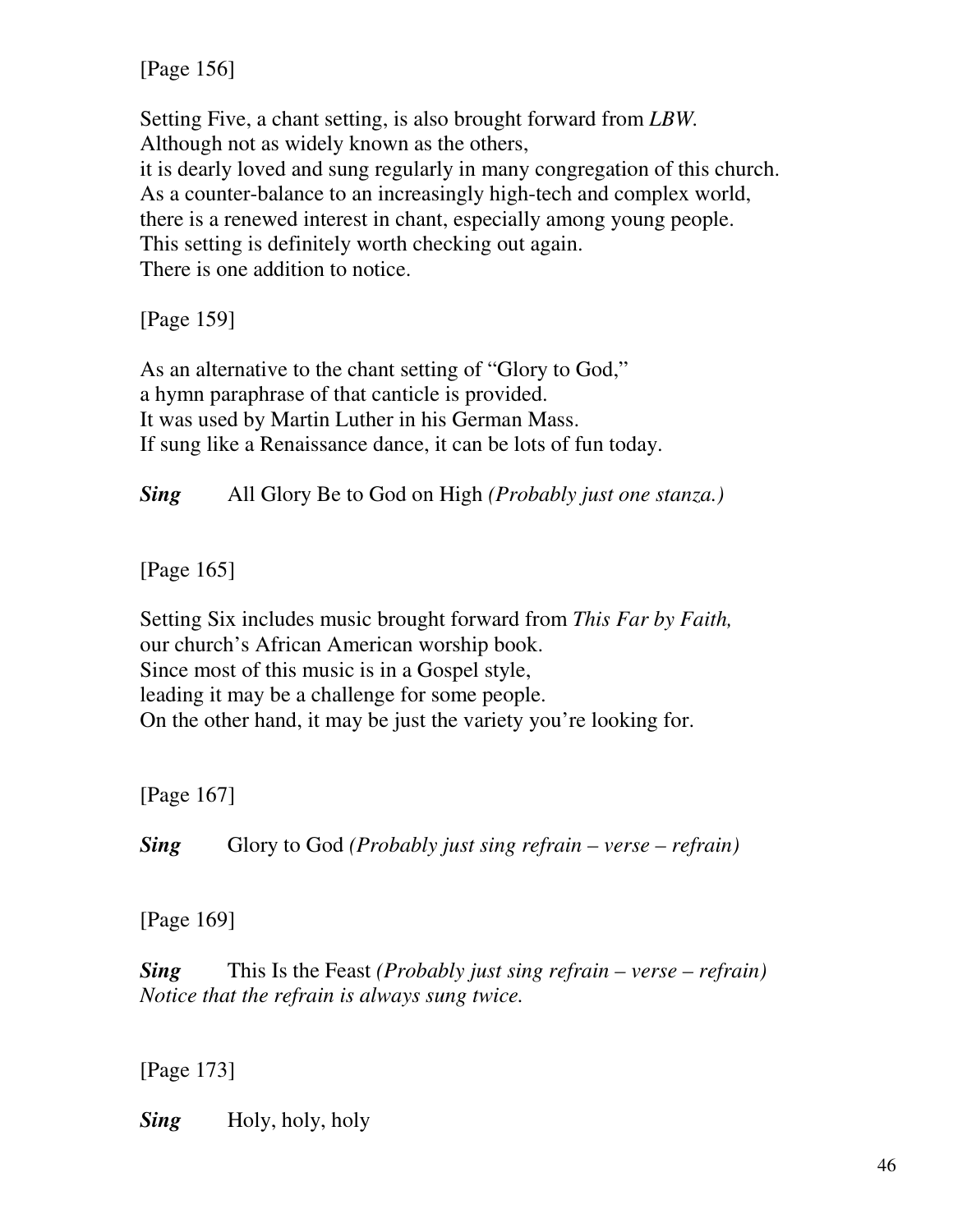[Page 156]

Setting Five, a chant setting, is also brought forward from *LBW*.
Although not as widely known as the others,
it is dearly loved and sung regularly in many congregation of this church.
As a counter-balance to an increasingly high-tech and complex world,
there is a renewed interest in chant, especially among young people.
This setting is definitely worth checking out again.
There is one addition to notice.

[Page 159]

As an alternative to the chant setting of "Glory to God,"
a hymn paraphrase of that canticle is provided.
It was used by Martin Luther in his German Mass.
If sung like a Renaissance dance, it can be lots of fun today.

***Sing*** All Glory Be to God on High *(Probably just one stanza.)*

[Page 165]

Setting Six includes music brought forward from *This Far by Faith,*
our church's African American worship book.
Since most of this music is in a Gospel style,
leading it may be a challenge for some people.
On the other hand, it may be just the variety you're looking for.

[Page 167]

***Sing*** Glory to God *(Probably just sing refrain – verse – refrain)*

[Page 169]

***Sing*** This Is the Feast *(Probably just sing refrain – verse – refrain)*
*Notice that the refrain is always sung twice.*

[Page 173]

***Sing*** Holy, holy, holy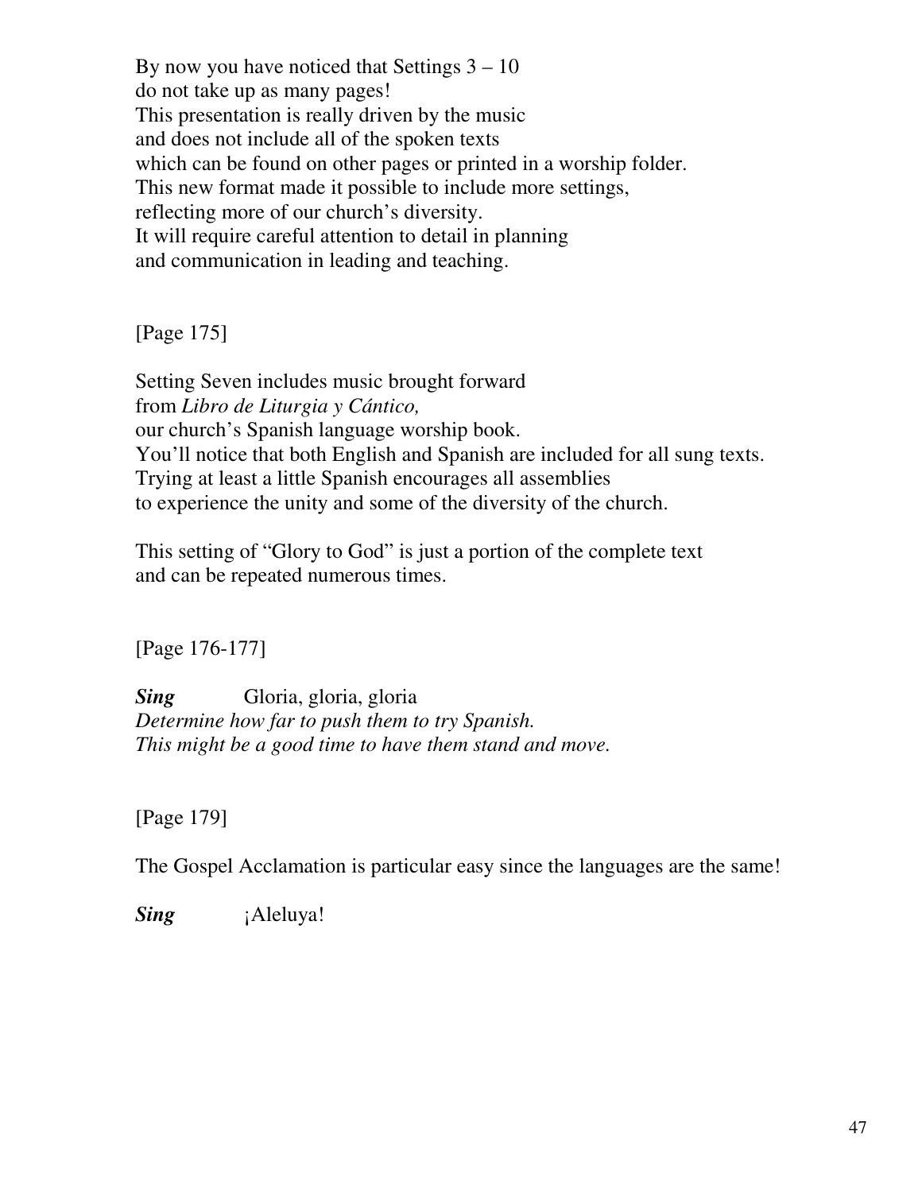By now you have noticed that Settings 3 – 10
do not take up as many pages!
This presentation is really driven by the music
and does not include all of the spoken texts
which can be found on other pages or printed in a worship folder.
This new format made it possible to include more settings,
reflecting more of our church's diversity.
It will require careful attention to detail in planning
and communication in leading and teaching.

[Page 175]

Setting Seven includes music brought forward
from *Libro de Liturgia y Cántico,*
our church's Spanish language worship book.
You'll notice that both English and Spanish are included for all sung texts.
Trying at least a little Spanish encourages all assemblies
to experience the unity and some of the diversity of the church.

This setting of "Glory to God" is just a portion of the complete text
and can be repeated numerous times.

[Page 176-177]

***Sing*** Gloria, gloria, gloria
*Determine how far to push them to try Spanish.*
*This might be a good time to have them stand and move.*

[Page 179]

The Gospel Acclamation is particular easy since the languages are the same!

***Sing*** ¡Aleluya!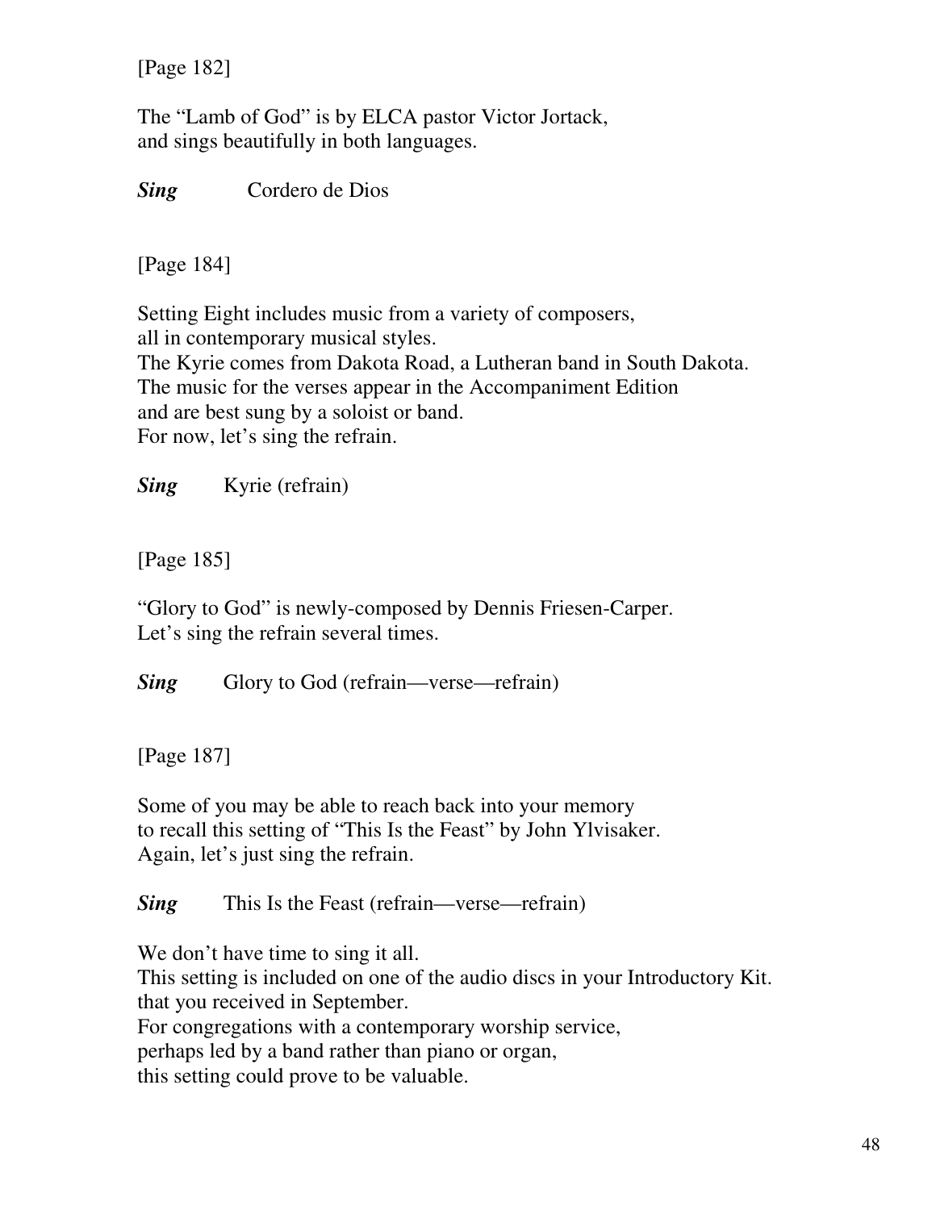[Page 182]

The “Lamb of God” is by ELCA pastor Victor Jortack,
and sings beautifully in both languages.

***Sing*** Cordero de Dios

[Page 184]

Setting Eight includes music from a variety of composers,
all in contemporary musical styles.
The Kyrie comes from Dakota Road, a Lutheran band in South Dakota.
The music for the verses appear in the Accompaniment Edition
and are best sung by a soloist or band.
For now, let’s sing the refrain.

***Sing*** Kyrie (refrain)

[Page 185]

“Glory to God” is newly-composed by Dennis Friesen-Carper.
Let’s sing the refrain several times.

***Sing*** Glory to God (refrain—verse—refrain)

[Page 187]

Some of you may be able to reach back into your memory
to recall this setting of “This Is the Feast” by John Ylvisaker.
Again, let’s just sing the refrain.

***Sing*** This Is the Feast (refrain—verse—refrain)

We don’t have time to sing it all.
This setting is included on one of the audio discs in your Introductory Kit.
that you received in September.
For congregations with a contemporary worship service,
perhaps led by a band rather than piano or organ,
this setting could prove to be valuable.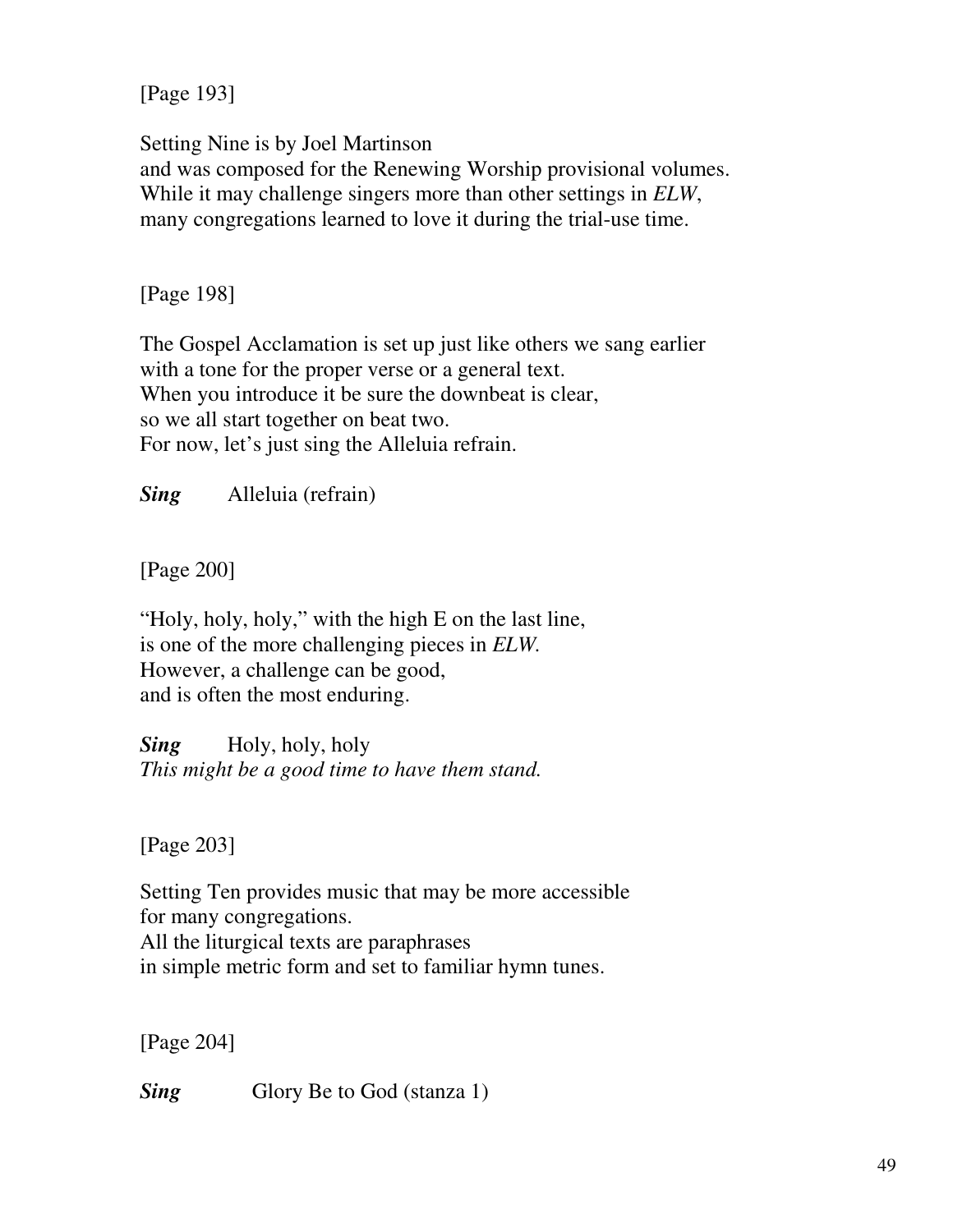[Page 193]

Setting Nine is by Joel Martinson  
and was composed for the Renewing Worship provisional volumes.  
While it may challenge singers more than other settings in *ELW*,  
many congregations learned to love it during the trial-use time.

[Page 198]

The Gospel Acclamation is set up just like others we sang earlier  
with a tone for the proper verse or a general text.  
When you introduce it be sure the downbeat is clear,  
so we all start together on beat two.  
For now, let's just sing the Alleluia refrain.

***Sing*** Alleluia (refrain)

[Page 200]

"Holy, holy, holy," with the high E on the last line,  
is one of the more challenging pieces in *ELW*.  
However, a challenge can be good,  
and is often the most enduring.

***Sing*** Holy, holy, holy  
*This might be a good time to have them stand.*

[Page 203]

Setting Ten provides music that may be more accessible  
for many congregations.  
All the liturgical texts are paraphrases  
in simple metric form and set to familiar hymn tunes.

[Page 204]

***Sing*** Glory Be to God (stanza 1)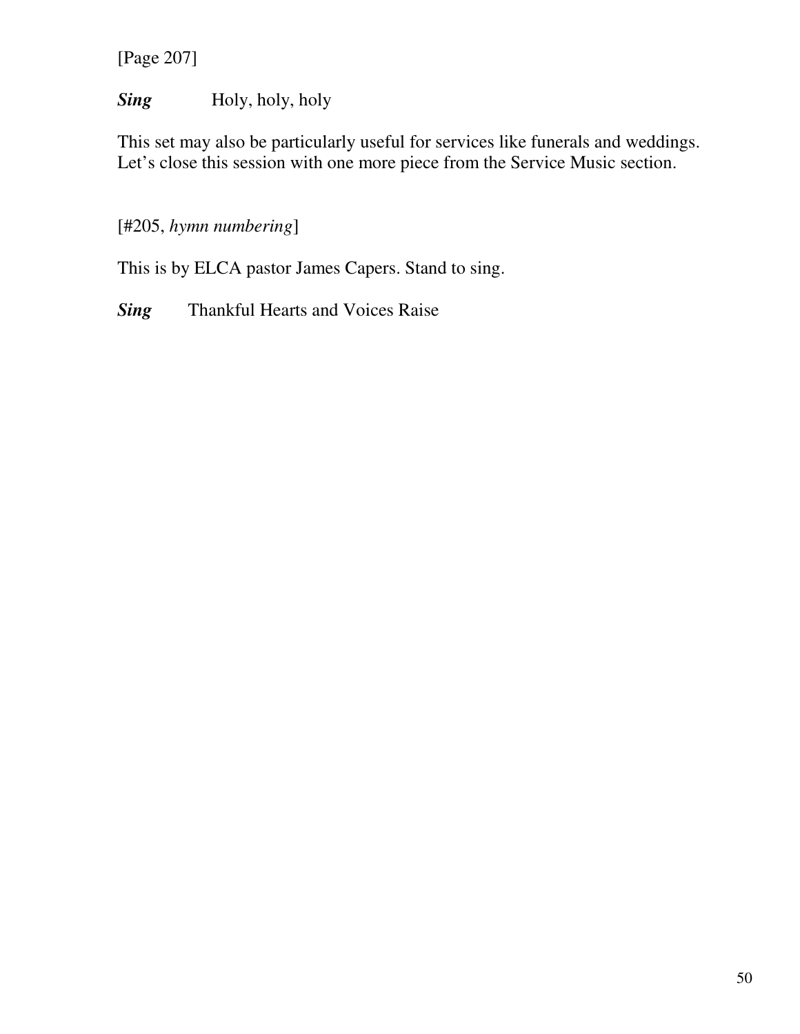[Page 207]

***Sing*** Holy, holy, holy

This set may also be particularly useful for services like funerals and weddings. Let's close this session with one more piece from the Service Music section.

[#205, *hymn numbering*]

This is by ELCA pastor James Capers. Stand to sing.

***Sing*** Thankful Hearts and Voices Raise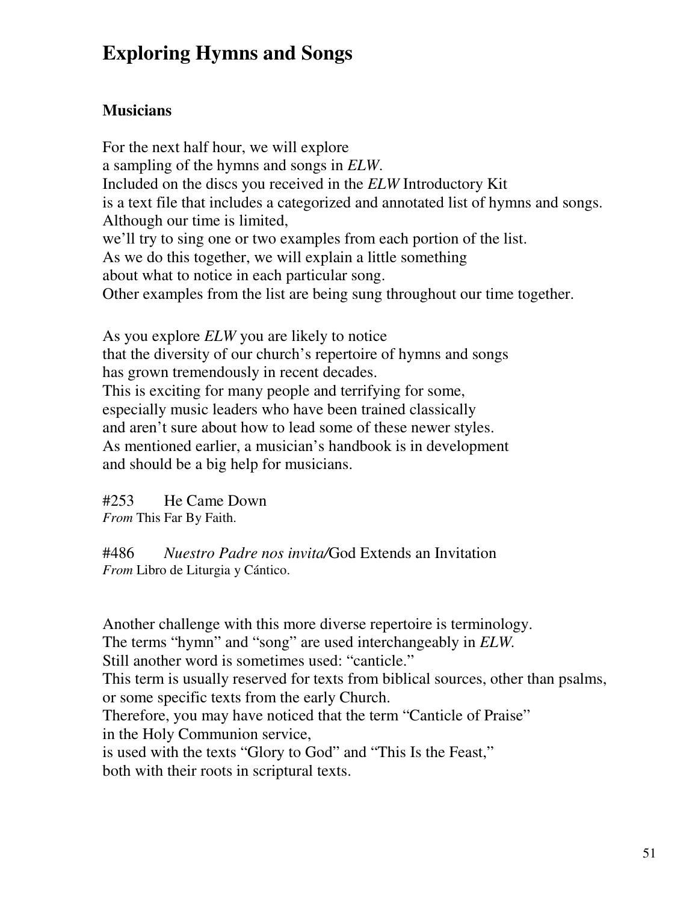# Exploring Hymns and Songs

### Musicians

For the next half hour, we will explore
a sampling of the hymns and songs in *ELW*.
Included on the discs you received in the *ELW* Introductory Kit
is a text file that includes a categorized and annotated list of hymns and songs.
Although our time is limited,
we'll try to sing one or two examples from each portion of the list.
As we do this together, we will explain a little something
about what to notice in each particular song.
Other examples from the list are being sung throughout our time together.

As you explore *ELW* you are likely to notice
that the diversity of our church's repertoire of hymns and songs
has grown tremendously in recent decades.
This is exciting for many people and terrifying for some,
especially music leaders who have been trained classically
and aren't sure about how to lead some of these newer styles.
As mentioned earlier, a musician's handbook is in development
and should be a big help for musicians.

#253 He Came Down
*From* This Far By Faith.

#486 *Nuestro Padre nos invita/*God Extends an Invitation
*From* Libro de Liturgia y Cántico.

Another challenge with this more diverse repertoire is terminology.
The terms "hymn" and "song" are used interchangeably in *ELW.*
Still another word is sometimes used: "canticle."
This term is usually reserved for texts from biblical sources, other than psalms,
or some specific texts from the early Church.
Therefore, you may have noticed that the term "Canticle of Praise"
in the Holy Communion service,
is used with the texts "Glory to God" and "This Is the Feast,"
both with their roots in scriptural texts.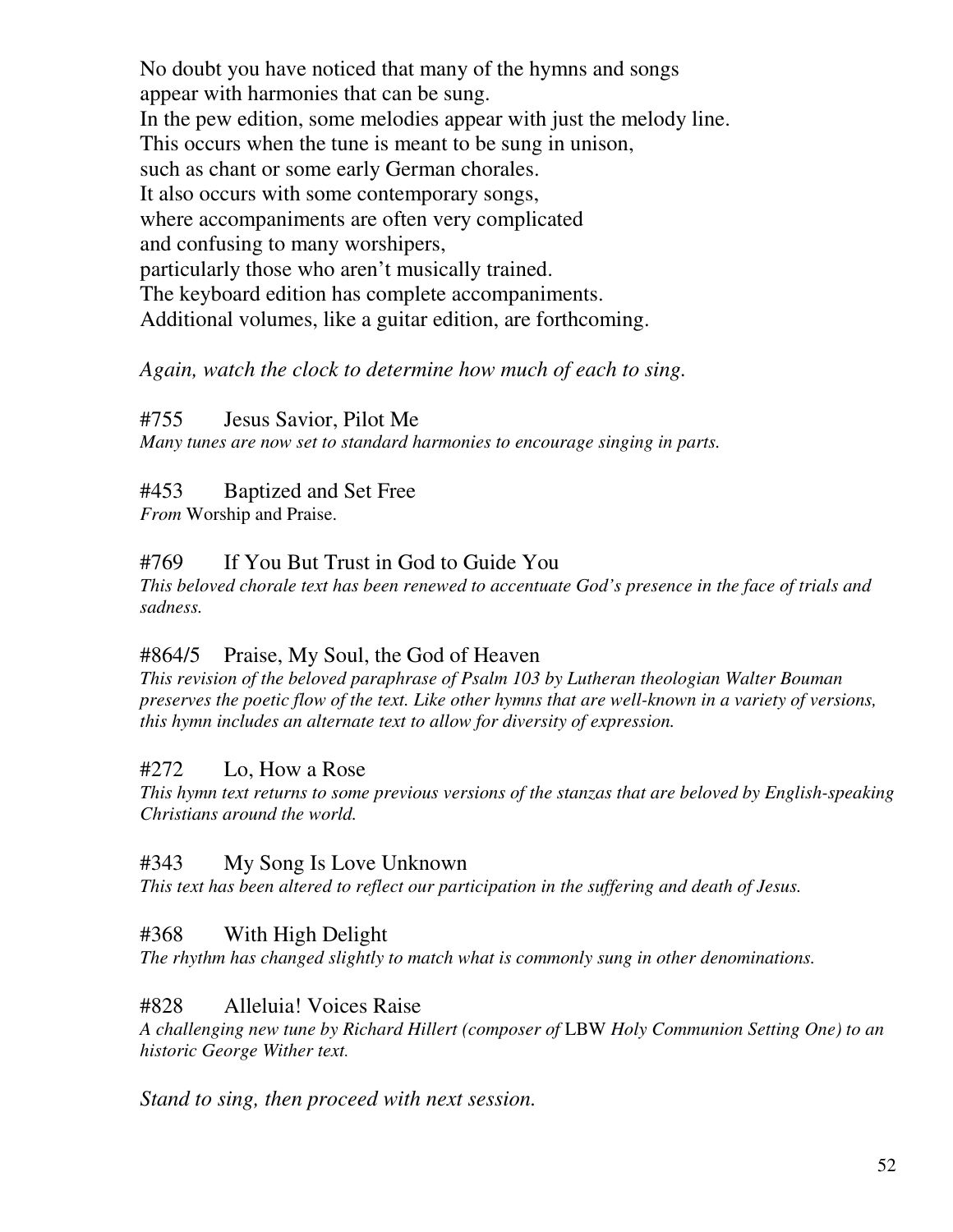No doubt you have noticed that many of the hymns and songs
appear with harmonies that can be sung.
In the pew edition, some melodies appear with just the melody line.
This occurs when the tune is meant to be sung in unison,
such as chant or some early German chorales.
It also occurs with some contemporary songs,
where accompaniments are often very complicated
and confusing to many worshipers,
particularly those who aren't musically trained.
The keyboard edition has complete accompaniments.
Additional volumes, like a guitar edition, are forthcoming.

*Again, watch the clock to determine how much of each to sing.*

#755 Jesus Savior, Pilot Me
*Many tunes are now set to standard harmonies to encourage singing in parts.*

#453 Baptized and Set Free
*From* Worship and Praise.

#769 If You But Trust in God to Guide You
*This beloved chorale text has been renewed to accentuate God's presence in the face of trials and sadness.*

#864/5 Praise, My Soul, the God of Heaven
*This revision of the beloved paraphrase of Psalm 103 by Lutheran theologian Walter Bouman preserves the poetic flow of the text. Like other hymns that are well-known in a variety of versions, this hymn includes an alternate text to allow for diversity of expression.*

#272 Lo, How a Rose
*This hymn text returns to some previous versions of the stanzas that are beloved by English-speaking Christians around the world.*

#343 My Song Is Love Unknown
*This text has been altered to reflect our participation in the suffering and death of Jesus.*

#368 With High Delight
*The rhythm has changed slightly to match what is commonly sung in other denominations.*

#828 Alleluia! Voices Raise
*A challenging new tune by Richard Hillert (composer of* LBW *Holy Communion Setting One) to an historic George Wither text.*

*Stand to sing, then proceed with next session.*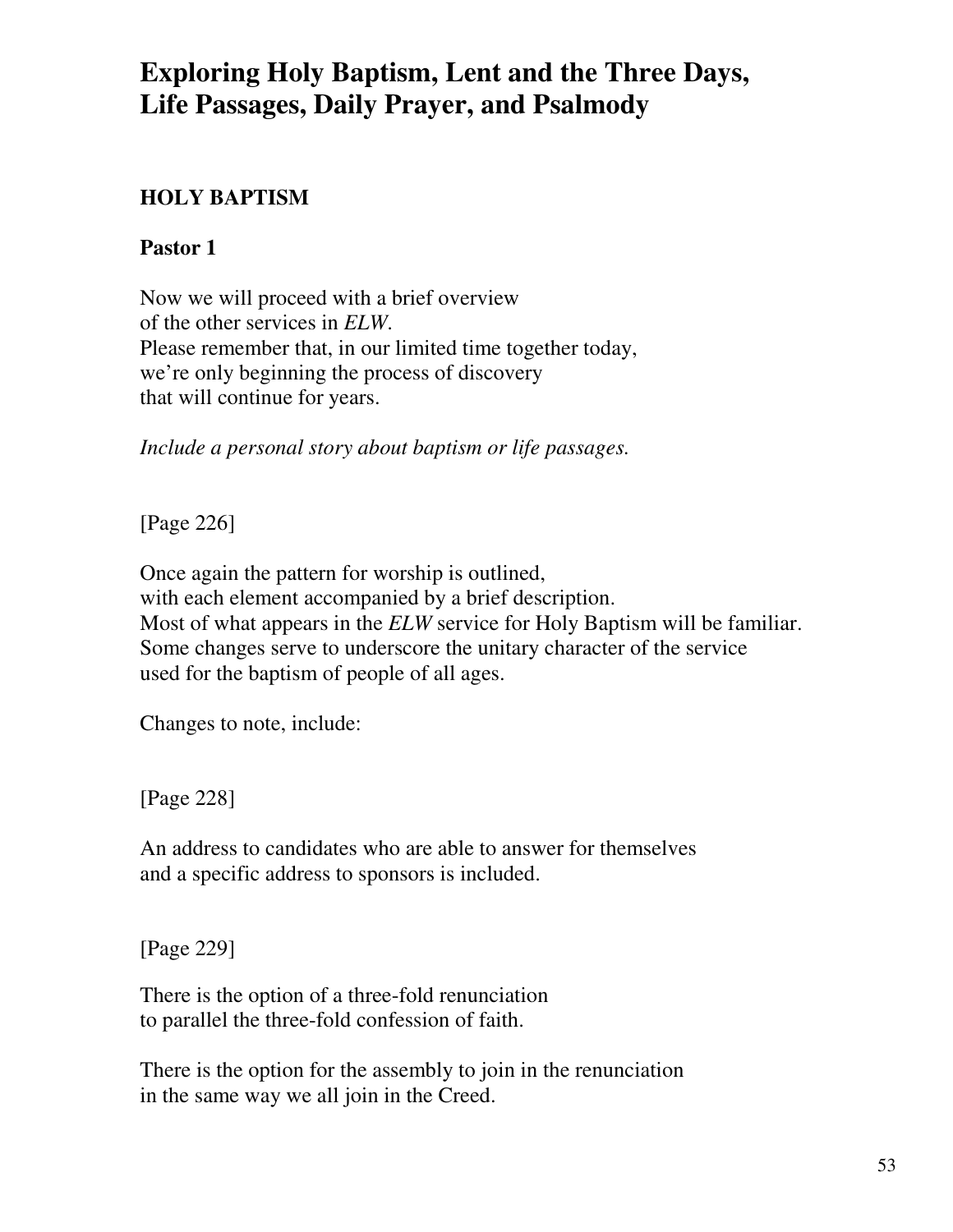# Exploring Holy Baptism, Lent and the Three Days, Life Passages, Daily Prayer, and Psalmody

## HOLY BAPTISM

### Pastor 1

Now we will proceed with a brief overview
of the other services in *ELW*.
Please remember that, in our limited time together today,
we're only beginning the process of discovery
that will continue for years.

*Include a personal story about baptism or life passages.*

[Page 226]

Once again the pattern for worship is outlined,
with each element accompanied by a brief description.
Most of what appears in the *ELW* service for Holy Baptism will be familiar.
Some changes serve to underscore the unitary character of the service
used for the baptism of people of all ages.

Changes to note, include:

[Page 228]

An address to candidates who are able to answer for themselves
and a specific address to sponsors is included.

[Page 229]

There is the option of a three-fold renunciation
to parallel the three-fold confession of faith.

There is the option for the assembly to join in the renunciation
in the same way we all join in the Creed.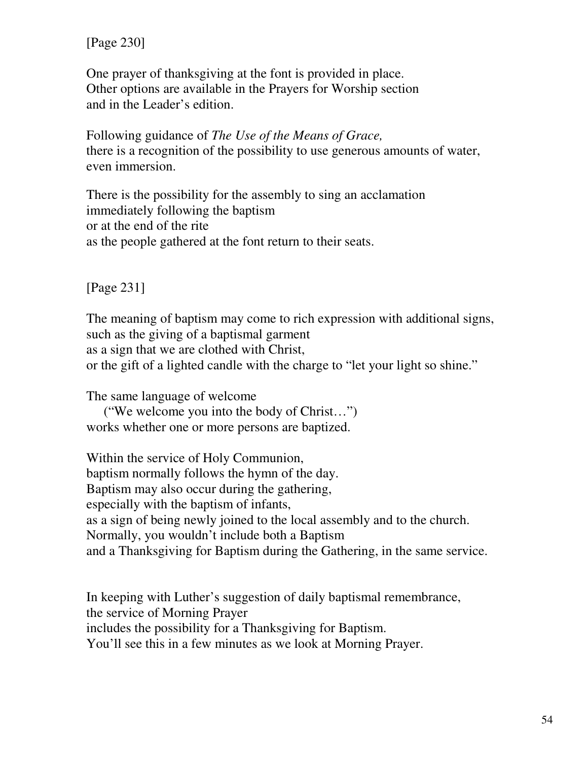[Page 230]

One prayer of thanksgiving at the font is provided in place.
Other options are available in the Prayers for Worship section
and in the Leader's edition.

Following guidance of *The Use of the Means of Grace,*
there is a recognition of the possibility to use generous amounts of water,
even immersion.

There is the possibility for the assembly to sing an acclamation
immediately following the baptism
or at the end of the rite
as the people gathered at the font return to their seats.

[Page 231]

The meaning of baptism may come to rich expression with additional signs,
such as the giving of a baptismal garment
as a sign that we are clothed with Christ,
or the gift of a lighted candle with the charge to "let your light so shine."

The same language of welcome
("We welcome you into the body of Christ…")
works whether one or more persons are baptized.

Within the service of Holy Communion,
baptism normally follows the hymn of the day.
Baptism may also occur during the gathering,
especially with the baptism of infants,
as a sign of being newly joined to the local assembly and to the church.
Normally, you wouldn't include both a Baptism
and a Thanksgiving for Baptism during the Gathering, in the same service.

In keeping with Luther's suggestion of daily baptismal remembrance,
the service of Morning Prayer
includes the possibility for a Thanksgiving for Baptism.
You'll see this in a few minutes as we look at Morning Prayer.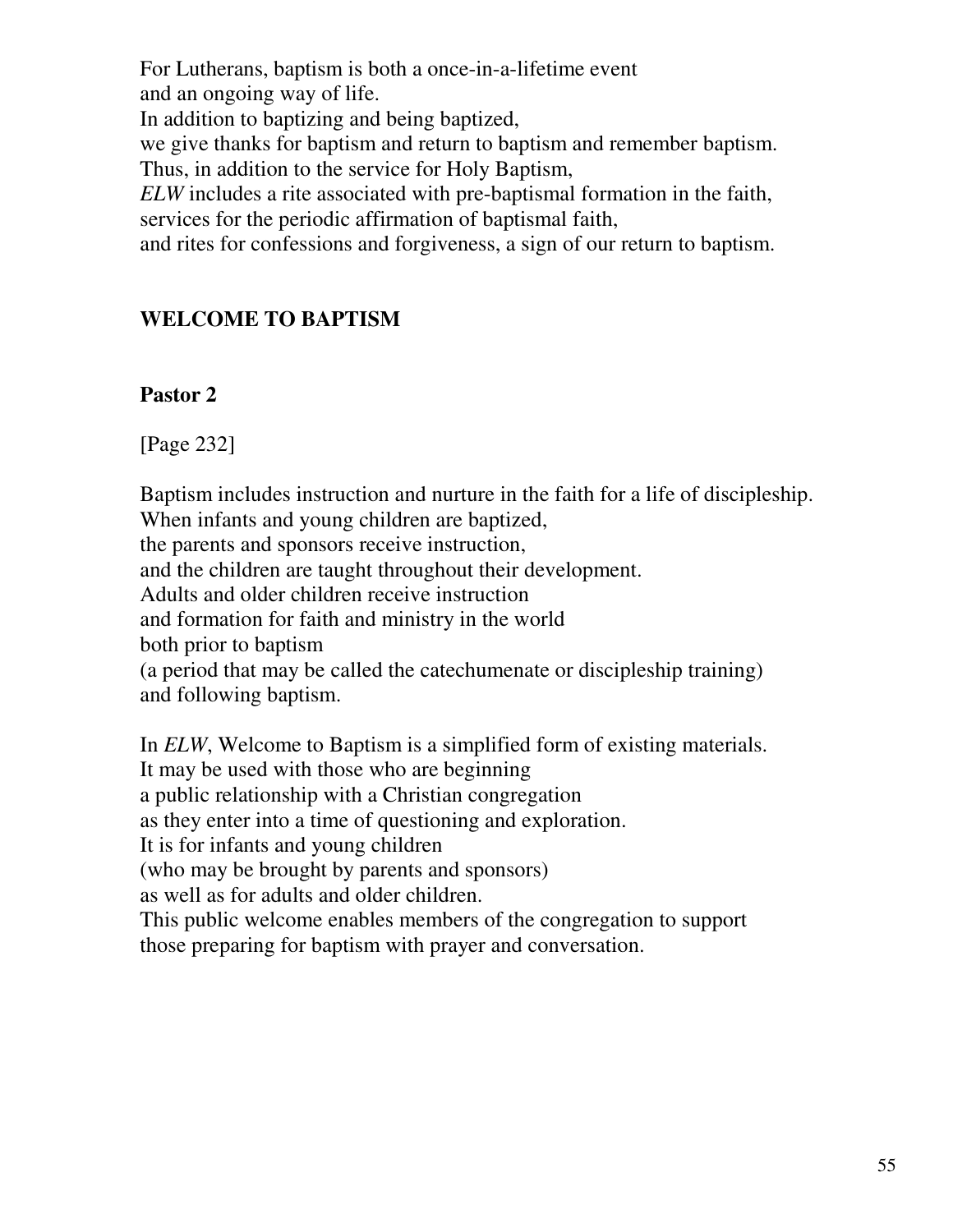For Lutherans, baptism is both a once-in-a-lifetime event
and an ongoing way of life.
In addition to baptizing and being baptized,
we give thanks for baptism and return to baptism and remember baptism.
Thus, in addition to the service for Holy Baptism,
*ELW* includes a rite associated with pre-baptismal formation in the faith,
services for the periodic affirmation of baptismal faith,
and rites for confessions and forgiveness, a sign of our return to baptism.

## WELCOME TO BAPTISM

### Pastor 2

[Page 232]

Baptism includes instruction and nurture in the faith for a life of discipleship.
When infants and young children are baptized,
the parents and sponsors receive instruction,
and the children are taught throughout their development.
Adults and older children receive instruction
and formation for faith and ministry in the world
both prior to baptism
(a period that may be called the catechumenate or discipleship training)
and following baptism.

In *ELW*, Welcome to Baptism is a simplified form of existing materials.
It may be used with those who are beginning
a public relationship with a Christian congregation
as they enter into a time of questioning and exploration.
It is for infants and young children
(who may be brought by parents and sponsors)
as well as for adults and older children.
This public welcome enables members of the congregation to support
those preparing for baptism with prayer and conversation.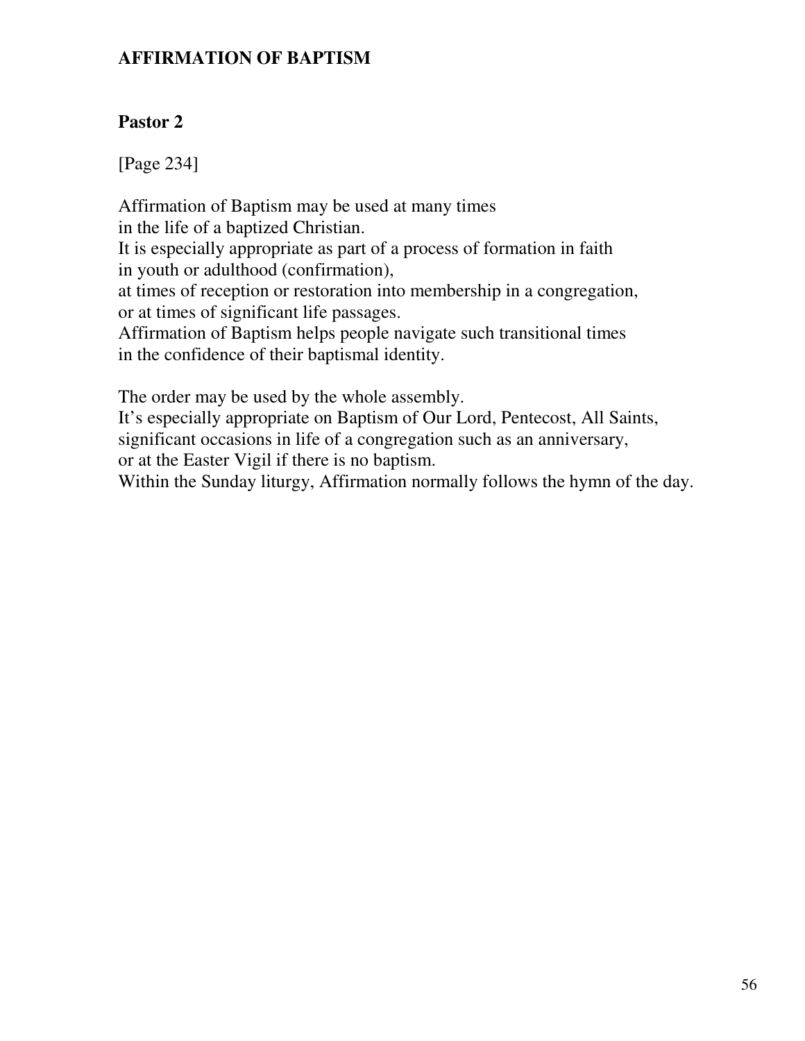**AFFIRMATION OF BAPTISM**

**Pastor 2**

[Page 234]

Affirmation of Baptism may be used at many times
in the life of a baptized Christian.
It is especially appropriate as part of a process of formation in faith
in youth or adulthood (confirmation),
at times of reception or restoration into membership in a congregation,
or at times of significant life passages.
Affirmation of Baptism helps people navigate such transitional times
in the confidence of their baptismal identity.

The order may be used by the whole assembly.
It's especially appropriate on Baptism of Our Lord, Pentecost, All Saints,
significant occasions in life of a congregation such as an anniversary,
or at the Easter Vigil if there is no baptism.
Within the Sunday liturgy, Affirmation normally follows the hymn of the day.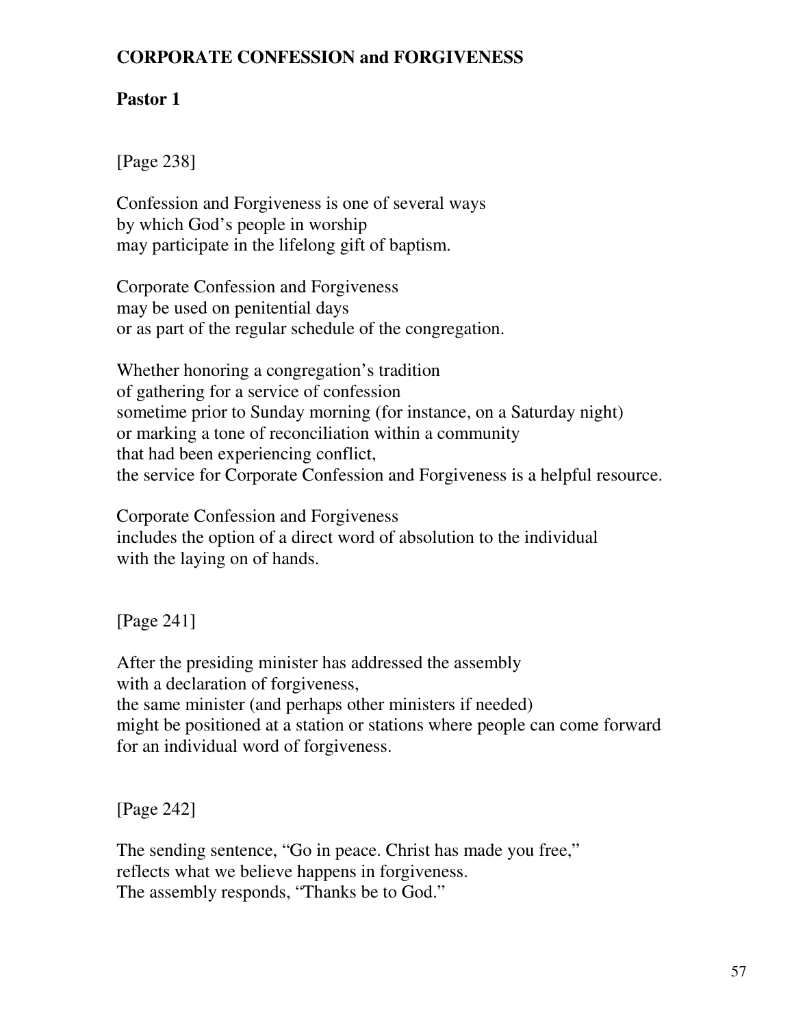**CORPORATE CONFESSION and FORGIVENESS**

**Pastor 1**

[Page 238]

Confession and Forgiveness is one of several ways
by which God's people in worship
may participate in the lifelong gift of baptism.

Corporate Confession and Forgiveness
may be used on penitential days
or as part of the regular schedule of the congregation.

Whether honoring a congregation's tradition
of gathering for a service of confession
sometime prior to Sunday morning (for instance, on a Saturday night)
or marking a tone of reconciliation within a community
that had been experiencing conflict,
the service for Corporate Confession and Forgiveness is a helpful resource.

Corporate Confession and Forgiveness
includes the option of a direct word of absolution to the individual
with the laying on of hands.

[Page 241]

After the presiding minister has addressed the assembly
with a declaration of forgiveness,
the same minister (and perhaps other ministers if needed)
might be positioned at a station or stations where people can come forward
for an individual word of forgiveness.

[Page 242]

The sending sentence, "Go in peace. Christ has made you free,"
reflects what we believe happens in forgiveness.
The assembly responds, "Thanks be to God."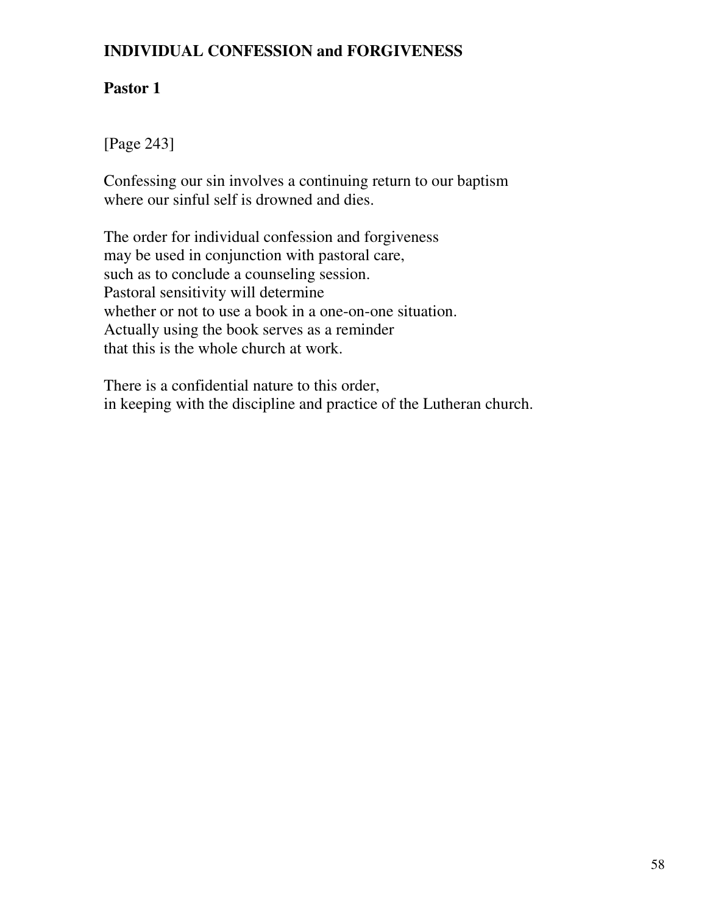**INDIVIDUAL CONFESSION and FORGIVENESS**

**Pastor 1**

[Page 243]

Confessing our sin involves a continuing return to our baptism
where our sinful self is drowned and dies.

The order for individual confession and forgiveness
may be used in conjunction with pastoral care,
such as to conclude a counseling session.
Pastoral sensitivity will determine
whether or not to use a book in a one-on-one situation.
Actually using the book serves as a reminder
that this is the whole church at work.

There is a confidential nature to this order,
in keeping with the discipline and practice of the Lutheran church.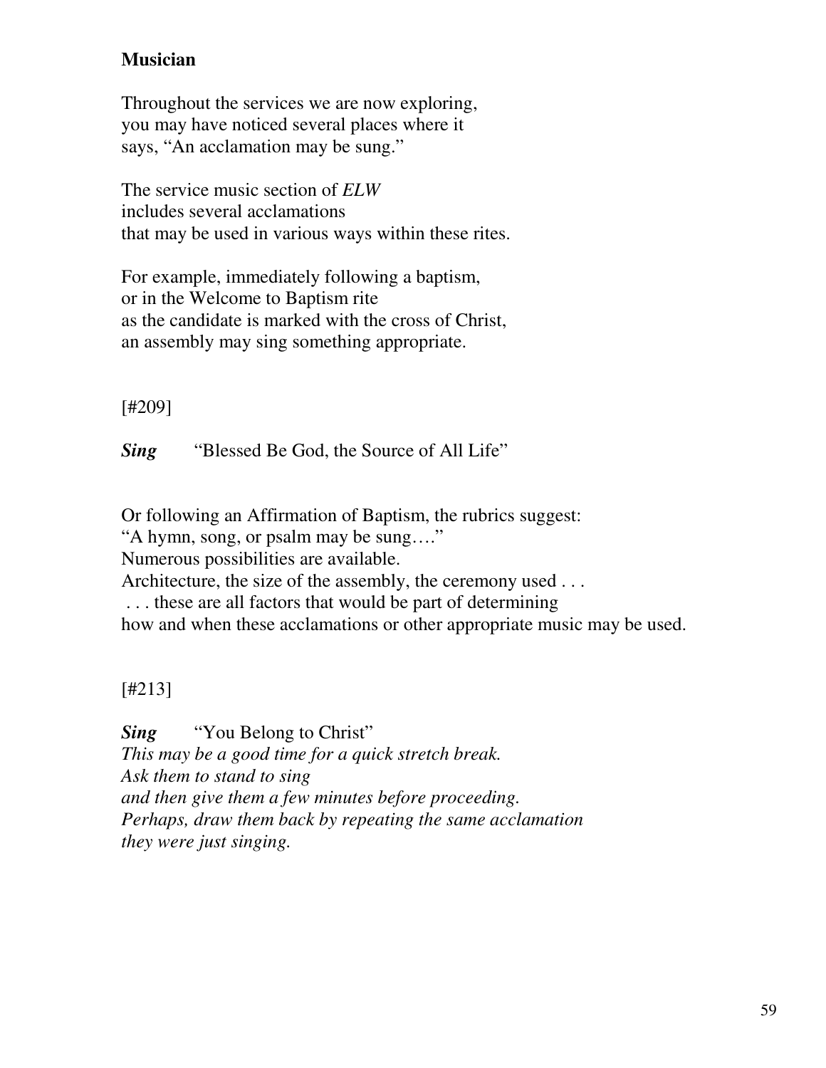**Musician**

Throughout the services we are now exploring,
you may have noticed several places where it
says, "An acclamation may be sung."

The service music section of *ELW*
includes several acclamations
that may be used in various ways within these rites.

For example, immediately following a baptism,
or in the Welcome to Baptism rite
as the candidate is marked with the cross of Christ,
an assembly may sing something appropriate.

[#209]

***Sing*** "Blessed Be God, the Source of All Life"

Or following an Affirmation of Baptism, the rubrics suggest:
"A hymn, song, or psalm may be sung…."
Numerous possibilities are available.
Architecture, the size of the assembly, the ceremony used . . .
. . . these are all factors that would be part of determining
how and when these acclamations or other appropriate music may be used.

[#213]

***Sing*** "You Belong to Christ"
*This may be a good time for a quick stretch break.*
*Ask them to stand to sing*
*and then give them a few minutes before proceeding.*
*Perhaps, draw them back by repeating the same acclamation*
*they were just singing.*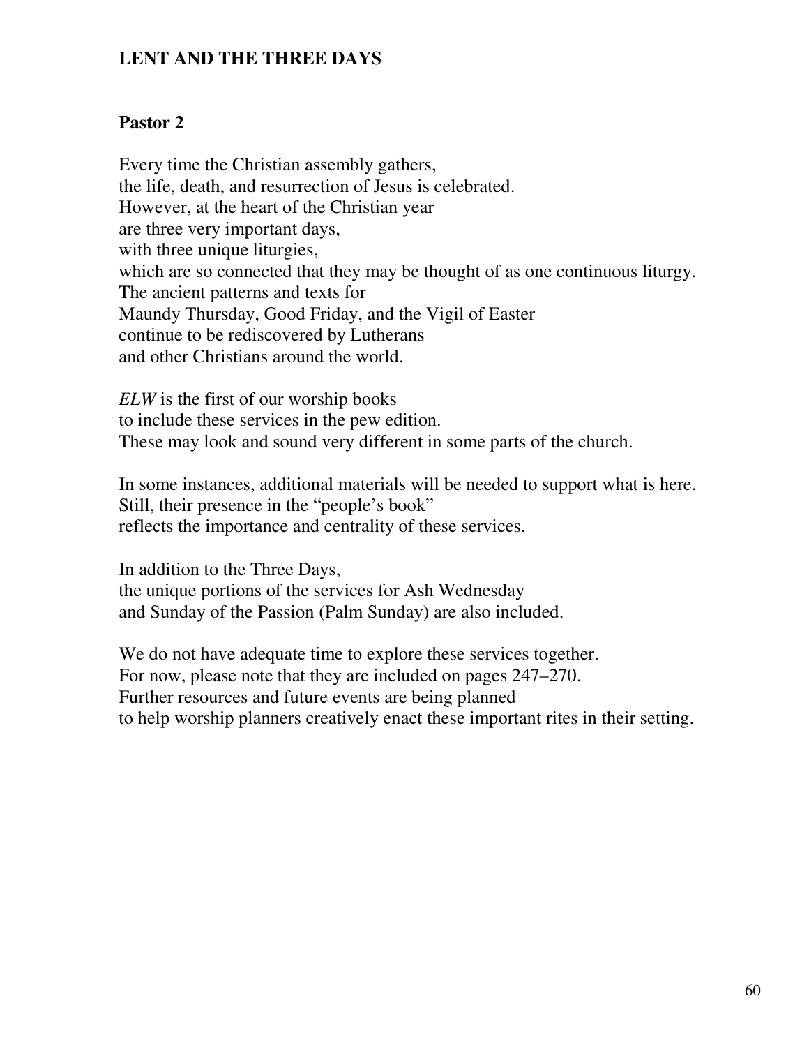## LENT AND THE THREE DAYS

### Pastor 2

Every time the Christian assembly gathers,
the life, death, and resurrection of Jesus is celebrated.
However, at the heart of the Christian year
are three very important days,
with three unique liturgies,
which are so connected that they may be thought of as one continuous liturgy.
The ancient patterns and texts for
Maundy Thursday, Good Friday, and the Vigil of Easter
continue to be rediscovered by Lutherans
and other Christians around the world.

*ELW* is the first of our worship books
to include these services in the pew edition.
These may look and sound very different in some parts of the church.

In some instances, additional materials will be needed to support what is here.
Still, their presence in the "people's book"
reflects the importance and centrality of these services.

In addition to the Three Days,
the unique portions of the services for Ash Wednesday
and Sunday of the Passion (Palm Sunday) are also included.

We do not have adequate time to explore these services together.
For now, please note that they are included on pages 247–270.
Further resources and future events are being planned
to help worship planners creatively enact these important rites in their setting.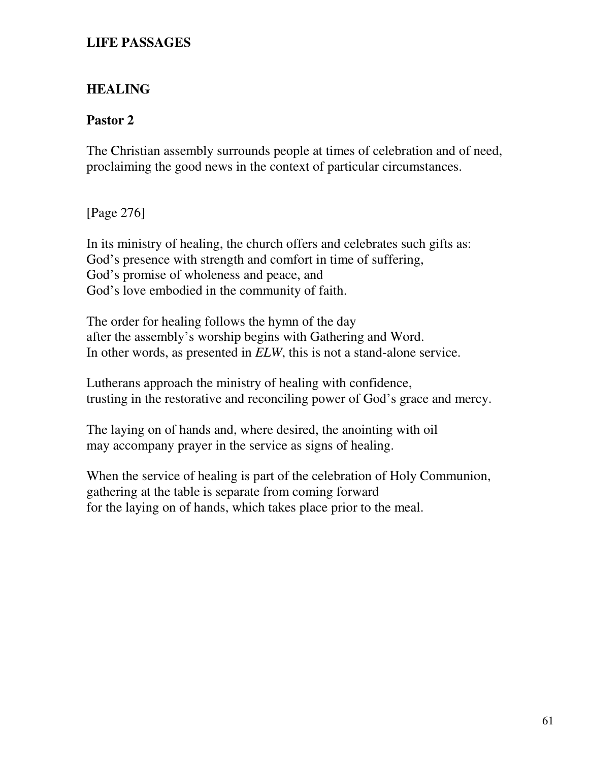## LIFE PASSAGES

### HEALING

**Pastor 2**

The Christian assembly surrounds people at times of celebration and of need,
proclaiming the good news in the context of particular circumstances.

[Page 276]

In its ministry of healing, the church offers and celebrates such gifts as:
God's presence with strength and comfort in time of suffering,
God's promise of wholeness and peace, and
God's love embodied in the community of faith.

The order for healing follows the hymn of the day
after the assembly's worship begins with Gathering and Word.
In other words, as presented in *ELW*, this is not a stand-alone service.

Lutherans approach the ministry of healing with confidence,
trusting in the restorative and reconciling power of God's grace and mercy.

The laying on of hands and, where desired, the anointing with oil
may accompany prayer in the service as signs of healing.

When the service of healing is part of the celebration of Holy Communion,
gathering at the table is separate from coming forward
for the laying on of hands, which takes place prior to the meal.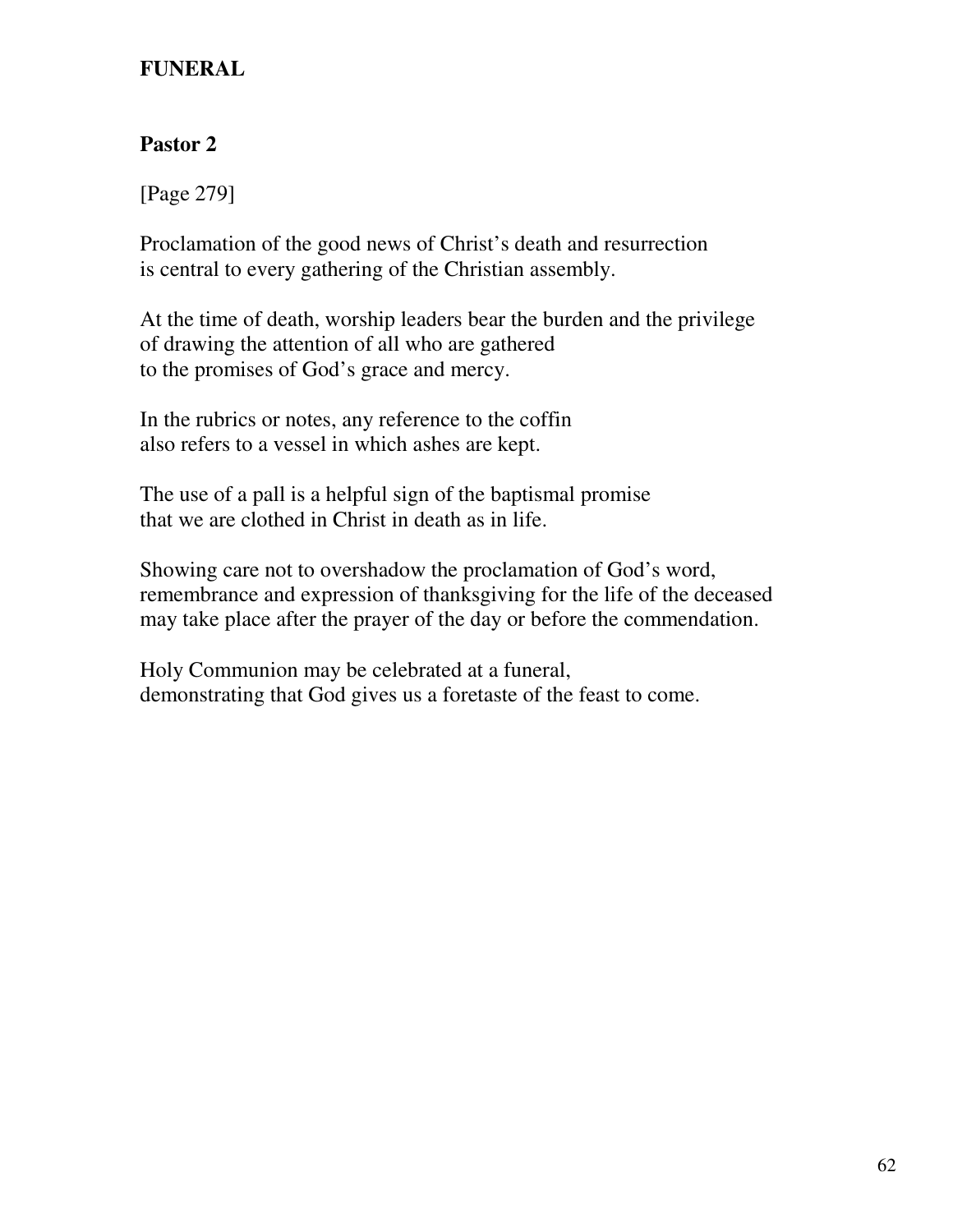**FUNERAL**

**Pastor 2**

[Page 279]

Proclamation of the good news of Christ's death and resurrection
is central to every gathering of the Christian assembly.

At the time of death, worship leaders bear the burden and the privilege
of drawing the attention of all who are gathered
to the promises of God's grace and mercy.

In the rubrics or notes, any reference to the coffin
also refers to a vessel in which ashes are kept.

The use of a pall is a helpful sign of the baptismal promise
that we are clothed in Christ in death as in life.

Showing care not to overshadow the proclamation of God's word,
remembrance and expression of thanksgiving for the life of the deceased
may take place after the prayer of the day or before the commendation.

Holy Communion may be celebrated at a funeral,
demonstrating that God gives us a foretaste of the feast to come.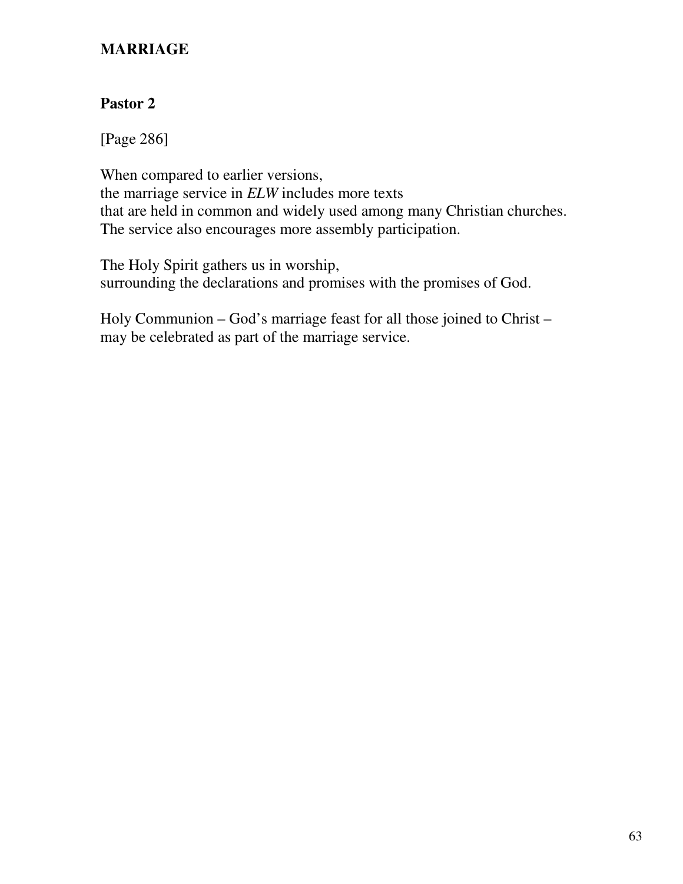**MARRIAGE**

**Pastor 2**

[Page 286]

When compared to earlier versions,
the marriage service in *ELW* includes more texts
that are held in common and widely used among many Christian churches.
The service also encourages more assembly participation.

The Holy Spirit gathers us in worship,
surrounding the declarations and promises with the promises of God.

Holy Communion – God's marriage feast for all those joined to Christ –
may be celebrated as part of the marriage service.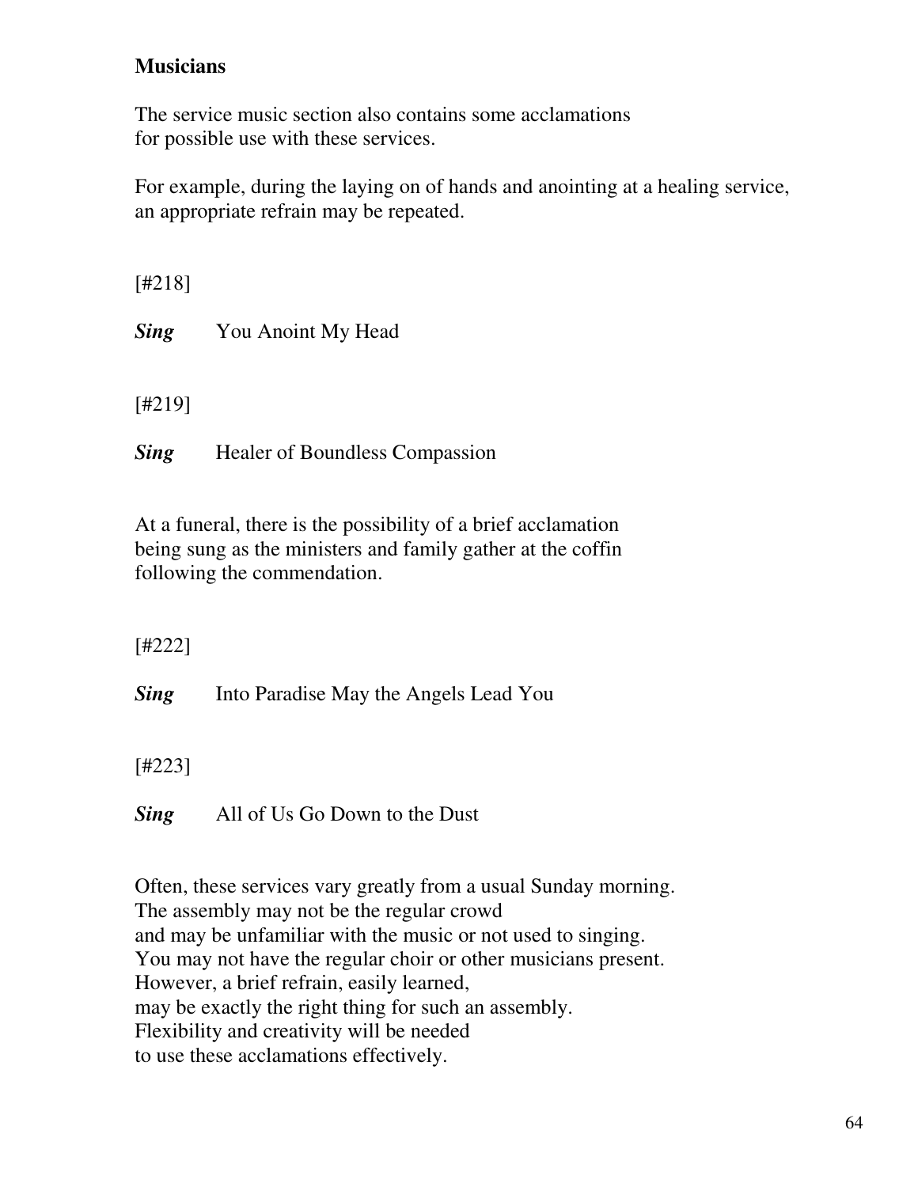**Musicians**

The service music section also contains some acclamations
for possible use with these services.

For example, during the laying on of hands and anointing at a healing service,
an appropriate refrain may be repeated.

[#218]

***Sing*** You Anoint My Head

[#219]

***Sing*** Healer of Boundless Compassion

At a funeral, there is the possibility of a brief acclamation
being sung as the ministers and family gather at the coffin
following the commendation.

[#222]

***Sing*** Into Paradise May the Angels Lead You

[#223]

***Sing*** All of Us Go Down to the Dust

Often, these services vary greatly from a usual Sunday morning.
The assembly may not be the regular crowd
and may be unfamiliar with the music or not used to singing.
You may not have the regular choir or other musicians present.
However, a brief refrain, easily learned,
may be exactly the right thing for such an assembly.
Flexibility and creativity will be needed
to use these acclamations effectively.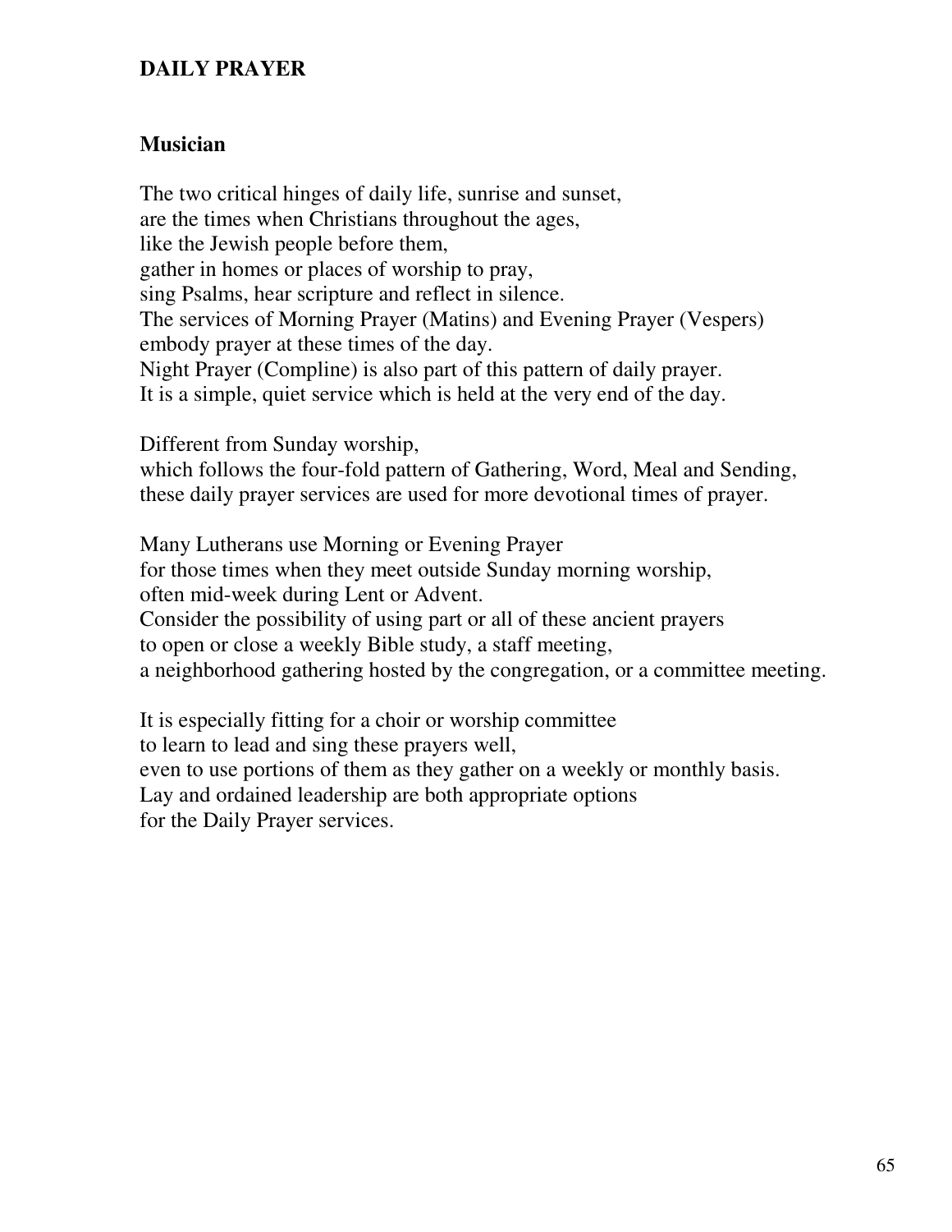**DAILY PRAYER**

**Musician**

The two critical hinges of daily life, sunrise and sunset,
are the times when Christians throughout the ages,
like the Jewish people before them,
gather in homes or places of worship to pray,
sing Psalms, hear scripture and reflect in silence.
The services of Morning Prayer (Matins) and Evening Prayer (Vespers)
embody prayer at these times of the day.
Night Prayer (Compline) is also part of this pattern of daily prayer.
It is a simple, quiet service which is held at the very end of the day.

Different from Sunday worship,
which follows the four-fold pattern of Gathering, Word, Meal and Sending,
these daily prayer services are used for more devotional times of prayer.

Many Lutherans use Morning or Evening Prayer
for those times when they meet outside Sunday morning worship,
often mid-week during Lent or Advent.
Consider the possibility of using part or all of these ancient prayers
to open or close a weekly Bible study, a staff meeting,
a neighborhood gathering hosted by the congregation, or a committee meeting.

It is especially fitting for a choir or worship committee
to learn to lead and sing these prayers well,
even to use portions of them as they gather on a weekly or monthly basis.
Lay and ordained leadership are both appropriate options
for the Daily Prayer services.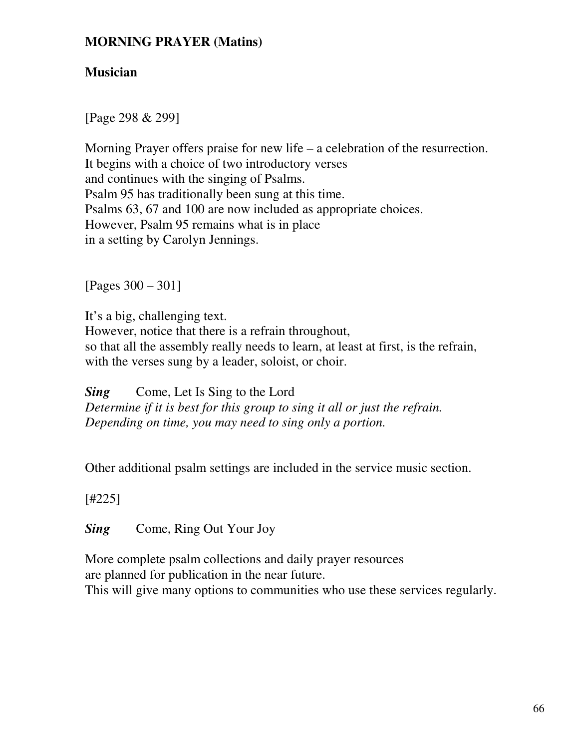**MORNING PRAYER (Matins)**

**Musician**

[Page 298 & 299]

Morning Prayer offers praise for new life – a celebration of the resurrection.
It begins with a choice of two introductory verses
and continues with the singing of Psalms.
Psalm 95 has traditionally been sung at this time.
Psalms 63, 67 and 100 are now included as appropriate choices.
However, Psalm 95 remains what is in place
in a setting by Carolyn Jennings.

[Pages 300 – 301]

It's a big, challenging text.
However, notice that there is a refrain throughout,
so that all the assembly really needs to learn, at least at first, is the refrain,
with the verses sung by a leader, soloist, or choir.

***Sing*** Come, Let Is Sing to the Lord
*Determine if it is best for this group to sing it all or just the refrain.*
*Depending on time, you may need to sing only a portion.*

Other additional psalm settings are included in the service music section.

[#225]

***Sing*** Come, Ring Out Your Joy

More complete psalm collections and daily prayer resources
are planned for publication in the near future.
This will give many options to communities who use these services regularly.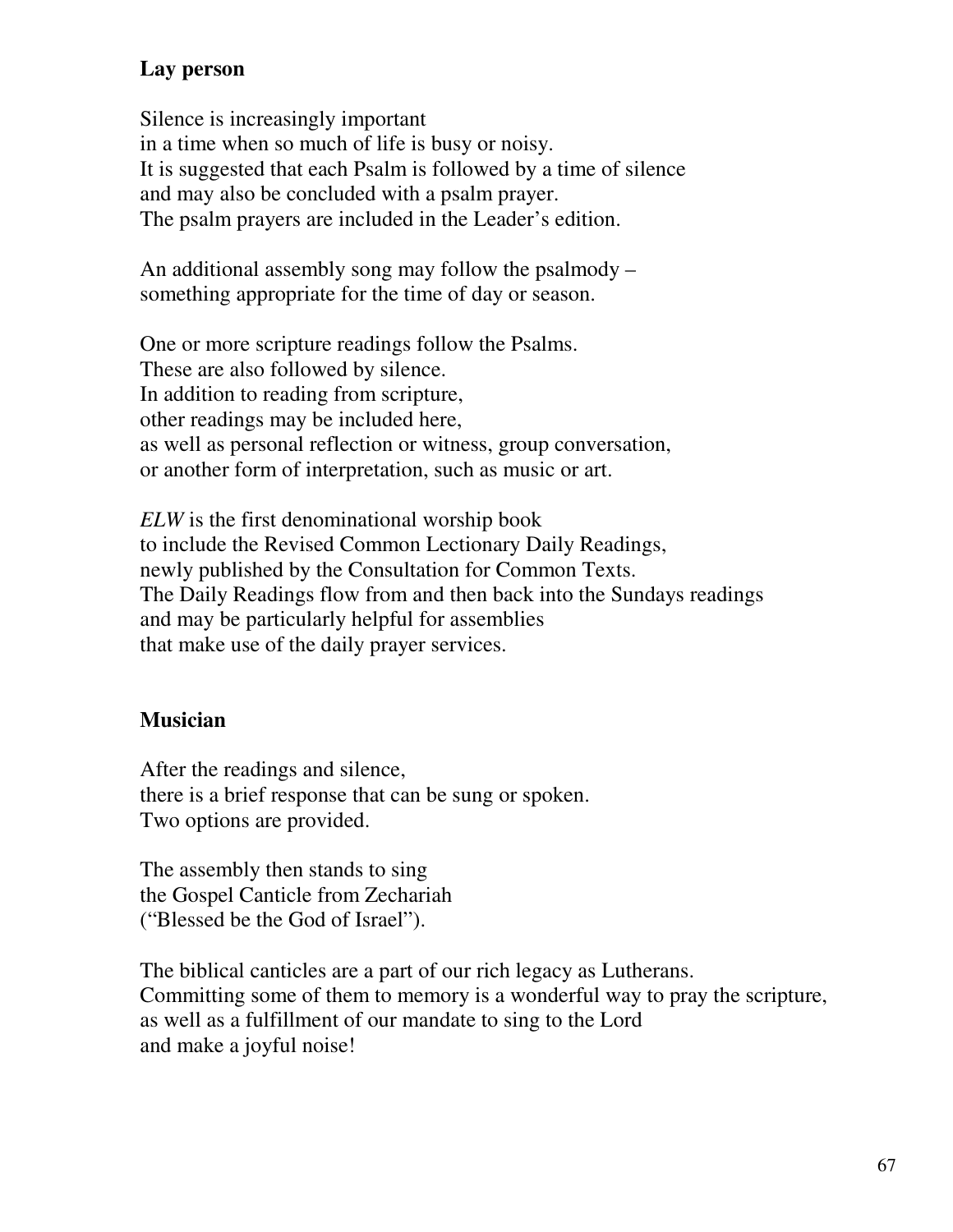**Lay person**

Silence is increasingly important
in a time when so much of life is busy or noisy.
It is suggested that each Psalm is followed by a time of silence
and may also be concluded with a psalm prayer.
The psalm prayers are included in the Leader's edition.

An additional assembly song may follow the psalmody –
something appropriate for the time of day or season.

One or more scripture readings follow the Psalms.
These are also followed by silence.
In addition to reading from scripture,
other readings may be included here,
as well as personal reflection or witness, group conversation,
or another form of interpretation, such as music or art.

*ELW* is the first denominational worship book
to include the Revised Common Lectionary Daily Readings,
newly published by the Consultation for Common Texts.
The Daily Readings flow from and then back into the Sundays readings
and may be particularly helpful for assemblies
that make use of the daily prayer services.

**Musician**

After the readings and silence,
there is a brief response that can be sung or spoken.
Two options are provided.

The assembly then stands to sing
the Gospel Canticle from Zechariah
("Blessed be the God of Israel").

The biblical canticles are a part of our rich legacy as Lutherans.
Committing some of them to memory is a wonderful way to pray the scripture,
as well as a fulfillment of our mandate to sing to the Lord
and make a joyful noise!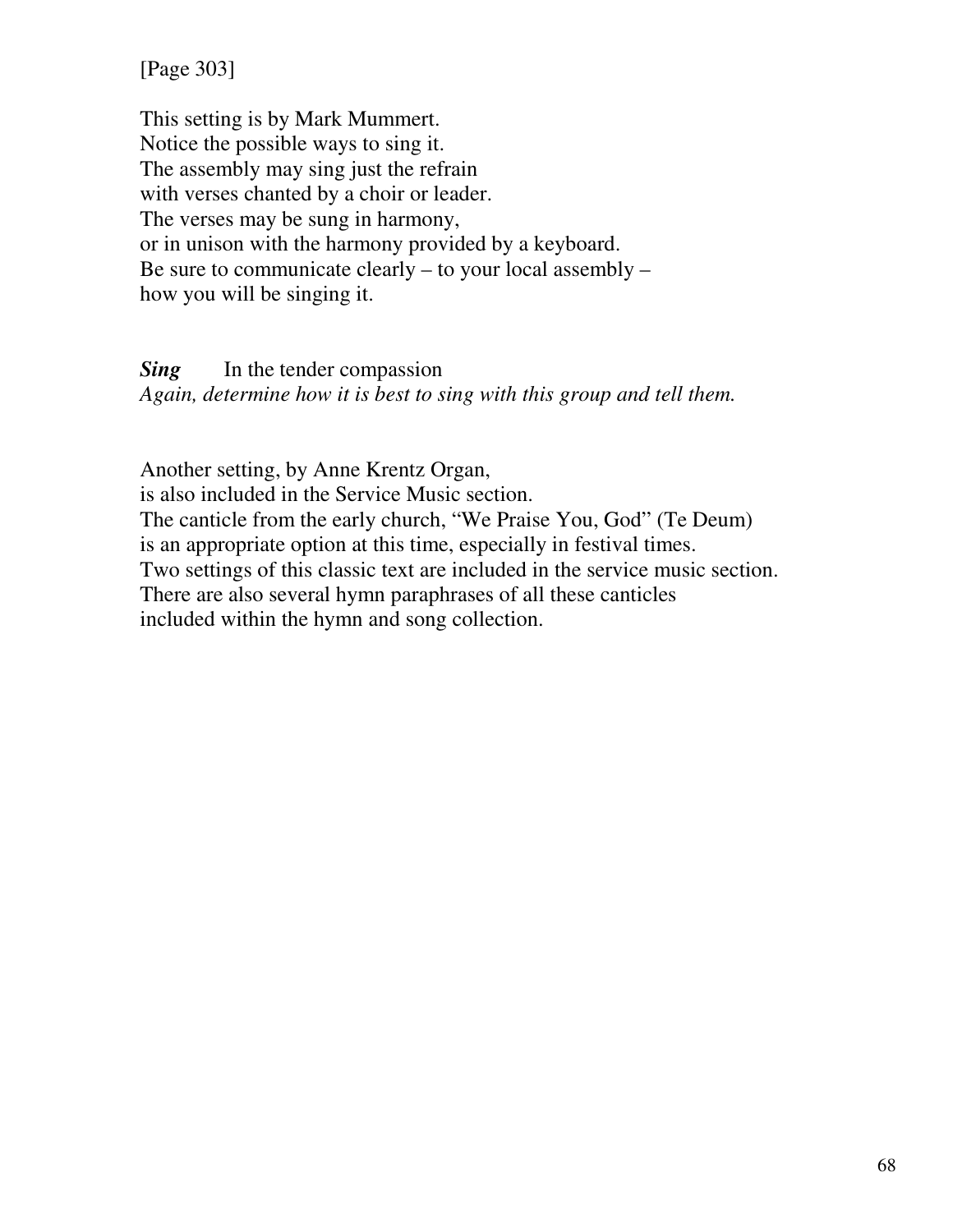[Page 303]

This setting is by Mark Mummert.
Notice the possible ways to sing it.
The assembly may sing just the refrain
with verses chanted by a choir or leader.
The verses may be sung in harmony,
or in unison with the harmony provided by a keyboard.
Be sure to communicate clearly – to your local assembly –
how you will be singing it.

***Sing*** In the tender compassion
*Again, determine how it is best to sing with this group and tell them.*

Another setting, by Anne Krentz Organ,
is also included in the Service Music section.
The canticle from the early church, "We Praise You, God" (Te Deum)
is an appropriate option at this time, especially in festival times.
Two settings of this classic text are included in the service music section.
There are also several hymn paraphrases of all these canticles
included within the hymn and song collection.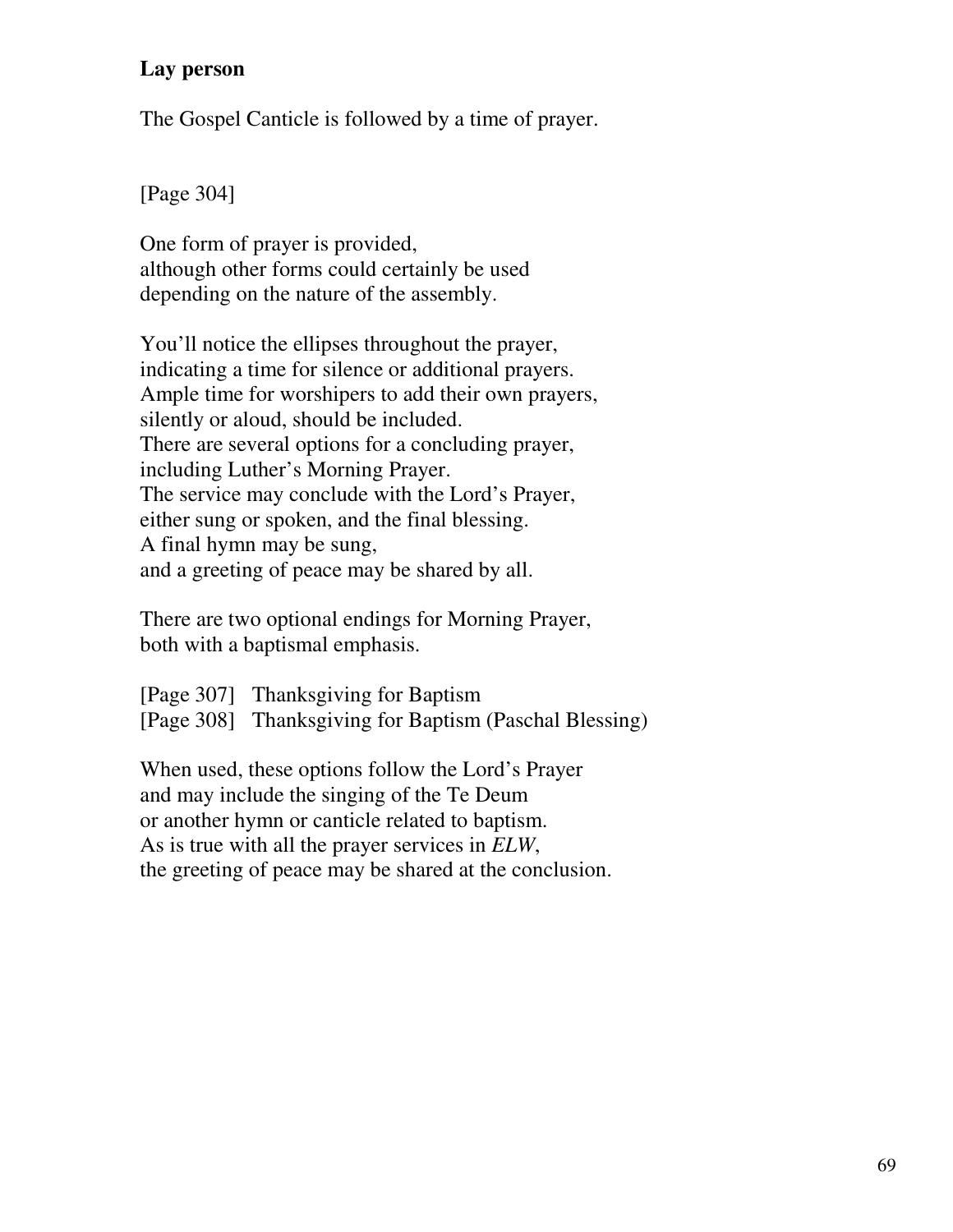**Lay person**

The Gospel Canticle is followed by a time of prayer.

[Page 304]

One form of prayer is provided,
although other forms could certainly be used
depending on the nature of the assembly.

You'll notice the ellipses throughout the prayer,
indicating a time for silence or additional prayers.
Ample time for worshipers to add their own prayers,
silently or aloud, should be included.
There are several options for a concluding prayer,
including Luther's Morning Prayer.
The service may conclude with the Lord's Prayer,
either sung or spoken, and the final blessing.
A final hymn may be sung,
and a greeting of peace may be shared by all.

There are two optional endings for Morning Prayer,
both with a baptismal emphasis.

[Page 307] Thanksgiving for Baptism
[Page 308] Thanksgiving for Baptism (Paschal Blessing)

When used, these options follow the Lord's Prayer
and may include the singing of the Te Deum
or another hymn or canticle related to baptism.
As is true with all the prayer services in *ELW*,
the greeting of peace may be shared at the conclusion.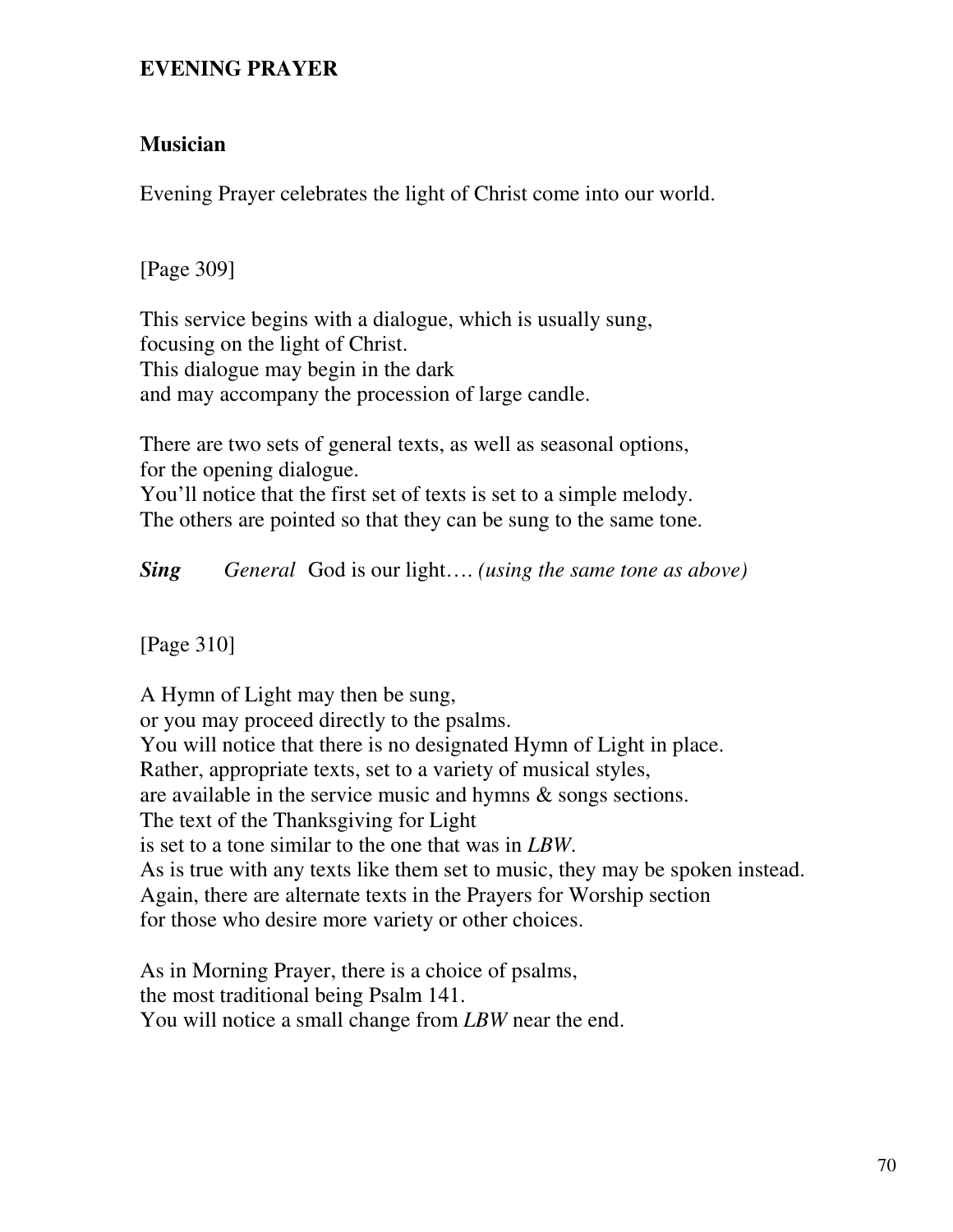## EVENING PRAYER

### Musician

Evening Prayer celebrates the light of Christ come into our world.

[Page 309]

This service begins with a dialogue, which is usually sung,
focusing on the light of Christ.
This dialogue may begin in the dark
and may accompany the procession of large candle.

There are two sets of general texts, as well as seasonal options,
for the opening dialogue.
You'll notice that the first set of texts is set to a simple melody.
The others are pointed so that they can be sung to the same tone.

***Sing*** *General* God is our light…. *(using the same tone as above)*

[Page 310]

A Hymn of Light may then be sung,
or you may proceed directly to the psalms.
You will notice that there is no designated Hymn of Light in place.
Rather, appropriate texts, set to a variety of musical styles,
are available in the service music and hymns & songs sections.
The text of the Thanksgiving for Light
is set to a tone similar to the one that was in *LBW*.
As is true with any texts like them set to music, they may be spoken instead.
Again, there are alternate texts in the Prayers for Worship section
for those who desire more variety or other choices.

As in Morning Prayer, there is a choice of psalms,
the most traditional being Psalm 141.
You will notice a small change from *LBW* near the end.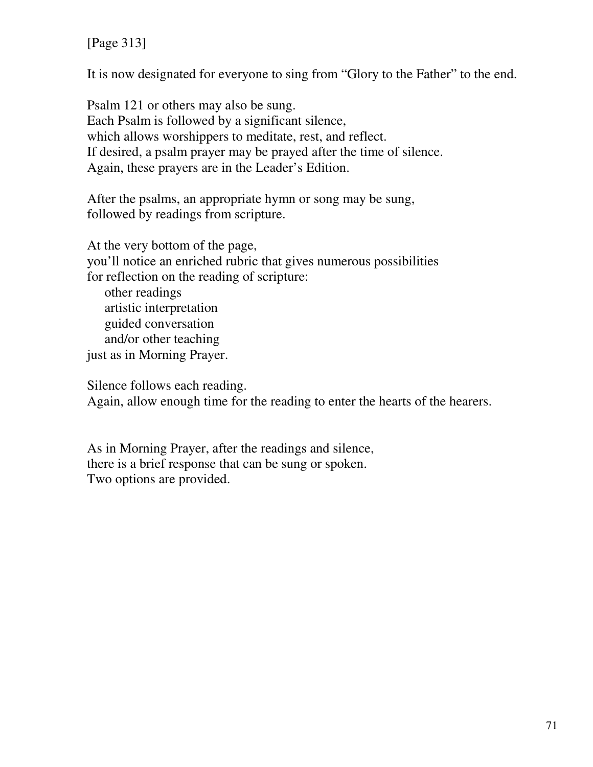[Page 313]

It is now designated for everyone to sing from "Glory to the Father" to the end.

Psalm 121 or others may also be sung.
Each Psalm is followed by a significant silence,
which allows worshippers to meditate, rest, and reflect.
If desired, a psalm prayer may be prayed after the time of silence.
Again, these prayers are in the Leader's Edition.

After the psalms, an appropriate hymn or song may be sung,
followed by readings from scripture.

At the very bottom of the page,
you'll notice an enriched rubric that gives numerous possibilities
for reflection on the reading of scripture:
  other readings
  artistic interpretation
  guided conversation
  and/or other teaching
just as in Morning Prayer.

Silence follows each reading.
Again, allow enough time for the reading to enter the hearts of the hearers.

As in Morning Prayer, after the readings and silence,
there is a brief response that can be sung or spoken.
Two options are provided.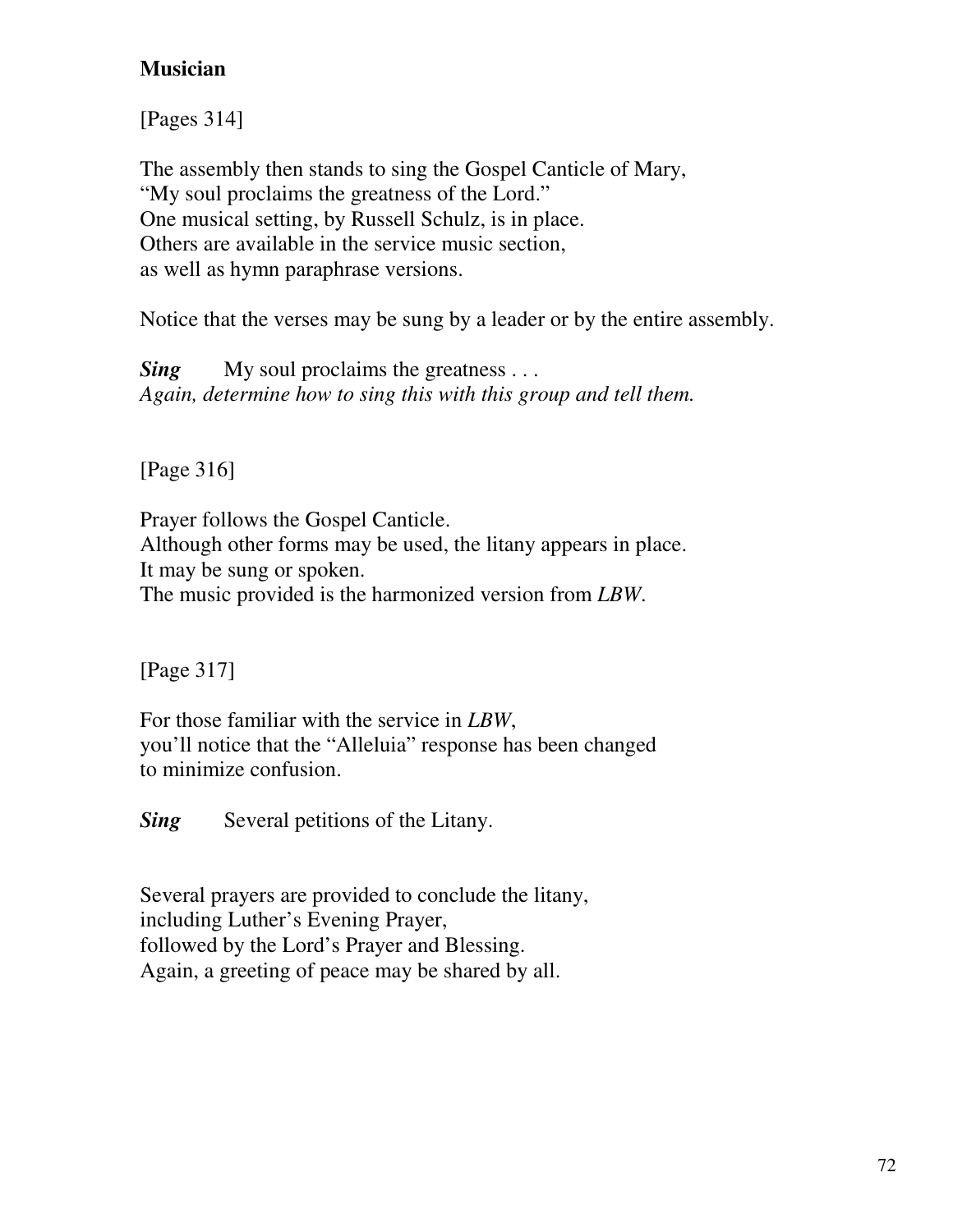**Musician**

[Pages 314]

The assembly then stands to sing the Gospel Canticle of Mary,
"My soul proclaims the greatness of the Lord."
One musical setting, by Russell Schulz, is in place.
Others are available in the service music section,
as well as hymn paraphrase versions.

Notice that the verses may be sung by a leader or by the entire assembly.

***Sing*** My soul proclaims the greatness . . .
*Again, determine how to sing this with this group and tell them.*

[Page 316]

Prayer follows the Gospel Canticle.
Although other forms may be used, the litany appears in place.
It may be sung or spoken.
The music provided is the harmonized version from *LBW*.

[Page 317]

For those familiar with the service in *LBW*,
you'll notice that the "Alleluia" response has been changed
to minimize confusion.

***Sing*** Several petitions of the Litany.

Several prayers are provided to conclude the litany,
including Luther's Evening Prayer,
followed by the Lord's Prayer and Blessing.
Again, a greeting of peace may be shared by all.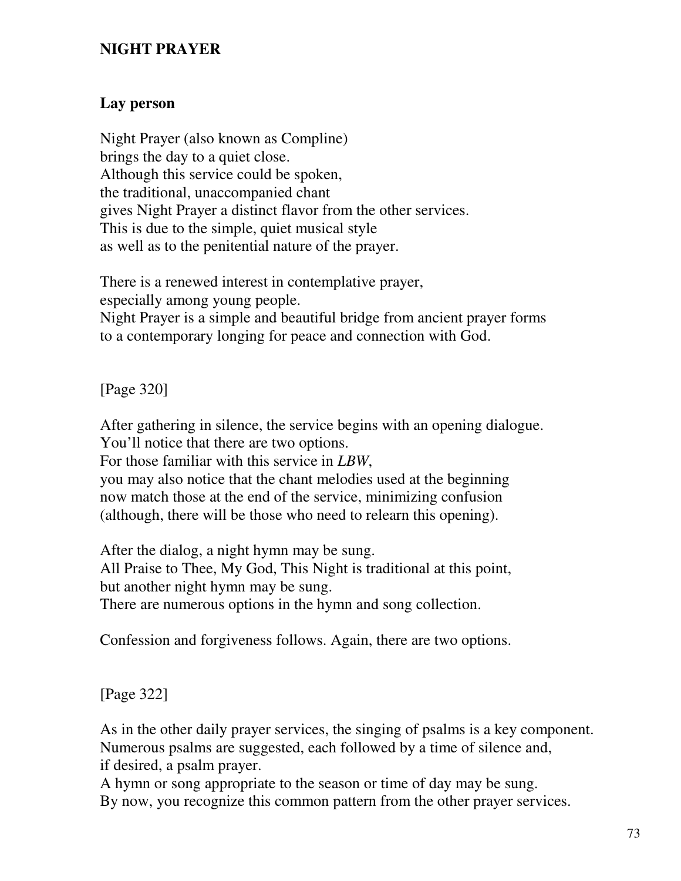**NIGHT PRAYER**

**Lay person**

Night Prayer (also known as Compline)
brings the day to a quiet close.
Although this service could be spoken,
the traditional, unaccompanied chant
gives Night Prayer a distinct flavor from the other services.
This is due to the simple, quiet musical style
as well as to the penitential nature of the prayer.

There is a renewed interest in contemplative prayer,
especially among young people.
Night Prayer is a simple and beautiful bridge from ancient prayer forms
to a contemporary longing for peace and connection with God.

[Page 320]

After gathering in silence, the service begins with an opening dialogue.
You'll notice that there are two options.
For those familiar with this service in *LBW*,
you may also notice that the chant melodies used at the beginning
now match those at the end of the service, minimizing confusion
(although, there will be those who need to relearn this opening).

After the dialog, a night hymn may be sung.
All Praise to Thee, My God, This Night is traditional at this point,
but another night hymn may be sung.
There are numerous options in the hymn and song collection.

Confession and forgiveness follows. Again, there are two options.

[Page 322]

As in the other daily prayer services, the singing of psalms is a key component.
Numerous psalms are suggested, each followed by a time of silence and,
if desired, a psalm prayer.
A hymn or song appropriate to the season or time of day may be sung.
By now, you recognize this common pattern from the other prayer services.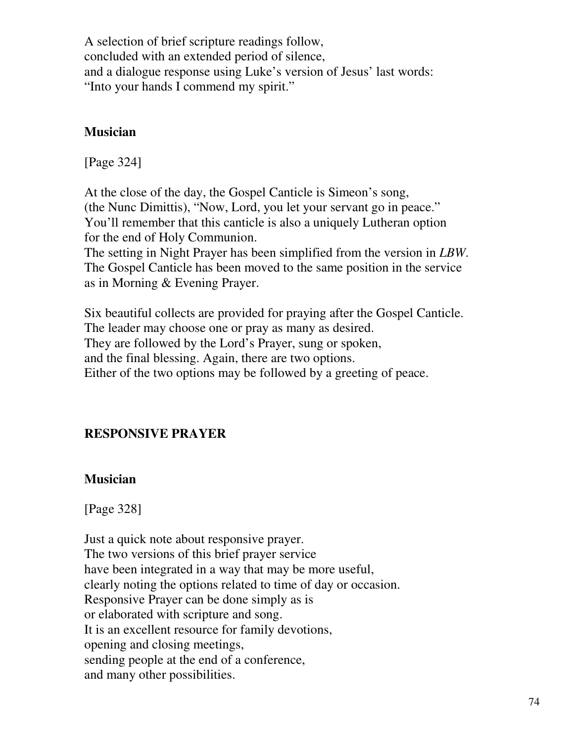A selection of brief scripture readings follow,
concluded with an extended period of silence,
and a dialogue response using Luke's version of Jesus' last words:
"Into your hands I commend my spirit."

**Musician**

[Page 324]

At the close of the day, the Gospel Canticle is Simeon's song,
(the Nunc Dimittis), "Now, Lord, you let your servant go in peace."
You'll remember that this canticle is also a uniquely Lutheran option
for the end of Holy Communion.
The setting in Night Prayer has been simplified from the version in *LBW*.
The Gospel Canticle has been moved to the same position in the service
as in Morning & Evening Prayer.

Six beautiful collects are provided for praying after the Gospel Canticle.
The leader may choose one or pray as many as desired.
They are followed by the Lord's Prayer, sung or spoken,
and the final blessing. Again, there are two options.
Either of the two options may be followed by a greeting of peace.

## RESPONSIVE PRAYER

**Musician**

[Page 328]

Just a quick note about responsive prayer.
The two versions of this brief prayer service
have been integrated in a way that may be more useful,
clearly noting the options related to time of day or occasion.
Responsive Prayer can be done simply as is
or elaborated with scripture and song.
It is an excellent resource for family devotions,
opening and closing meetings,
sending people at the end of a conference,
and many other possibilities.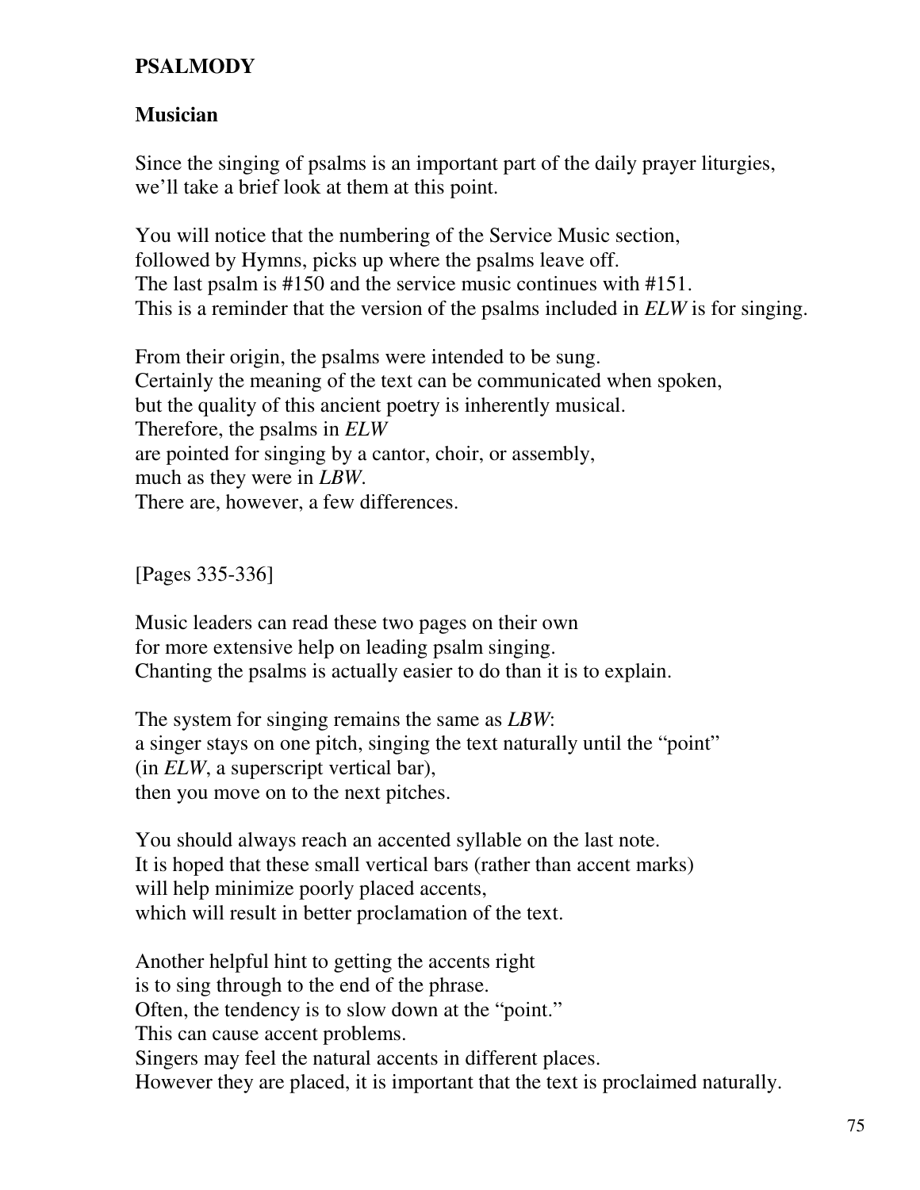**PSALMODY**

**Musician**

Since the singing of psalms is an important part of the daily prayer liturgies,
we'll take a brief look at them at this point.

You will notice that the numbering of the Service Music section,
followed by Hymns, picks up where the psalms leave off.
The last psalm is #150 and the service music continues with #151.
This is a reminder that the version of the psalms included in *ELW* is for singing.

From their origin, the psalms were intended to be sung.
Certainly the meaning of the text can be communicated when spoken,
but the quality of this ancient poetry is inherently musical.
Therefore, the psalms in *ELW*
are pointed for singing by a cantor, choir, or assembly,
much as they were in *LBW*.
There are, however, a few differences.

[Pages 335-336]

Music leaders can read these two pages on their own
for more extensive help on leading psalm singing.
Chanting the psalms is actually easier to do than it is to explain.

The system for singing remains the same as *LBW*:
a singer stays on one pitch, singing the text naturally until the "point"
(in *ELW*, a superscript vertical bar),
then you move on to the next pitches.

You should always reach an accented syllable on the last note.
It is hoped that these small vertical bars (rather than accent marks)
will help minimize poorly placed accents,
which will result in better proclamation of the text.

Another helpful hint to getting the accents right
is to sing through to the end of the phrase.
Often, the tendency is to slow down at the "point."
This can cause accent problems.
Singers may feel the natural accents in different places.
However they are placed, it is important that the text is proclaimed naturally.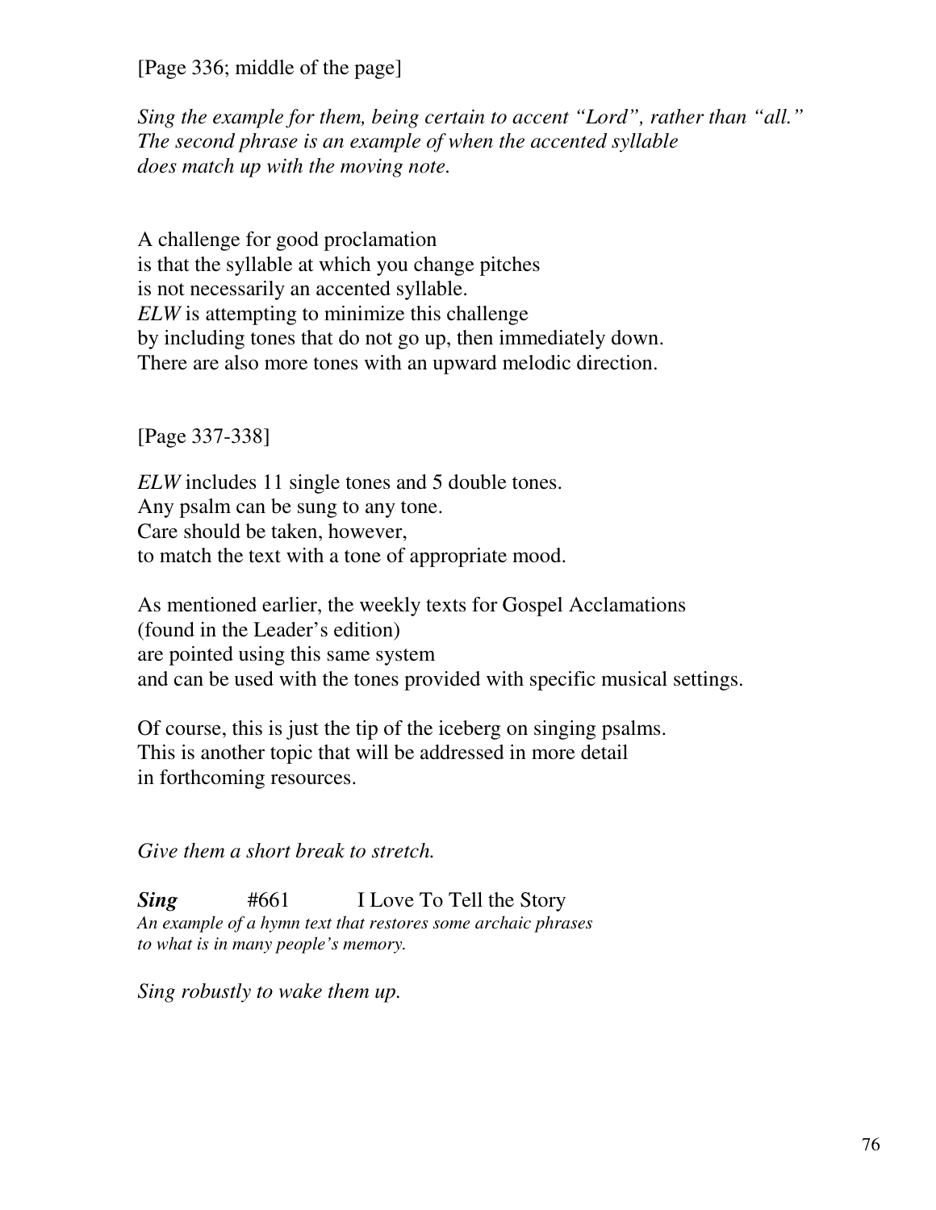[Page 336; middle of the page]

*Sing the example for them, being certain to accent "Lord", rather than "all."*
*The second phrase is an example of when the accented syllable*
*does match up with the moving note.*

A challenge for good proclamation
is that the syllable at which you change pitches
is not necessarily an accented syllable.
*ELW* is attempting to minimize this challenge
by including tones that do not go up, then immediately down.
There are also more tones with an upward melodic direction.

[Page 337-338]

*ELW* includes 11 single tones and 5 double tones.
Any psalm can be sung to any tone.
Care should be taken, however,
to match the text with a tone of appropriate mood.

As mentioned earlier, the weekly texts for Gospel Acclamations
(found in the Leader's edition)
are pointed using this same system
and can be used with the tones provided with specific musical settings.

Of course, this is just the tip of the iceberg on singing psalms.
This is another topic that will be addressed in more detail
in forthcoming resources.

*Give them a short break to stretch.*

***Sing*** #661 I Love To Tell the Story
*An example of a hymn text that restores some archaic phrases*
*to what is in many people's memory.*

*Sing robustly to wake them up.*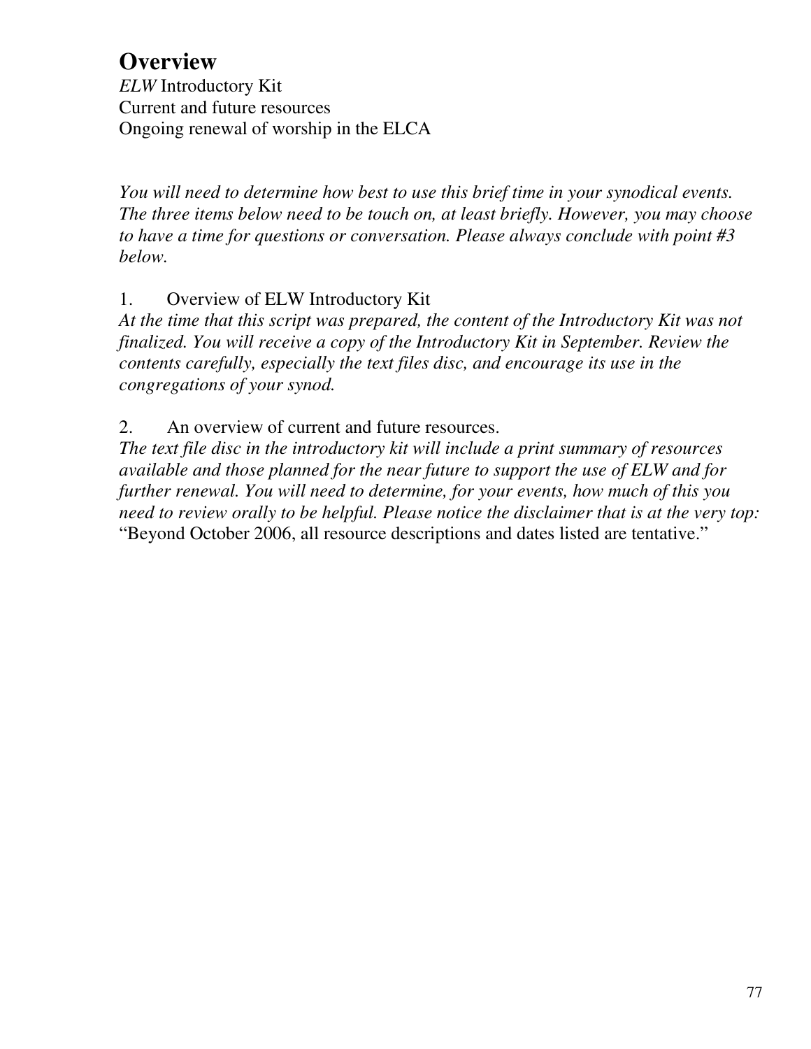# Overview

*ELW* Introductory Kit
Current and future resources
Ongoing renewal of worship in the ELCA

*You will need to determine how best to use this brief time in your synodical events. The three items below need to be touch on, at least briefly. However, you may choose to have a time for questions or conversation. Please always conclude with point #3 below.*

1. Overview of ELW Introductory Kit

*At the time that this script was prepared, the content of the Introductory Kit was not finalized. You will receive a copy of the Introductory Kit in September. Review the contents carefully, especially the text files disc, and encourage its use in the congregations of your synod.*

2. An overview of current and future resources.

*The text file disc in the introductory kit will include a print summary of resources available and those planned for the near future to support the use of ELW and for further renewal. You will need to determine, for your events, how much of this you need to review orally to be helpful. Please notice the disclaimer that is at the very top:* "Beyond October 2006, all resource descriptions and dates listed are tentative."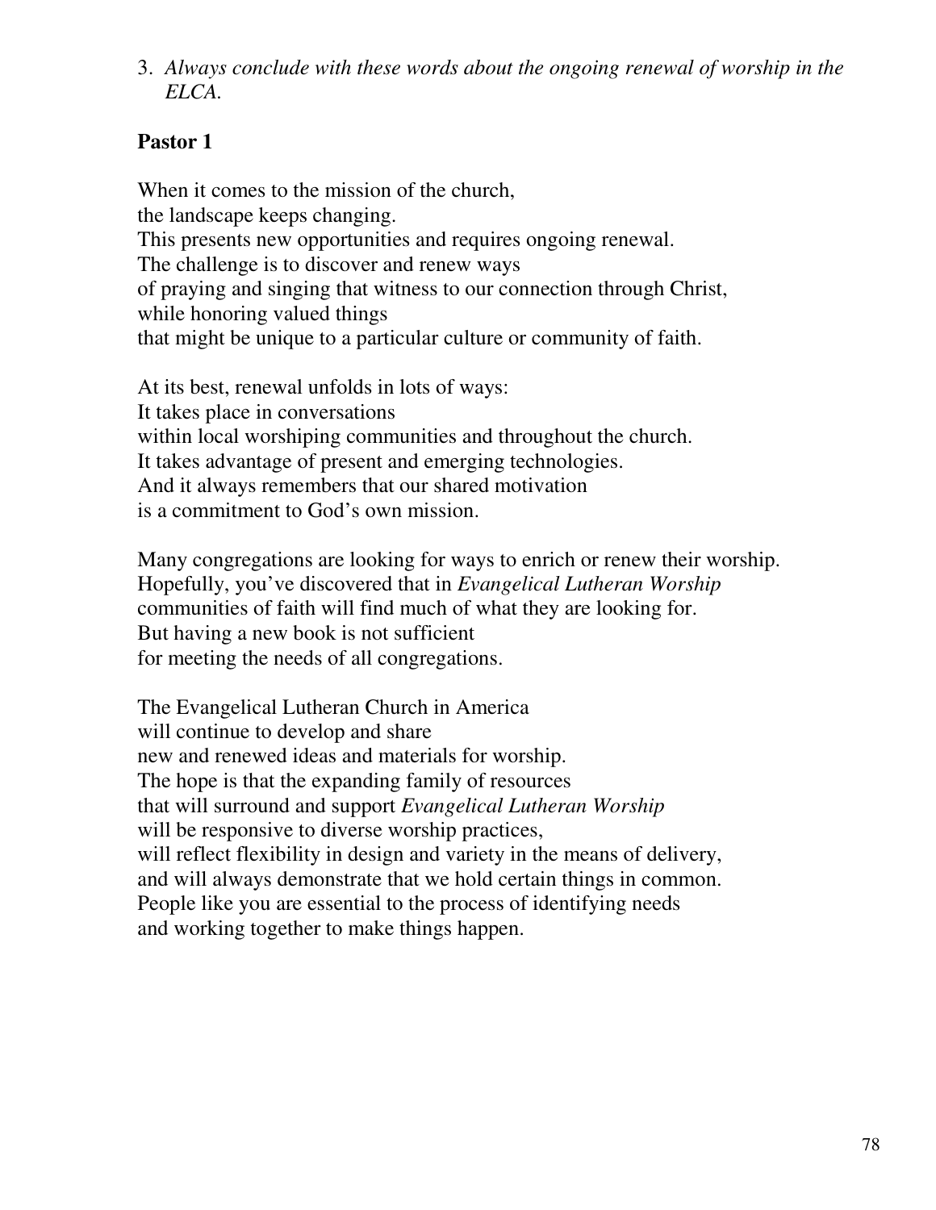3. *Always conclude with these words about the ongoing renewal of worship in the ELCA.*

**Pastor 1**

When it comes to the mission of the church,
the landscape keeps changing.
This presents new opportunities and requires ongoing renewal.
The challenge is to discover and renew ways
of praying and singing that witness to our connection through Christ,
while honoring valued things
that might be unique to a particular culture or community of faith.

At its best, renewal unfolds in lots of ways:
It takes place in conversations
within local worshiping communities and throughout the church.
It takes advantage of present and emerging technologies.
And it always remembers that our shared motivation
is a commitment to God's own mission.

Many congregations are looking for ways to enrich or renew their worship.
Hopefully, you've discovered that in *Evangelical Lutheran Worship*
communities of faith will find much of what they are looking for.
But having a new book is not sufficient
for meeting the needs of all congregations.

The Evangelical Lutheran Church in America
will continue to develop and share
new and renewed ideas and materials for worship.
The hope is that the expanding family of resources
that will surround and support *Evangelical Lutheran Worship*
will be responsive to diverse worship practices,
will reflect flexibility in design and variety in the means of delivery,
and will always demonstrate that we hold certain things in common.
People like you are essential to the process of identifying needs
and working together to make things happen.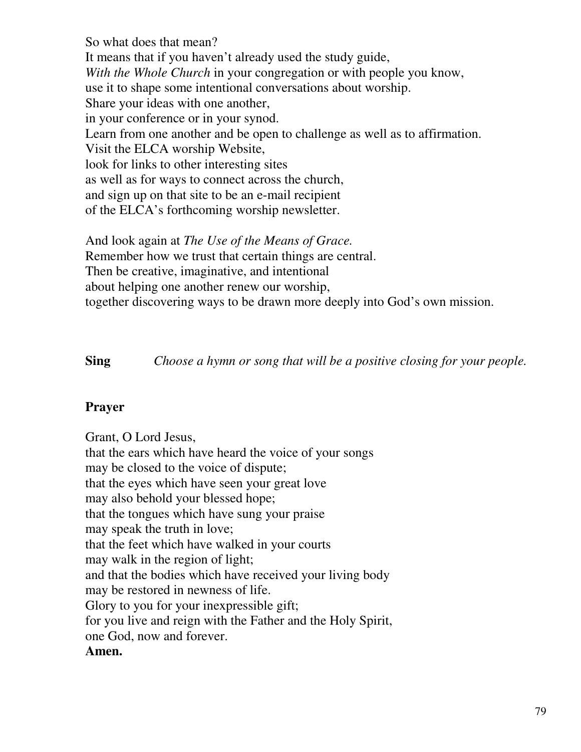So what does that mean?  
It means that if you haven't already used the study guide,  
*With the Whole Church* in your congregation or with people you know,  
use it to shape some intentional conversations about worship.  
Share your ideas with one another,  
in your conference or in your synod.  
Learn from one another and be open to challenge as well as to affirmation.  
Visit the ELCA worship Website,  
look for links to other interesting sites  
as well as for ways to connect across the church,  
and sign up on that site to be an e-mail recipient  
of the ELCA's forthcoming worship newsletter.

And look again at *The Use of the Means of Grace.*  
Remember how we trust that certain things are central.  
Then be creative, imaginative, and intentional  
about helping one another renew our worship,  
together discovering ways to be drawn more deeply into God's own mission.

**Sing** *Choose a hymn or song that will be a positive closing for your people.*

**Prayer**

Grant, O Lord Jesus,  
that the ears which have heard the voice of your songs  
may be closed to the voice of dispute;  
that the eyes which have seen your great love  
may also behold your blessed hope;  
that the tongues which have sung your praise  
may speak the truth in love;  
that the feet which have walked in your courts  
may walk in the region of light;  
and that the bodies which have received your living body  
may be restored in newness of life.  
Glory to you for your inexpressible gift;  
for you live and reign with the Father and the Holy Spirit,  
one God, now and forever.  
**Amen.**